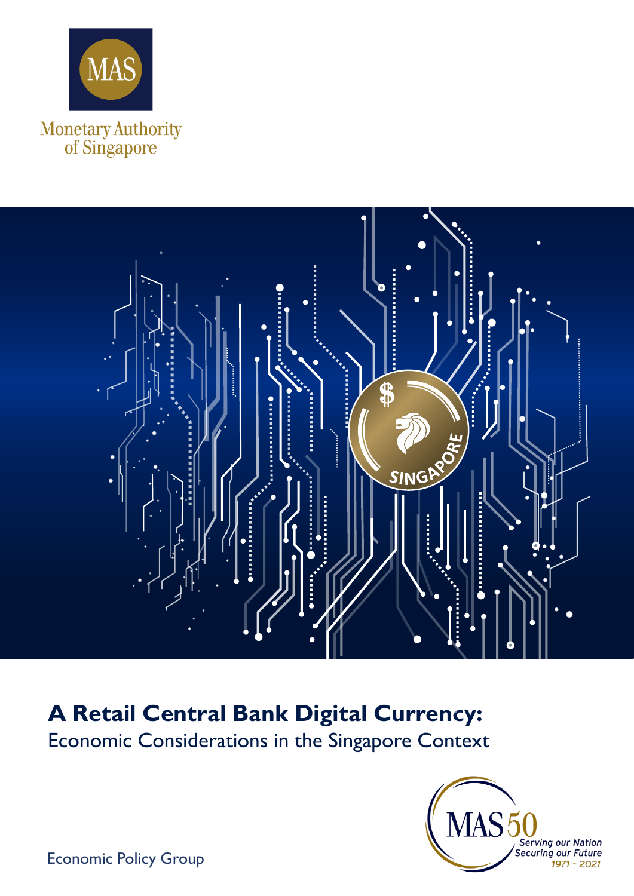MAS

Monetary Authority of Singapore

# A Retail Central Bank Digital Currency:

## Economic Considerations in the Singapore Context

Economic Policy Group

MAS 50 Serving our Nation Securing our Future 1971 - 2021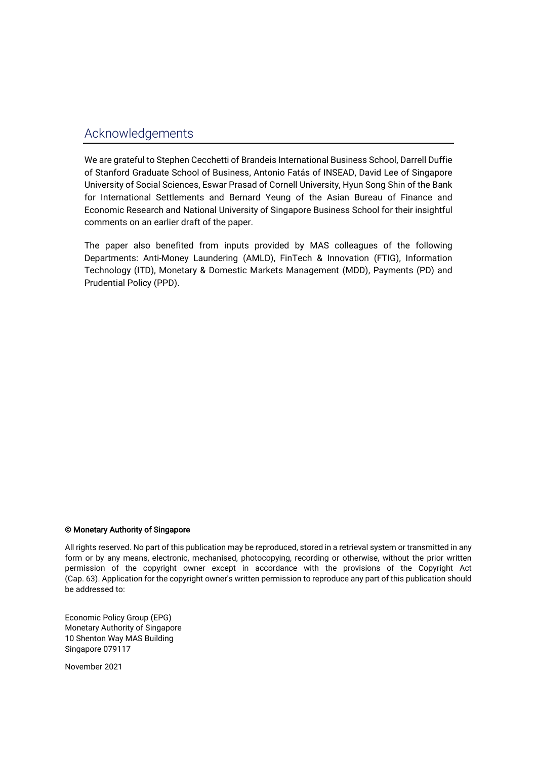## Acknowledgements

We are grateful to Stephen Cecchetti of Brandeis International Business School, Darrell Duffie of Stanford Graduate School of Business, Antonio Fatás of INSEAD, David Lee of Singapore University of Social Sciences, Eswar Prasad of Cornell University, Hyun Song Shin of the Bank for International Settlements and Bernard Yeung of the Asian Bureau of Finance and Economic Research and National University of Singapore Business School for their insightful comments on an earlier draft of the paper.

The paper also benefited from inputs provided by MAS colleagues of the following Departments: Anti-Money Laundering (AMLD), FinTech & Innovation (FTIG), Information Technology (ITD), Monetary & Domestic Markets Management (MDD), Payments (PD) and Prudential Policy (PPD).

**© Monetary Authority of Singapore**

All rights reserved. No part of this publication may be reproduced, stored in a retrieval system or transmitted in any form or by any means, electronic, mechanised, photocopying, recording or otherwise, without the prior written permission of the copyright owner except in accordance with the provisions of the Copyright Act (Cap. 63). Application for the copyright owner's written permission to reproduce any part of this publication should be addressed to:

Economic Policy Group (EPG)
Monetary Authority of Singapore
10 Shenton Way MAS Building
Singapore 079117

November 2021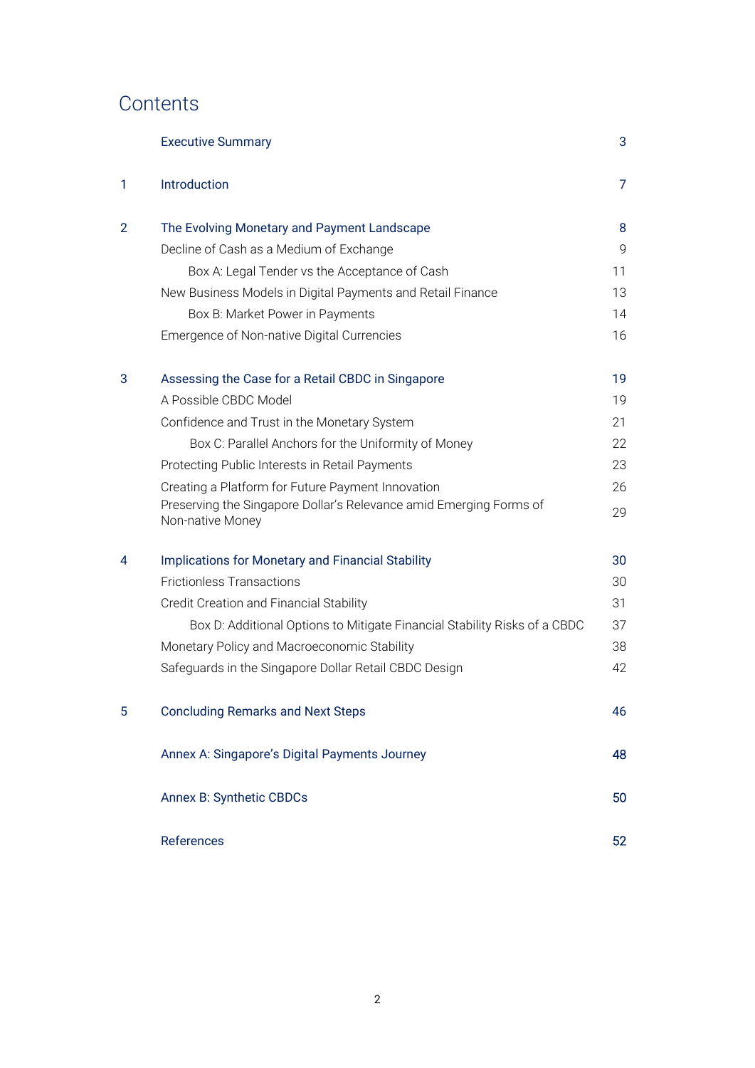# Contents

| | | |
|---|---|---|
| | Executive Summary | 3 |
| 1 | Introduction | 7 |
| 2 | The Evolving Monetary and Payment Landscape | 8 |
| | Decline of Cash as a Medium of Exchange | 9 |
| | Box A: Legal Tender vs the Acceptance of Cash | 11 |
| | New Business Models in Digital Payments and Retail Finance | 13 |
| | Box B: Market Power in Payments | 14 |
| | Emergence of Non-native Digital Currencies | 16 |
| 3 | Assessing the Case for a Retail CBDC in Singapore | 19 |
| | A Possible CBDC Model | 19 |
| | Confidence and Trust in the Monetary System | 21 |
| | Box C: Parallel Anchors for the Uniformity of Money | 22 |
| | Protecting Public Interests in Retail Payments | 23 |
| | Creating a Platform for Future Payment Innovation | 26 |
| | Preserving the Singapore Dollar's Relevance amid Emerging Forms of Non-native Money | 29 |
| 4 | Implications for Monetary and Financial Stability | 30 |
| | Frictionless Transactions | 30 |
| | Credit Creation and Financial Stability | 31 |
| | Box D: Additional Options to Mitigate Financial Stability Risks of a CBDC | 37 |
| | Monetary Policy and Macroeconomic Stability | 38 |
| | Safeguards in the Singapore Dollar Retail CBDC Design | 42 |
| 5 | Concluding Remarks and Next Steps | 46 |
| | Annex A: Singapore's Digital Payments Journey | 48 |
| | Annex B: Synthetic CBDCs | 50 |
| | References | 52 |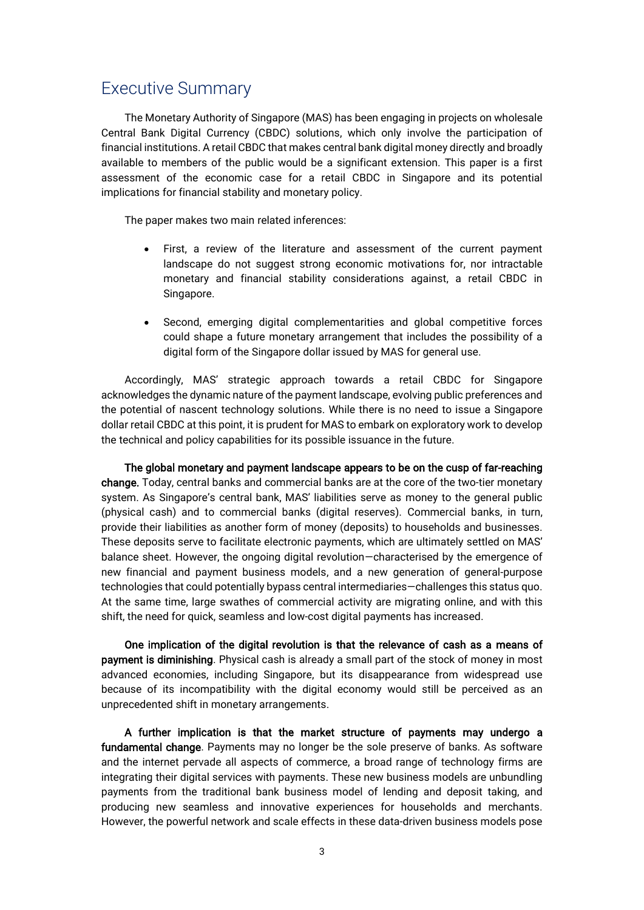# Executive Summary

The Monetary Authority of Singapore (MAS) has been engaging in projects on wholesale Central Bank Digital Currency (CBDC) solutions, which only involve the participation of financial institutions. A retail CBDC that makes central bank digital money directly and broadly available to members of the public would be a significant extension. This paper is a first assessment of the economic case for a retail CBDC in Singapore and its potential implications for financial stability and monetary policy.

The paper makes two main related inferences:

- First, a review of the literature and assessment of the current payment landscape do not suggest strong economic motivations for, nor intractable monetary and financial stability considerations against, a retail CBDC in Singapore.
- Second, emerging digital complementarities and global competitive forces could shape a future monetary arrangement that includes the possibility of a digital form of the Singapore dollar issued by MAS for general use.

Accordingly, MAS' strategic approach towards a retail CBDC for Singapore acknowledges the dynamic nature of the payment landscape, evolving public preferences and the potential of nascent technology solutions. While there is no need to issue a Singapore dollar retail CBDC at this point, it is prudent for MAS to embark on exploratory work to develop the technical and policy capabilities for its possible issuance in the future.

**The global monetary and payment landscape appears to be on the cusp of far-reaching change.** Today, central banks and commercial banks are at the core of the two-tier monetary system. As Singapore's central bank, MAS' liabilities serve as money to the general public (physical cash) and to commercial banks (digital reserves). Commercial banks, in turn, provide their liabilities as another form of money (deposits) to households and businesses. These deposits serve to facilitate electronic payments, which are ultimately settled on MAS' balance sheet. However, the ongoing digital revolution—characterised by the emergence of new financial and payment business models, and a new generation of general-purpose technologies that could potentially bypass central intermediaries—challenges this status quo. At the same time, large swathes of commercial activity are migrating online, and with this shift, the need for quick, seamless and low-cost digital payments has increased.

**One implication of the digital revolution is that the relevance of cash as a means of payment is diminishing**. Physical cash is already a small part of the stock of money in most advanced economies, including Singapore, but its disappearance from widespread use because of its incompatibility with the digital economy would still be perceived as an unprecedented shift in monetary arrangements.

**A further implication is that the market structure of payments may undergo a fundamental change**. Payments may no longer be the sole preserve of banks. As software and the internet pervade all aspects of commerce, a broad range of technology firms are integrating their digital services with payments. These new business models are unbundling payments from the traditional bank business model of lending and deposit taking, and producing new seamless and innovative experiences for households and merchants. However, the powerful network and scale effects in these data-driven business models pose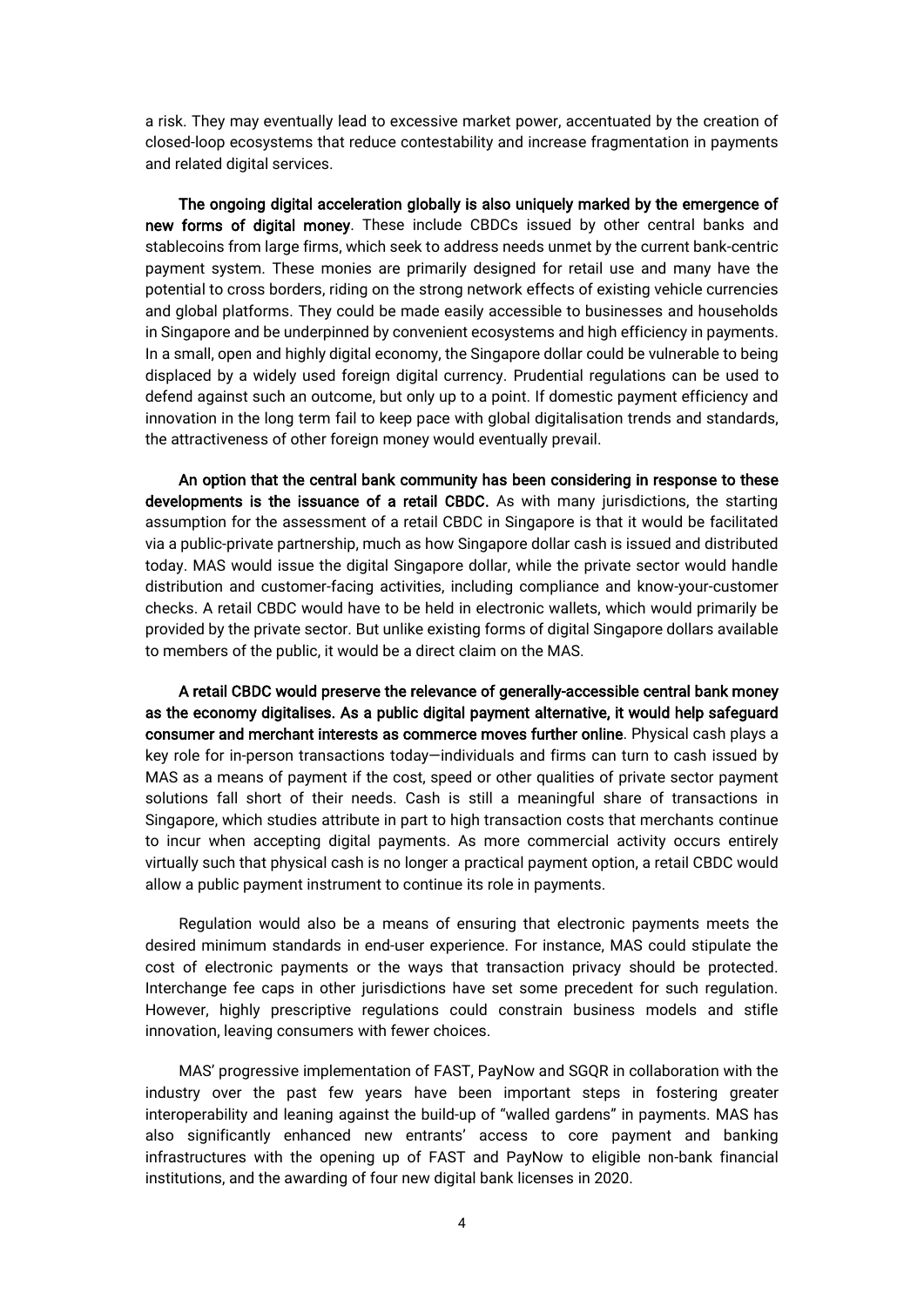a risk. They may eventually lead to excessive market power, accentuated by the creation of closed-loop ecosystems that reduce contestability and increase fragmentation in payments and related digital services.

**The ongoing digital acceleration globally is also uniquely marked by the emergence of new forms of digital money**. These include CBDCs issued by other central banks and stablecoins from large firms, which seek to address needs unmet by the current bank-centric payment system. These monies are primarily designed for retail use and many have the potential to cross borders, riding on the strong network effects of existing vehicle currencies and global platforms. They could be made easily accessible to businesses and households in Singapore and be underpinned by convenient ecosystems and high efficiency in payments. In a small, open and highly digital economy, the Singapore dollar could be vulnerable to being displaced by a widely used foreign digital currency. Prudential regulations can be used to defend against such an outcome, but only up to a point. If domestic payment efficiency and innovation in the long term fail to keep pace with global digitalisation trends and standards, the attractiveness of other foreign money would eventually prevail.

**An option that the central bank community has been considering in response to these developments is the issuance of a retail CBDC.** As with many jurisdictions, the starting assumption for the assessment of a retail CBDC in Singapore is that it would be facilitated via a public-private partnership, much as how Singapore dollar cash is issued and distributed today. MAS would issue the digital Singapore dollar, while the private sector would handle distribution and customer-facing activities, including compliance and know-your-customer checks. A retail CBDC would have to be held in electronic wallets, which would primarily be provided by the private sector. But unlike existing forms of digital Singapore dollars available to members of the public, it would be a direct claim on the MAS.

**A retail CBDC would preserve the relevance of generally-accessible central bank money as the economy digitalises. As a public digital payment alternative, it would help safeguard consumer and merchant interests as commerce moves further online**. Physical cash plays a key role for in-person transactions today—individuals and firms can turn to cash issued by MAS as a means of payment if the cost, speed or other qualities of private sector payment solutions fall short of their needs. Cash is still a meaningful share of transactions in Singapore, which studies attribute in part to high transaction costs that merchants continue to incur when accepting digital payments. As more commercial activity occurs entirely virtually such that physical cash is no longer a practical payment option, a retail CBDC would allow a public payment instrument to continue its role in payments.

Regulation would also be a means of ensuring that electronic payments meets the desired minimum standards in end-user experience. For instance, MAS could stipulate the cost of electronic payments or the ways that transaction privacy should be protected. Interchange fee caps in other jurisdictions have set some precedent for such regulation. However, highly prescriptive regulations could constrain business models and stifle innovation, leaving consumers with fewer choices.

MAS' progressive implementation of FAST, PayNow and SGQR in collaboration with the industry over the past few years have been important steps in fostering greater interoperability and leaning against the build-up of "walled gardens" in payments. MAS has also significantly enhanced new entrants' access to core payment and banking infrastructures with the opening up of FAST and PayNow to eligible non-bank financial institutions, and the awarding of four new digital bank licenses in 2020.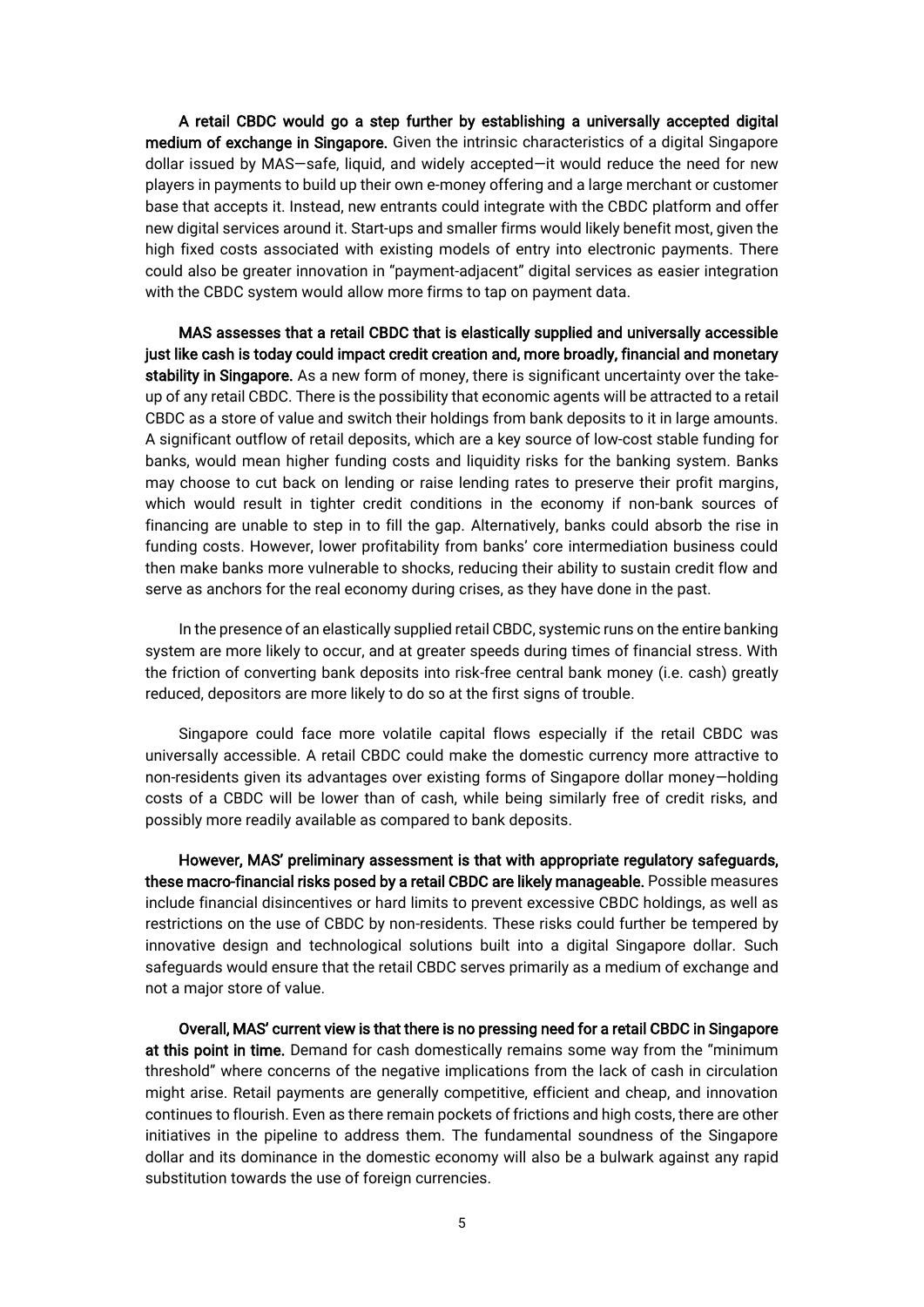**A retail CBDC would go a step further by establishing a universally accepted digital medium of exchange in Singapore.** Given the intrinsic characteristics of a digital Singapore dollar issued by MAS—safe, liquid, and widely accepted—it would reduce the need for new players in payments to build up their own e-money offering and a large merchant or customer base that accepts it. Instead, new entrants could integrate with the CBDC platform and offer new digital services around it. Start-ups and smaller firms would likely benefit most, given the high fixed costs associated with existing models of entry into electronic payments. There could also be greater innovation in "payment-adjacent" digital services as easier integration with the CBDC system would allow more firms to tap on payment data.

**MAS assesses that a retail CBDC that is elastically supplied and universally accessible just like cash is today could impact credit creation and, more broadly, financial and monetary stability in Singapore.** As a new form of money, there is significant uncertainty over the take-up of any retail CBDC. There is the possibility that economic agents will be attracted to a retail CBDC as a store of value and switch their holdings from bank deposits to it in large amounts. A significant outflow of retail deposits, which are a key source of low-cost stable funding for banks, would mean higher funding costs and liquidity risks for the banking system. Banks may choose to cut back on lending or raise lending rates to preserve their profit margins, which would result in tighter credit conditions in the economy if non-bank sources of financing are unable to step in to fill the gap. Alternatively, banks could absorb the rise in funding costs. However, lower profitability from banks' core intermediation business could then make banks more vulnerable to shocks, reducing their ability to sustain credit flow and serve as anchors for the real economy during crises, as they have done in the past.

In the presence of an elastically supplied retail CBDC, systemic runs on the entire banking system are more likely to occur, and at greater speeds during times of financial stress. With the friction of converting bank deposits into risk-free central bank money (i.e. cash) greatly reduced, depositors are more likely to do so at the first signs of trouble.

Singapore could face more volatile capital flows especially if the retail CBDC was universally accessible. A retail CBDC could make the domestic currency more attractive to non-residents given its advantages over existing forms of Singapore dollar money—holding costs of a CBDC will be lower than of cash, while being similarly free of credit risks, and possibly more readily available as compared to bank deposits.

**However, MAS' preliminary assessment is that with appropriate regulatory safeguards, these macro-financial risks posed by a retail CBDC are likely manageable.** Possible measures include financial disincentives or hard limits to prevent excessive CBDC holdings, as well as restrictions on the use of CBDC by non-residents. These risks could further be tempered by innovative design and technological solutions built into a digital Singapore dollar. Such safeguards would ensure that the retail CBDC serves primarily as a medium of exchange and not a major store of value.

**Overall, MAS' current view is that there is no pressing need for a retail CBDC in Singapore at this point in time.** Demand for cash domestically remains some way from the "minimum threshold" where concerns of the negative implications from the lack of cash in circulation might arise. Retail payments are generally competitive, efficient and cheap, and innovation continues to flourish. Even as there remain pockets of frictions and high costs, there are other initiatives in the pipeline to address them. The fundamental soundness of the Singapore dollar and its dominance in the domestic economy will also be a bulwark against any rapid substitution towards the use of foreign currencies.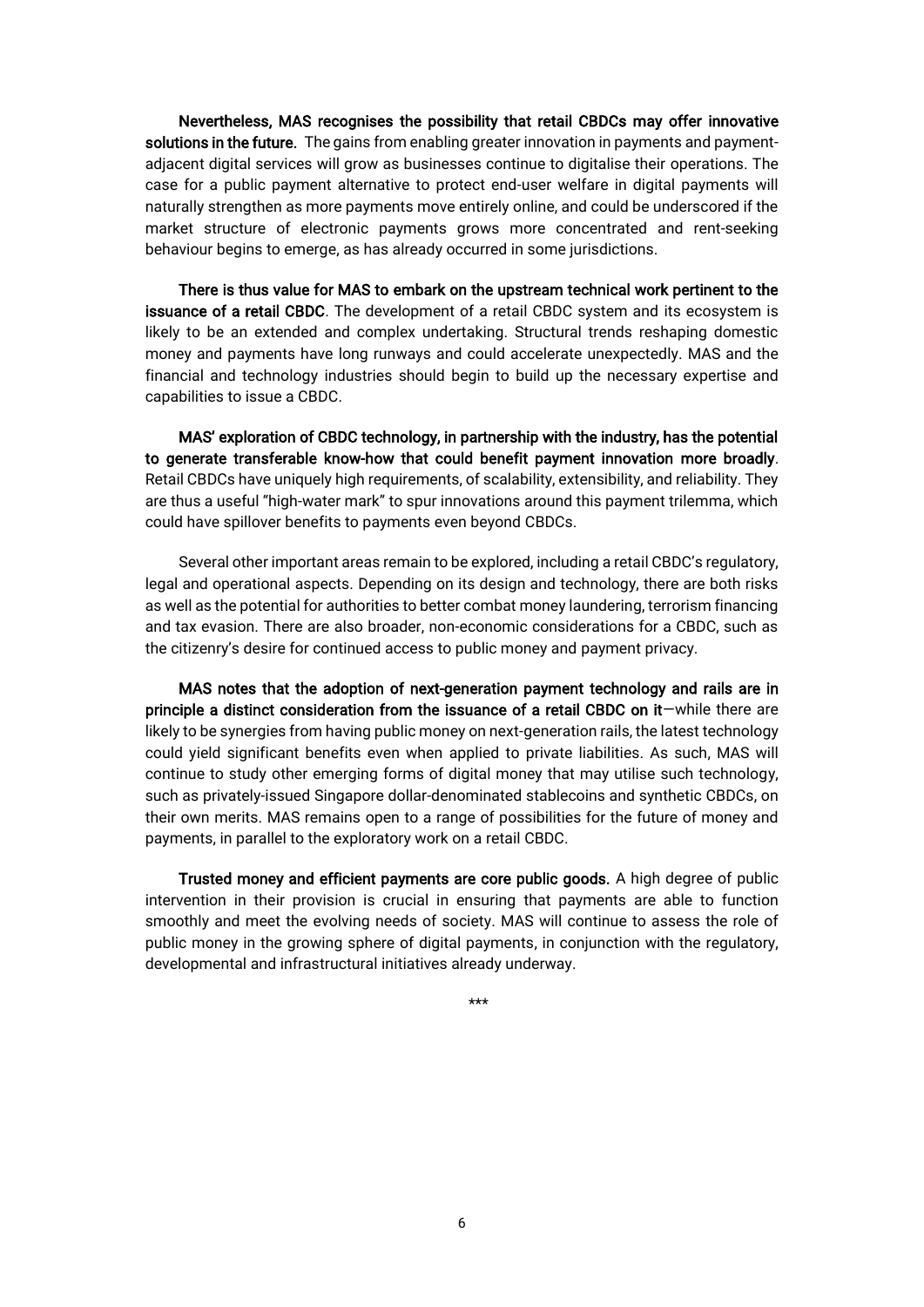**Nevertheless, MAS recognises the possibility that retail CBDCs may offer innovative solutions in the future.** The gains from enabling greater innovation in payments and payment-adjacent digital services will grow as businesses continue to digitalise their operations. The case for a public payment alternative to protect end-user welfare in digital payments will naturally strengthen as more payments move entirely online, and could be underscored if the market structure of electronic payments grows more concentrated and rent-seeking behaviour begins to emerge, as has already occurred in some jurisdictions.

**There is thus value for MAS to embark on the upstream technical work pertinent to the issuance of a retail CBDC**. The development of a retail CBDC system and its ecosystem is likely to be an extended and complex undertaking. Structural trends reshaping domestic money and payments have long runways and could accelerate unexpectedly. MAS and the financial and technology industries should begin to build up the necessary expertise and capabilities to issue a CBDC.

**MAS' exploration of CBDC technology, in partnership with the industry, has the potential to generate transferable know-how that could benefit payment innovation more broadly**. Retail CBDCs have uniquely high requirements, of scalability, extensibility, and reliability. They are thus a useful "high-water mark" to spur innovations around this payment trilemma, which could have spillover benefits to payments even beyond CBDCs.

Several other important areas remain to be explored, including a retail CBDC's regulatory, legal and operational aspects. Depending on its design and technology, there are both risks as well as the potential for authorities to better combat money laundering, terrorism financing and tax evasion. There are also broader, non-economic considerations for a CBDC, such as the citizenry's desire for continued access to public money and payment privacy.

**MAS notes that the adoption of next-generation payment technology and rails are in principle a distinct consideration from the issuance of a retail CBDC on it**—while there are likely to be synergies from having public money on next-generation rails, the latest technology could yield significant benefits even when applied to private liabilities. As such, MAS will continue to study other emerging forms of digital money that may utilise such technology, such as privately-issued Singapore dollar-denominated stablecoins and synthetic CBDCs, on their own merits. MAS remains open to a range of possibilities for the future of money and payments, in parallel to the exploratory work on a retail CBDC.

**Trusted money and efficient payments are core public goods.** A high degree of public intervention in their provision is crucial in ensuring that payments are able to function smoothly and meet the evolving needs of society. MAS will continue to assess the role of public money in the growing sphere of digital payments, in conjunction with the regulatory, developmental and infrastructural initiatives already underway.

***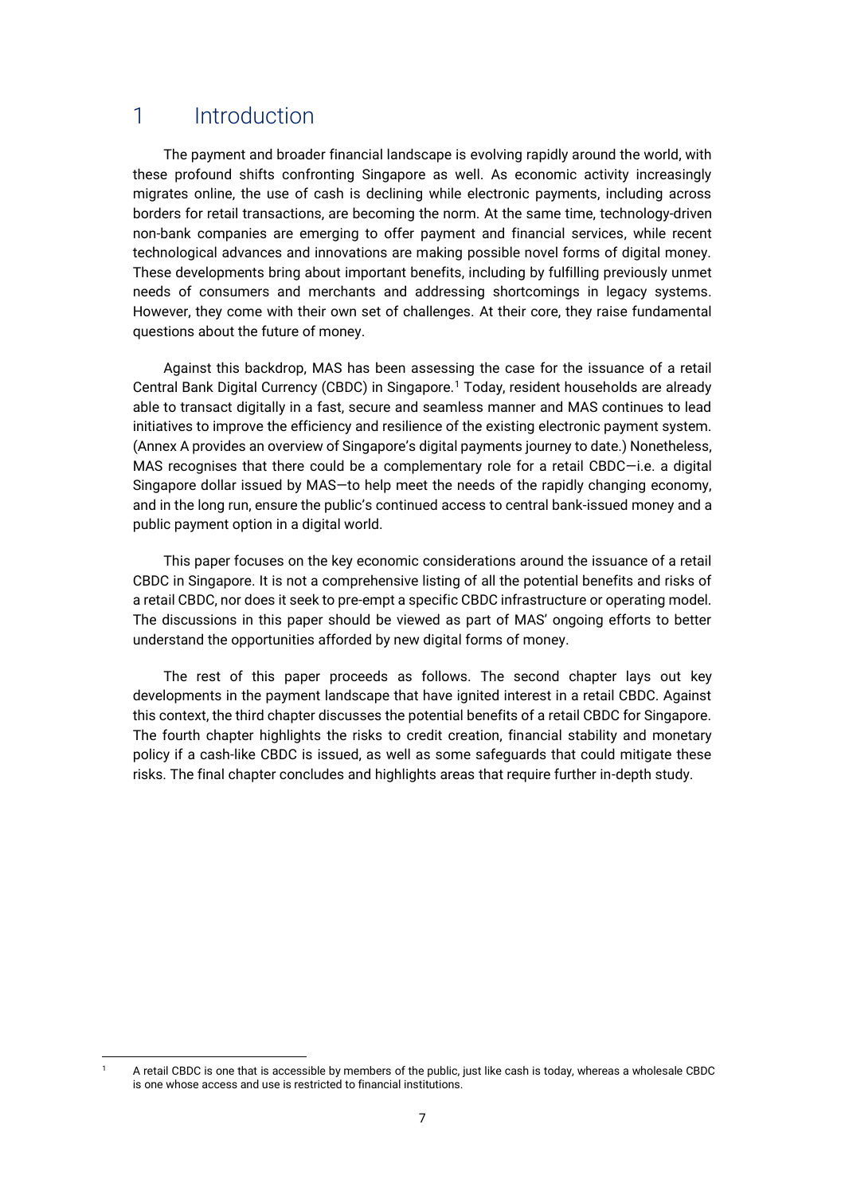# 1 Introduction

The payment and broader financial landscape is evolving rapidly around the world, with these profound shifts confronting Singapore as well. As economic activity increasingly migrates online, the use of cash is declining while electronic payments, including across borders for retail transactions, are becoming the norm. At the same time, technology-driven non-bank companies are emerging to offer payment and financial services, while recent technological advances and innovations are making possible novel forms of digital money. These developments bring about important benefits, including by fulfilling previously unmet needs of consumers and merchants and addressing shortcomings in legacy systems. However, they come with their own set of challenges. At their core, they raise fundamental questions about the future of money.

Against this backdrop, MAS has been assessing the case for the issuance of a retail Central Bank Digital Currency (CBDC) in Singapore.[1] Today, resident households are already able to transact digitally in a fast, secure and seamless manner and MAS continues to lead initiatives to improve the efficiency and resilience of the existing electronic payment system. (Annex A provides an overview of Singapore's digital payments journey to date.) Nonetheless, MAS recognises that there could be a complementary role for a retail CBDC—i.e. a digital Singapore dollar issued by MAS—to help meet the needs of the rapidly changing economy, and in the long run, ensure the public's continued access to central bank-issued money and a public payment option in a digital world.

This paper focuses on the key economic considerations around the issuance of a retail CBDC in Singapore. It is not a comprehensive listing of all the potential benefits and risks of a retail CBDC, nor does it seek to pre-empt a specific CBDC infrastructure or operating model. The discussions in this paper should be viewed as part of MAS' ongoing efforts to better understand the opportunities afforded by new digital forms of money.

The rest of this paper proceeds as follows. The second chapter lays out key developments in the payment landscape that have ignited interest in a retail CBDC. Against this context, the third chapter discusses the potential benefits of a retail CBDC for Singapore. The fourth chapter highlights the risks to credit creation, financial stability and monetary policy if a cash-like CBDC is issued, as well as some safeguards that could mitigate these risks. The final chapter concludes and highlights areas that require further in-depth study.

---

[1] A retail CBDC is one that is accessible by members of the public, just like cash is today, whereas a wholesale CBDC is one whose access and use is restricted to financial institutions.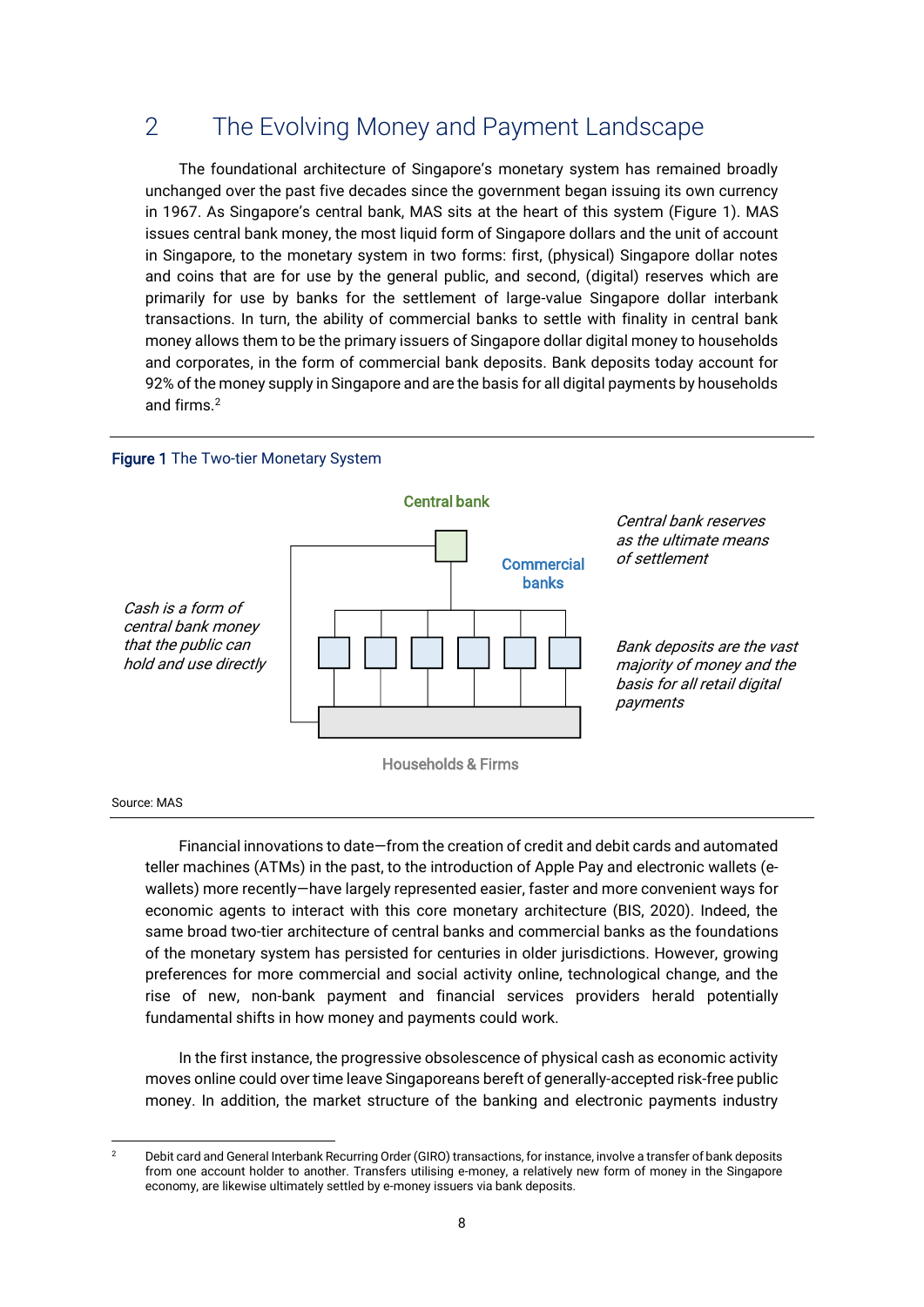## 2 The Evolving Money and Payment Landscape

The foundational architecture of Singapore's monetary system has remained broadly unchanged over the past five decades since the government began issuing its own currency in 1967. As Singapore's central bank, MAS sits at the heart of this system (Figure 1). MAS issues central bank money, the most liquid form of Singapore dollars and the unit of account in Singapore, to the monetary system in two forms: first, (physical) Singapore dollar notes and coins that are for use by the general public, and second, (digital) reserves which are primarily for use by banks for the settlement of large-value Singapore dollar interbank transactions. In turn, the ability of commercial banks to settle with finality in central bank money allows them to be the primary issuers of Singapore dollar digital money to households and corporates, in the form of commercial bank deposits. Bank deposits today account for 92% of the money supply in Singapore and are the basis for all digital payments by households and firms.[2]

**Figure 1** The Two-tier Monetary System

Central bank

Commercial banks

Households & Firms

*Cash is a form of central bank money that the public can hold and use directly*

*Central bank reserves as the ultimate means of settlement*

*Bank deposits are the vast majority of money and the basis for all retail digital payments*

Source: MAS

Financial innovations to date—from the creation of credit and debit cards and automated teller machines (ATMs) in the past, to the introduction of Apple Pay and electronic wallets (e-wallets) more recently—have largely represented easier, faster and more convenient ways for economic agents to interact with this core monetary architecture (BIS, 2020). Indeed, the same broad two-tier architecture of central banks and commercial banks as the foundations of the monetary system has persisted for centuries in older jurisdictions. However, growing preferences for more commercial and social activity online, technological change, and the rise of new, non-bank payment and financial services providers herald potentially fundamental shifts in how money and payments could work.

In the first instance, the progressive obsolescence of physical cash as economic activity moves online could over time leave Singaporeans bereft of generally-accepted risk-free public money. In addition, the market structure of the banking and electronic payments industry

[2] Debit card and General Interbank Recurring Order (GIRO) transactions, for instance, involve a transfer of bank deposits from one account holder to another. Transfers utilising e-money, a relatively new form of money in the Singapore economy, are likewise ultimately settled by e-money issuers via bank deposits.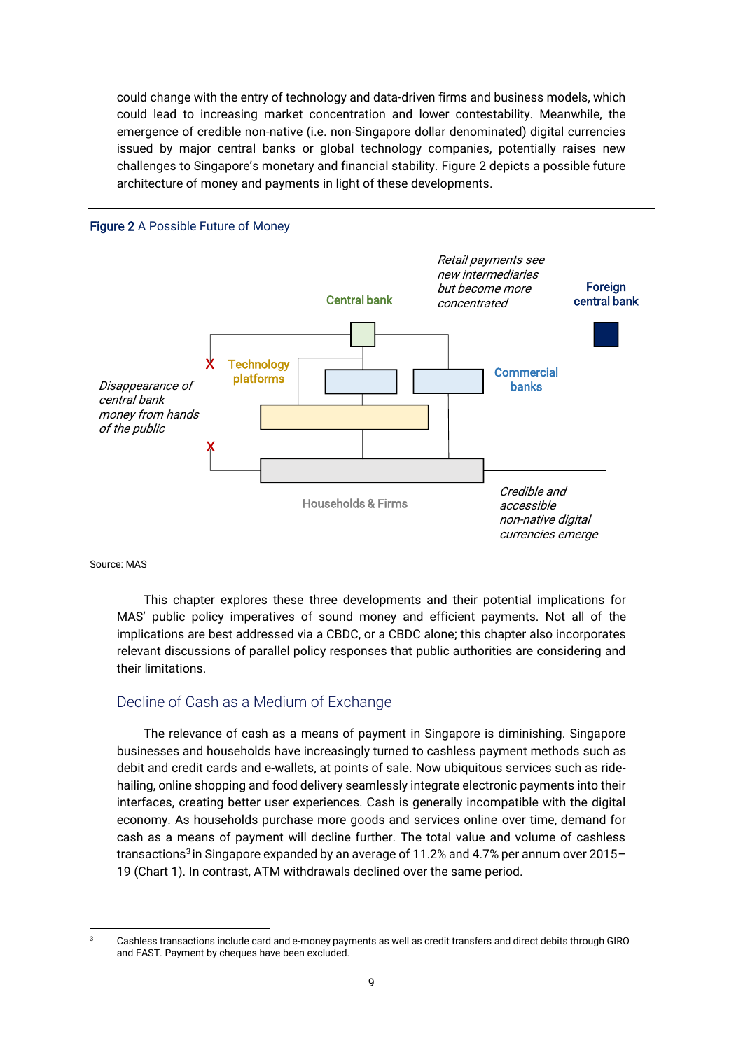could change with the entry of technology and data-driven firms and business models, which could lead to increasing market concentration and lower contestability. Meanwhile, the emergence of credible non-native (i.e. non-Singapore dollar denominated) digital currencies issued by major central banks or global technology companies, potentially raises new challenges to Singapore's monetary and financial stability. Figure 2 depicts a possible future architecture of money and payments in light of these developments.

**Figure 2** A Possible Future of Money

Central bank

Retail payments see new intermediaries but become more concentrated

Foreign central bank

Technology platforms

Commercial banks

Disappearance of central bank money from hands of the public

Households & Firms

Credible and accessible non-native digital currencies emerge

Source: MAS

This chapter explores these three developments and their potential implications for MAS' public policy imperatives of sound money and efficient payments. Not all of the implications are best addressed via a CBDC, or a CBDC alone; this chapter also incorporates relevant discussions of parallel policy responses that public authorities are considering and their limitations.

## Decline of Cash as a Medium of Exchange

The relevance of cash as a means of payment in Singapore is diminishing. Singapore businesses and households have increasingly turned to cashless payment methods such as debit and credit cards and e-wallets, at points of sale. Now ubiquitous services such as ride-hailing, online shopping and food delivery seamlessly integrate electronic payments into their interfaces, creating better user experiences. Cash is generally incompatible with the digital economy. As households purchase more goods and services online over time, demand for cash as a means of payment will decline further. The total value and volume of cashless transactions[3] in Singapore expanded by an average of 11.2% and 4.7% per annum over 2015–19 (Chart 1). In contrast, ATM withdrawals declined over the same period.

[3] Cashless transactions include card and e-money payments as well as credit transfers and direct debits through GIRO and FAST. Payment by cheques have been excluded.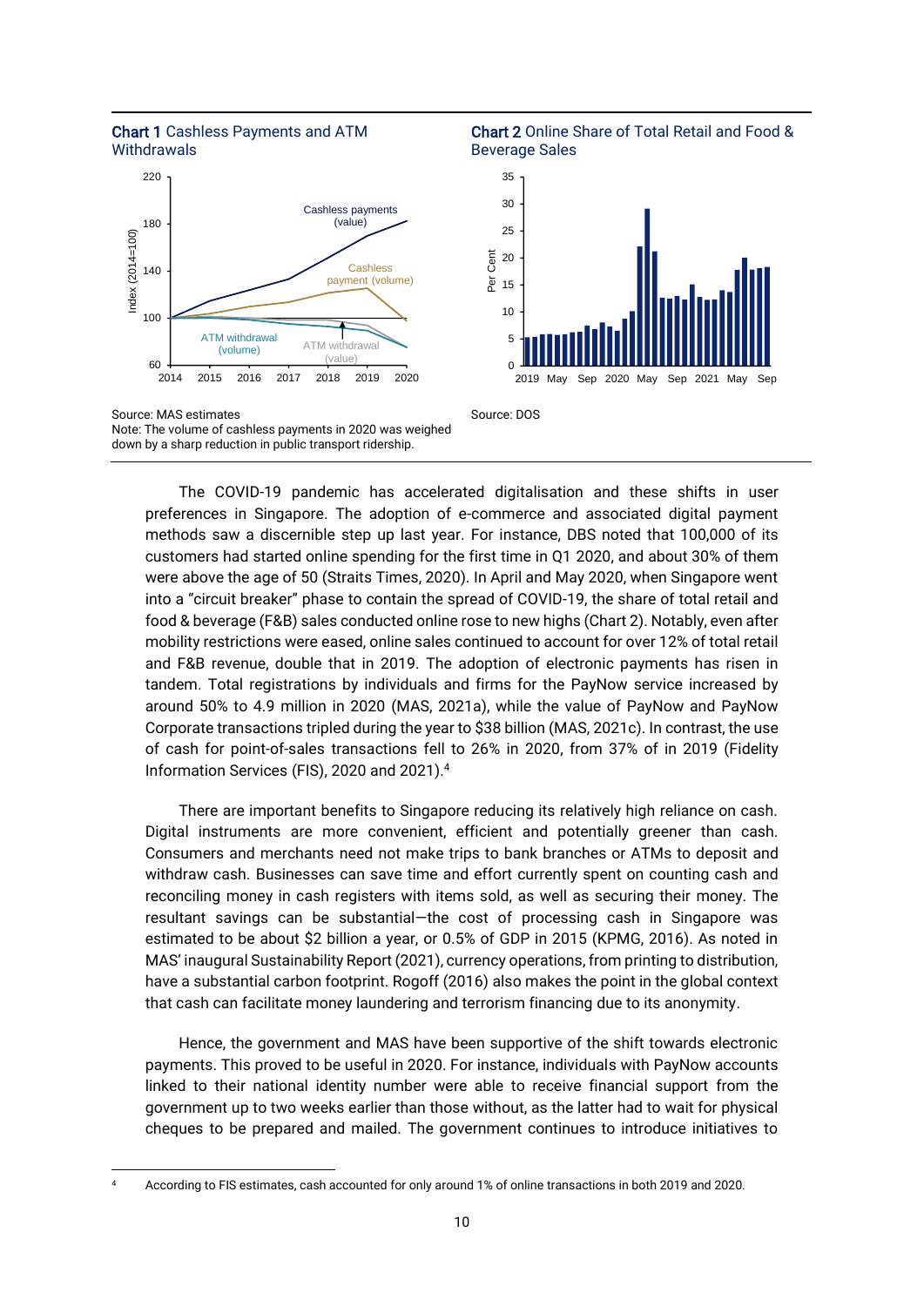**Chart 1** Cashless Payments and ATM Withdrawals

Source: MAS estimates
Note: The volume of cashless payments in 2020 was weighed down by a sharp reduction in public transport ridership.

**Chart 2** Online Share of Total Retail and Food & Beverage Sales

Source: DOS

The COVID-19 pandemic has accelerated digitalisation and these shifts in user preferences in Singapore. The adoption of e-commerce and associated digital payment methods saw a discernible step up last year. For instance, DBS noted that 100,000 of its customers had started online spending for the first time in Q1 2020, and about 30% of them were above the age of 50 (Straits Times, 2020). In April and May 2020, when Singapore went into a "circuit breaker" phase to contain the spread of COVID-19, the share of total retail and food & beverage (F&B) sales conducted online rose to new highs (Chart 2). Notably, even after mobility restrictions were eased, online sales continued to account for over 12% of total retail and F&B revenue, double that in 2019. The adoption of electronic payments has risen in tandem. Total registrations by individuals and firms for the PayNow service increased by around 50% to 4.9 million in 2020 (MAS, 2021a), while the value of PayNow and PayNow Corporate transactions tripled during the year to $38 billion (MAS, 2021c). In contrast, the use of cash for point-of-sales transactions fell to 26% in 2020, from 37% of in 2019 (Fidelity Information Services (FIS), 2020 and 2021).[4]

There are important benefits to Singapore reducing its relatively high reliance on cash. Digital instruments are more convenient, efficient and potentially greener than cash. Consumers and merchants need not make trips to bank branches or ATMs to deposit and withdraw cash. Businesses can save time and effort currently spent on counting cash and reconciling money in cash registers with items sold, as well as securing their money. The resultant savings can be substantial—the cost of processing cash in Singapore was estimated to be about $2 billion a year, or 0.5% of GDP in 2015 (KPMG, 2016). As noted in MAS' inaugural Sustainability Report (2021), currency operations, from printing to distribution, have a substantial carbon footprint. Rogoff (2016) also makes the point in the global context that cash can facilitate money laundering and terrorism financing due to its anonymity.

Hence, the government and MAS have been supportive of the shift towards electronic payments. This proved to be useful in 2020. For instance, individuals with PayNow accounts linked to their national identity number were able to receive financial support from the government up to two weeks earlier than those without, as the latter had to wait for physical cheques to be prepared and mailed. The government continues to introduce initiatives to

[4] According to FIS estimates, cash accounted for only around 1% of online transactions in both 2019 and 2020.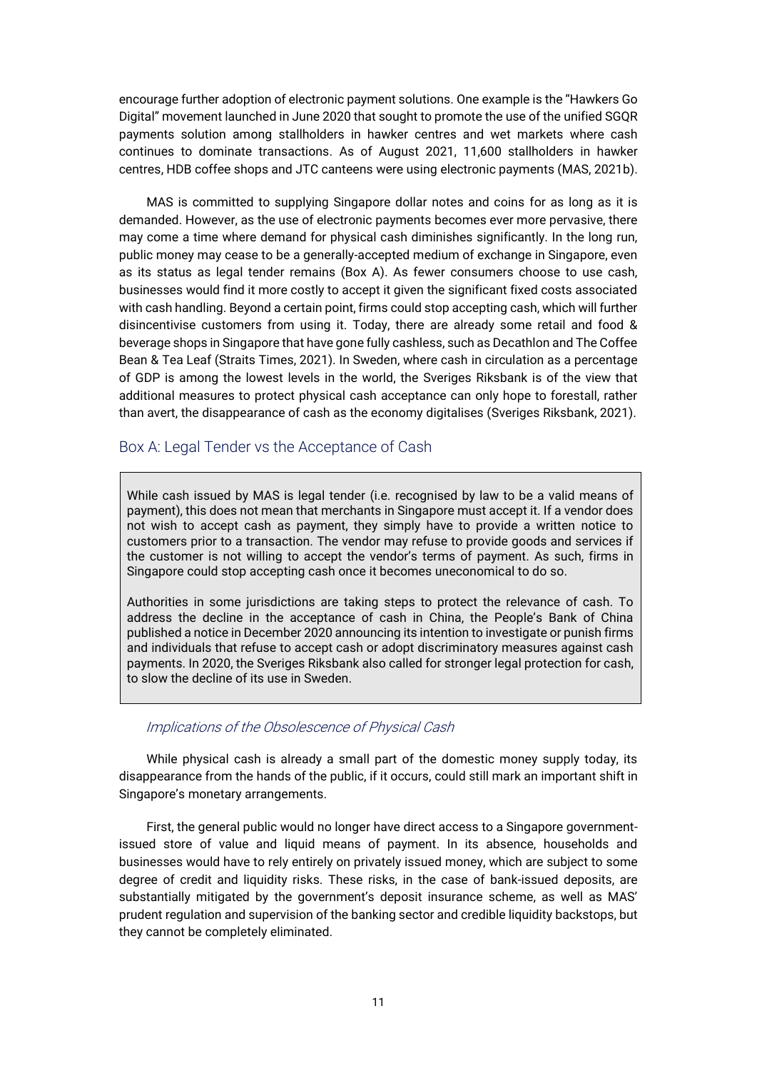encourage further adoption of electronic payment solutions. One example is the "Hawkers Go Digital" movement launched in June 2020 that sought to promote the use of the unified SGQR payments solution among stallholders in hawker centres and wet markets where cash continues to dominate transactions. As of August 2021, 11,600 stallholders in hawker centres, HDB coffee shops and JTC canteens were using electronic payments (MAS, 2021b).

MAS is committed to supplying Singapore dollar notes and coins for as long as it is demanded. However, as the use of electronic payments becomes ever more pervasive, there may come a time where demand for physical cash diminishes significantly. In the long run, public money may cease to be a generally-accepted medium of exchange in Singapore, even as its status as legal tender remains (Box A). As fewer consumers choose to use cash, businesses would find it more costly to accept it given the significant fixed costs associated with cash handling. Beyond a certain point, firms could stop accepting cash, which will further disincentivise customers from using it. Today, there are already some retail and food & beverage shops in Singapore that have gone fully cashless, such as Decathlon and The Coffee Bean & Tea Leaf (Straits Times, 2021). In Sweden, where cash in circulation as a percentage of GDP is among the lowest levels in the world, the Sveriges Riksbank is of the view that additional measures to protect physical cash acceptance can only hope to forestall, rather than avert, the disappearance of cash as the economy digitalises (Sveriges Riksbank, 2021).

## Box A: Legal Tender vs the Acceptance of Cash

While cash issued by MAS is legal tender (i.e. recognised by law to be a valid means of payment), this does not mean that merchants in Singapore must accept it. If a vendor does not wish to accept cash as payment, they simply have to provide a written notice to customers prior to a transaction. The vendor may refuse to provide goods and services if the customer is not willing to accept the vendor's terms of payment. As such, firms in Singapore could stop accepting cash once it becomes uneconomical to do so.

Authorities in some jurisdictions are taking steps to protect the relevance of cash. To address the decline in the acceptance of cash in China, the People's Bank of China published a notice in December 2020 announcing its intention to investigate or punish firms and individuals that refuse to accept cash or adopt discriminatory measures against cash payments. In 2020, the Sveriges Riksbank also called for stronger legal protection for cash, to slow the decline of its use in Sweden.

### *Implications of the Obsolescence of Physical Cash*

While physical cash is already a small part of the domestic money supply today, its disappearance from the hands of the public, if it occurs, could still mark an important shift in Singapore's monetary arrangements.

First, the general public would no longer have direct access to a Singapore government-issued store of value and liquid means of payment. In its absence, households and businesses would have to rely entirely on privately issued money, which are subject to some degree of credit and liquidity risks. These risks, in the case of bank-issued deposits, are substantially mitigated by the government's deposit insurance scheme, as well as MAS' prudent regulation and supervision of the banking sector and credible liquidity backstops, but they cannot be completely eliminated.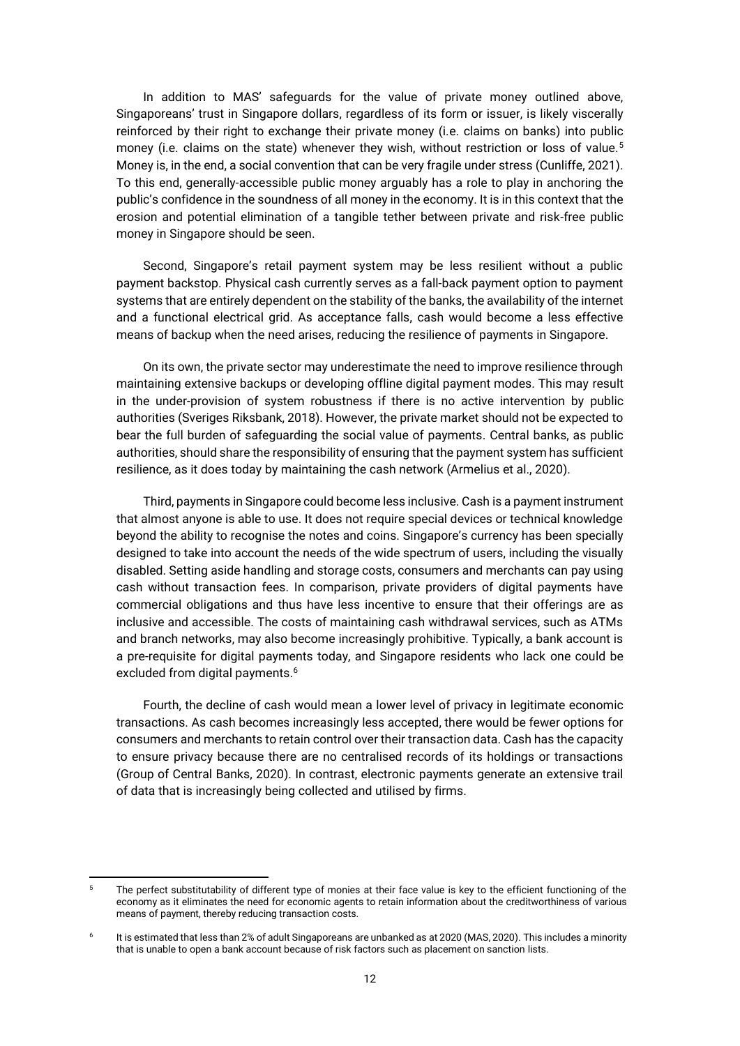In addition to MAS' safeguards for the value of private money outlined above, Singaporeans' trust in Singapore dollars, regardless of its form or issuer, is likely viscerally reinforced by their right to exchange their private money (i.e. claims on banks) into public money (i.e. claims on the state) whenever they wish, without restriction or loss of value.[5] Money is, in the end, a social convention that can be very fragile under stress (Cunliffe, 2021). To this end, generally-accessible public money arguably has a role to play in anchoring the public's confidence in the soundness of all money in the economy. It is in this context that the erosion and potential elimination of a tangible tether between private and risk-free public money in Singapore should be seen.

Second, Singapore's retail payment system may be less resilient without a public payment backstop. Physical cash currently serves as a fall-back payment option to payment systems that are entirely dependent on the stability of the banks, the availability of the internet and a functional electrical grid. As acceptance falls, cash would become a less effective means of backup when the need arises, reducing the resilience of payments in Singapore.

On its own, the private sector may underestimate the need to improve resilience through maintaining extensive backups or developing offline digital payment modes. This may result in the under-provision of system robustness if there is no active intervention by public authorities (Sveriges Riksbank, 2018). However, the private market should not be expected to bear the full burden of safeguarding the social value of payments. Central banks, as public authorities, should share the responsibility of ensuring that the payment system has sufficient resilience, as it does today by maintaining the cash network (Armelius et al., 2020).

Third, payments in Singapore could become less inclusive. Cash is a payment instrument that almost anyone is able to use. It does not require special devices or technical knowledge beyond the ability to recognise the notes and coins. Singapore's currency has been specially designed to take into account the needs of the wide spectrum of users, including the visually disabled. Setting aside handling and storage costs, consumers and merchants can pay using cash without transaction fees. In comparison, private providers of digital payments have commercial obligations and thus have less incentive to ensure that their offerings are as inclusive and accessible. The costs of maintaining cash withdrawal services, such as ATMs and branch networks, may also become increasingly prohibitive. Typically, a bank account is a pre-requisite for digital payments today, and Singapore residents who lack one could be excluded from digital payments.[6]

Fourth, the decline of cash would mean a lower level of privacy in legitimate economic transactions. As cash becomes increasingly less accepted, there would be fewer options for consumers and merchants to retain control over their transaction data. Cash has the capacity to ensure privacy because there are no centralised records of its holdings or transactions (Group of Central Banks, 2020). In contrast, electronic payments generate an extensive trail of data that is increasingly being collected and utilised by firms.

---

[5] The perfect substitutability of different type of monies at their face value is key to the efficient functioning of the economy as it eliminates the need for economic agents to retain information about the creditworthiness of various means of payment, thereby reducing transaction costs.

[6] It is estimated that less than 2% of adult Singaporeans are unbanked as at 2020 (MAS, 2020). This includes a minority that is unable to open a bank account because of risk factors such as placement on sanction lists.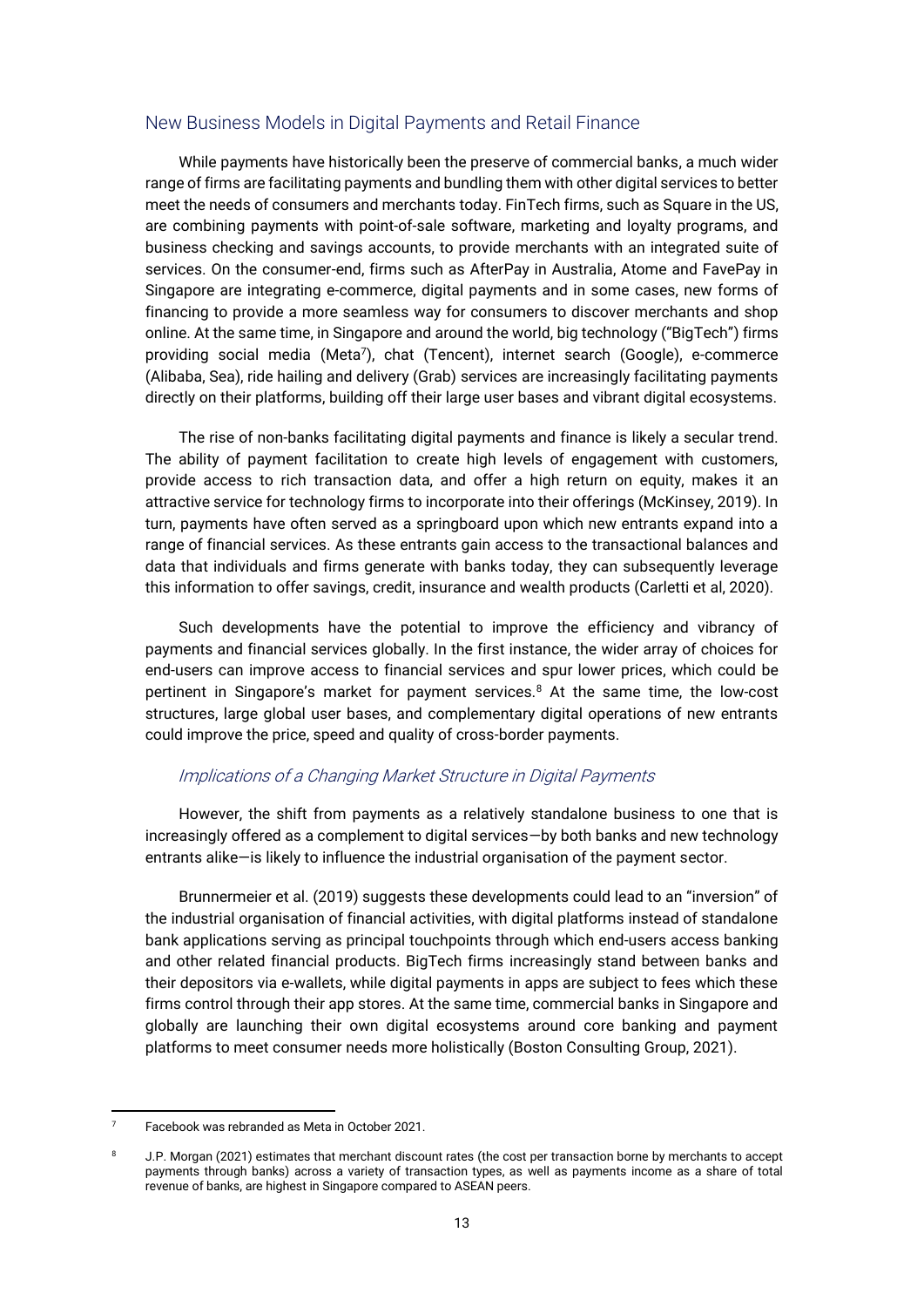## New Business Models in Digital Payments and Retail Finance

While payments have historically been the preserve of commercial banks, a much wider range of firms are facilitating payments and bundling them with other digital services to better meet the needs of consumers and merchants today. FinTech firms, such as Square in the US, are combining payments with point-of-sale software, marketing and loyalty programs, and business checking and savings accounts, to provide merchants with an integrated suite of services. On the consumer-end, firms such as AfterPay in Australia, Atome and FavePay in Singapore are integrating e-commerce, digital payments and in some cases, new forms of financing to provide a more seamless way for consumers to discover merchants and shop online. At the same time, in Singapore and around the world, big technology ("BigTech") firms providing social media (Meta[7]), chat (Tencent), internet search (Google), e-commerce (Alibaba, Sea), ride hailing and delivery (Grab) services are increasingly facilitating payments directly on their platforms, building off their large user bases and vibrant digital ecosystems.

The rise of non-banks facilitating digital payments and finance is likely a secular trend. The ability of payment facilitation to create high levels of engagement with customers, provide access to rich transaction data, and offer a high return on equity, makes it an attractive service for technology firms to incorporate into their offerings (McKinsey, 2019). In turn, payments have often served as a springboard upon which new entrants expand into a range of financial services. As these entrants gain access to the transactional balances and data that individuals and firms generate with banks today, they can subsequently leverage this information to offer savings, credit, insurance and wealth products (Carletti et al, 2020).

Such developments have the potential to improve the efficiency and vibrancy of payments and financial services globally. In the first instance, the wider array of choices for end-users can improve access to financial services and spur lower prices, which could be pertinent in Singapore's market for payment services.[8] At the same time, the low-cost structures, large global user bases, and complementary digital operations of new entrants could improve the price, speed and quality of cross-border payments.

### *Implications of a Changing Market Structure in Digital Payments*

However, the shift from payments as a relatively standalone business to one that is increasingly offered as a complement to digital services—by both banks and new technology entrants alike—is likely to influence the industrial organisation of the payment sector.

Brunnermeier et al. (2019) suggests these developments could lead to an "inversion" of the industrial organisation of financial activities, with digital platforms instead of standalone bank applications serving as principal touchpoints through which end-users access banking and other related financial products. BigTech firms increasingly stand between banks and their depositors via e-wallets, while digital payments in apps are subject to fees which these firms control through their app stores. At the same time, commercial banks in Singapore and globally are launching their own digital ecosystems around core banking and payment platforms to meet consumer needs more holistically (Boston Consulting Group, 2021).

---

[7] Facebook was rebranded as Meta in October 2021.

[8] J.P. Morgan (2021) estimates that merchant discount rates (the cost per transaction borne by merchants to accept payments through banks) across a variety of transaction types, as well as payments income as a share of total revenue of banks, are highest in Singapore compared to ASEAN peers.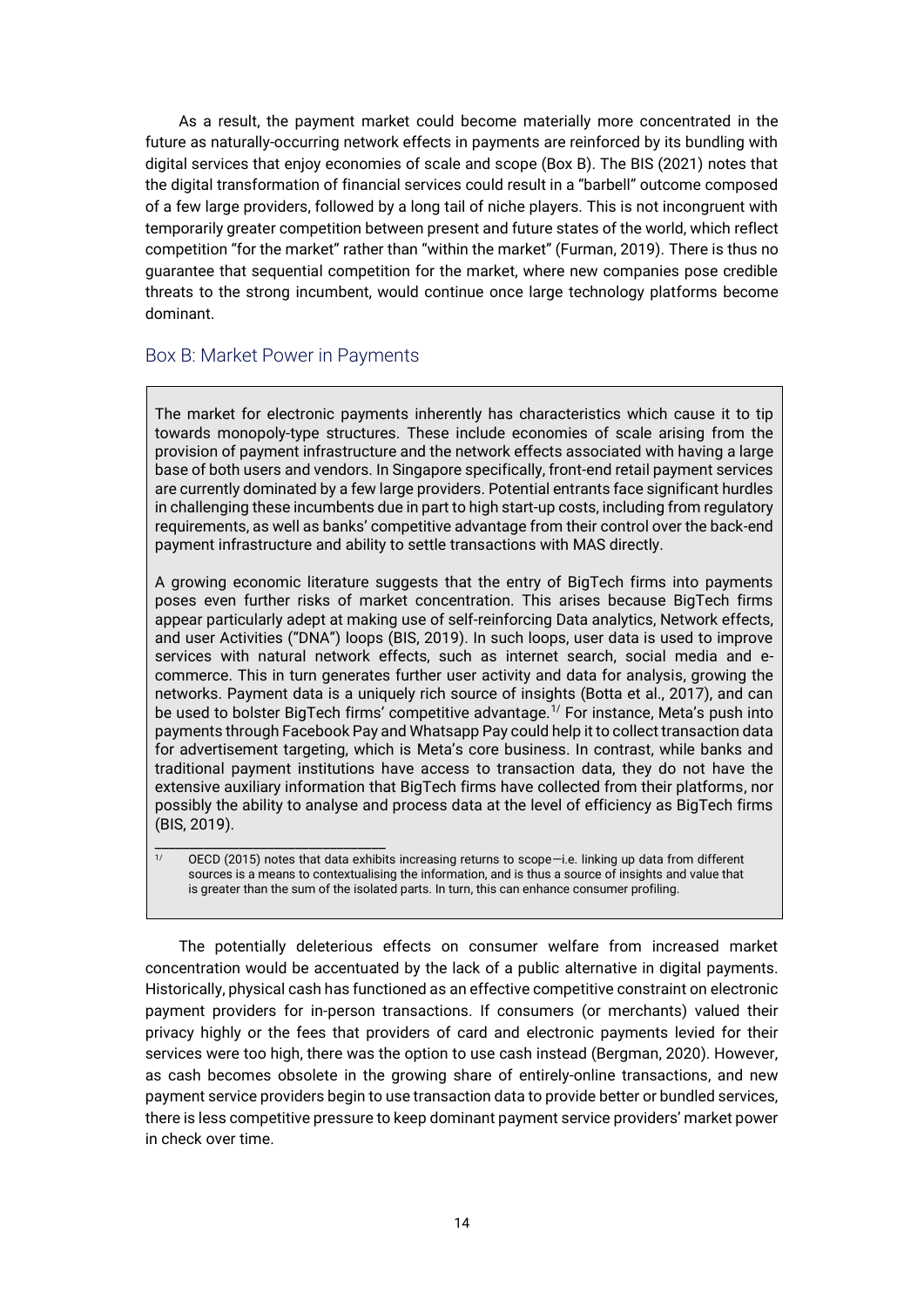As a result, the payment market could become materially more concentrated in the future as naturally-occurring network effects in payments are reinforced by its bundling with digital services that enjoy economies of scale and scope (Box B). The BIS (2021) notes that the digital transformation of financial services could result in a "barbell" outcome composed of a few large providers, followed by a long tail of niche players. This is not incongruent with temporarily greater competition between present and future states of the world, which reflect competition "for the market" rather than "within the market" (Furman, 2019). There is thus no guarantee that sequential competition for the market, where new companies pose credible threats to the strong incumbent, would continue once large technology platforms become dominant.

## Box B: Market Power in Payments

The market for electronic payments inherently has characteristics which cause it to tip towards monopoly-type structures. These include economies of scale arising from the provision of payment infrastructure and the network effects associated with having a large base of both users and vendors. In Singapore specifically, front-end retail payment services are currently dominated by a few large providers. Potential entrants face significant hurdles in challenging these incumbents due in part to high start-up costs, including from regulatory requirements, as well as banks' competitive advantage from their control over the back-end payment infrastructure and ability to settle transactions with MAS directly.

A growing economic literature suggests that the entry of BigTech firms into payments poses even further risks of market concentration. This arises because BigTech firms appear particularly adept at making use of self-reinforcing Data analytics, Network effects, and user Activities ("DNA") loops (BIS, 2019). In such loops, user data is used to improve services with natural network effects, such as internet search, social media and e-commerce. This in turn generates further user activity and data for analysis, growing the networks. Payment data is a uniquely rich source of insights (Botta et al., 2017), and can be used to bolster BigTech firms' competitive advantage.[1/] For instance, Meta's push into payments through Facebook Pay and Whatsapp Pay could help it to collect transaction data for advertisement targeting, which is Meta's core business. In contrast, while banks and traditional payment institutions have access to transaction data, they do not have the extensive auxiliary information that BigTech firms have collected from their platforms, nor possibly the ability to analyse and process data at the level of efficiency as BigTech firms (BIS, 2019).

[1/] OECD (2015) notes that data exhibits increasing returns to scope—i.e. linking up data from different sources is a means to contextualising the information, and is thus a source of insights and value that is greater than the sum of the isolated parts. In turn, this can enhance consumer profiling.

The potentially deleterious effects on consumer welfare from increased market concentration would be accentuated by the lack of a public alternative in digital payments. Historically, physical cash has functioned as an effective competitive constraint on electronic payment providers for in-person transactions. If consumers (or merchants) valued their privacy highly or the fees that providers of card and electronic payments levied for their services were too high, there was the option to use cash instead (Bergman, 2020). However, as cash becomes obsolete in the growing share of entirely-online transactions, and new payment service providers begin to use transaction data to provide better or bundled services, there is less competitive pressure to keep dominant payment service providers' market power in check over time.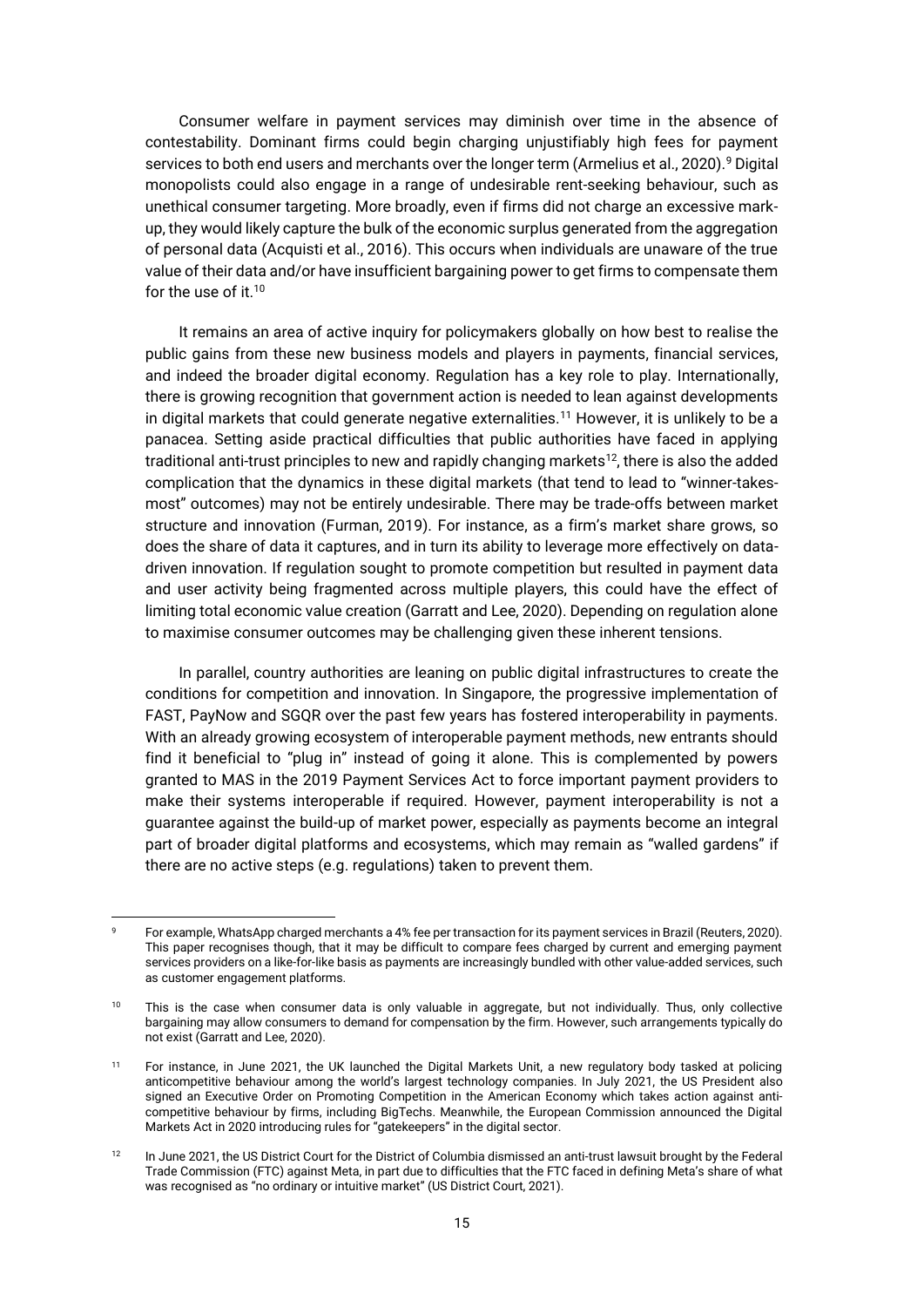Consumer welfare in payment services may diminish over time in the absence of contestability. Dominant firms could begin charging unjustifiably high fees for payment services to both end users and merchants over the longer term (Armelius et al., 2020).[9] Digital monopolists could also engage in a range of undesirable rent-seeking behaviour, such as unethical consumer targeting. More broadly, even if firms did not charge an excessive mark-up, they would likely capture the bulk of the economic surplus generated from the aggregation of personal data (Acquisti et al., 2016). This occurs when individuals are unaware of the true value of their data and/or have insufficient bargaining power to get firms to compensate them for the use of it.[10]

It remains an area of active inquiry for policymakers globally on how best to realise the public gains from these new business models and players in payments, financial services, and indeed the broader digital economy. Regulation has a key role to play. Internationally, there is growing recognition that government action is needed to lean against developments in digital markets that could generate negative externalities.[11] However, it is unlikely to be a panacea. Setting aside practical difficulties that public authorities have faced in applying traditional anti-trust principles to new and rapidly changing markets[12], there is also the added complication that the dynamics in these digital markets (that tend to lead to "winner-takes-most" outcomes) may not be entirely undesirable. There may be trade-offs between market structure and innovation (Furman, 2019). For instance, as a firm's market share grows, so does the share of data it captures, and in turn its ability to leverage more effectively on data-driven innovation. If regulation sought to promote competition but resulted in payment data and user activity being fragmented across multiple players, this could have the effect of limiting total economic value creation (Garratt and Lee, 2020). Depending on regulation alone to maximise consumer outcomes may be challenging given these inherent tensions.

In parallel, country authorities are leaning on public digital infrastructures to create the conditions for competition and innovation. In Singapore, the progressive implementation of FAST, PayNow and SGQR over the past few years has fostered interoperability in payments. With an already growing ecosystem of interoperable payment methods, new entrants should find it beneficial to "plug in" instead of going it alone. This is complemented by powers granted to MAS in the 2019 Payment Services Act to force important payment providers to make their systems interoperable if required. However, payment interoperability is not a guarantee against the build-up of market power, especially as payments become an integral part of broader digital platforms and ecosystems, which may remain as "walled gardens" if there are no active steps (e.g. regulations) taken to prevent them.

---

[9] For example, WhatsApp charged merchants a 4% fee per transaction for its payment services in Brazil (Reuters, 2020). This paper recognises though, that it may be difficult to compare fees charged by current and emerging payment services providers on a like-for-like basis as payments are increasingly bundled with other value-added services, such as customer engagement platforms.

[10] This is the case when consumer data is only valuable in aggregate, but not individually. Thus, only collective bargaining may allow consumers to demand for compensation by the firm. However, such arrangements typically do not exist (Garratt and Lee, 2020).

[11] For instance, in June 2021, the UK launched the Digital Markets Unit, a new regulatory body tasked at policing anticompetitive behaviour among the world's largest technology companies. In July 2021, the US President also signed an Executive Order on Promoting Competition in the American Economy which takes action against anti-competitive behaviour by firms, including BigTechs. Meanwhile, the European Commission announced the Digital Markets Act in 2020 introducing rules for "gatekeepers" in the digital sector.

[12] In June 2021, the US District Court for the District of Columbia dismissed an anti-trust lawsuit brought by the Federal Trade Commission (FTC) against Meta, in part due to difficulties that the FTC faced in defining Meta's share of what was recognised as "no ordinary or intuitive market" (US District Court, 2021).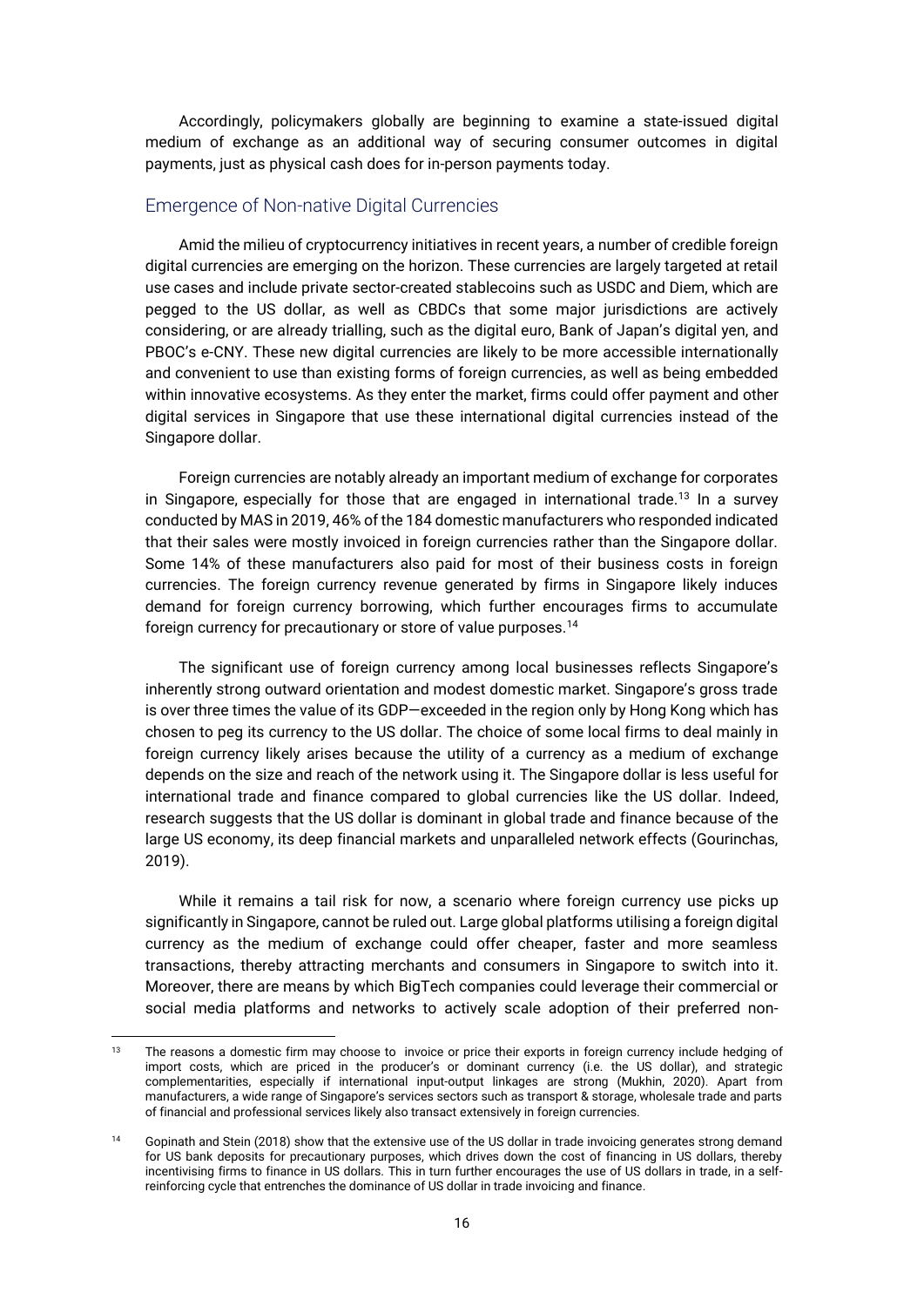Accordingly, policymakers globally are beginning to examine a state-issued digital medium of exchange as an additional way of securing consumer outcomes in digital payments, just as physical cash does for in-person payments today.

## Emergence of Non-native Digital Currencies

Amid the milieu of cryptocurrency initiatives in recent years, a number of credible foreign digital currencies are emerging on the horizon. These currencies are largely targeted at retail use cases and include private sector-created stablecoins such as USDC and Diem, which are pegged to the US dollar, as well as CBDCs that some major jurisdictions are actively considering, or are already trialling, such as the digital euro, Bank of Japan's digital yen, and PBOC's e-CNY. These new digital currencies are likely to be more accessible internationally and convenient to use than existing forms of foreign currencies, as well as being embedded within innovative ecosystems. As they enter the market, firms could offer payment and other digital services in Singapore that use these international digital currencies instead of the Singapore dollar.

Foreign currencies are notably already an important medium of exchange for corporates in Singapore, especially for those that are engaged in international trade.[13] In a survey conducted by MAS in 2019, 46% of the 184 domestic manufacturers who responded indicated that their sales were mostly invoiced in foreign currencies rather than the Singapore dollar. Some 14% of these manufacturers also paid for most of their business costs in foreign currencies. The foreign currency revenue generated by firms in Singapore likely induces demand for foreign currency borrowing, which further encourages firms to accumulate foreign currency for precautionary or store of value purposes.[14]

The significant use of foreign currency among local businesses reflects Singapore's inherently strong outward orientation and modest domestic market. Singapore's gross trade is over three times the value of its GDP—exceeded in the region only by Hong Kong which has chosen to peg its currency to the US dollar. The choice of some local firms to deal mainly in foreign currency likely arises because the utility of a currency as a medium of exchange depends on the size and reach of the network using it. The Singapore dollar is less useful for international trade and finance compared to global currencies like the US dollar. Indeed, research suggests that the US dollar is dominant in global trade and finance because of the large US economy, its deep financial markets and unparalleled network effects (Gourinchas, 2019).

While it remains a tail risk for now, a scenario where foreign currency use picks up significantly in Singapore, cannot be ruled out. Large global platforms utilising a foreign digital currency as the medium of exchange could offer cheaper, faster and more seamless transactions, thereby attracting merchants and consumers in Singapore to switch into it. Moreover, there are means by which BigTech companies could leverage their commercial or social media platforms and networks to actively scale adoption of their preferred non-

---

[13] The reasons a domestic firm may choose to invoice or price their exports in foreign currency include hedging of import costs, which are priced in the producer's or dominant currency (i.e. the US dollar), and strategic complementarities, especially if international input-output linkages are strong (Mukhin, 2020). Apart from manufacturers, a wide range of Singapore's services sectors such as transport & storage, wholesale trade and parts of financial and professional services likely also transact extensively in foreign currencies.

[14] Gopinath and Stein (2018) show that the extensive use of the US dollar in trade invoicing generates strong demand for US bank deposits for precautionary purposes, which drives down the cost of financing in US dollars, thereby incentivising firms to finance in US dollars. This in turn further encourages the use of US dollars in trade, in a self-reinforcing cycle that entrenches the dominance of US dollar in trade invoicing and finance.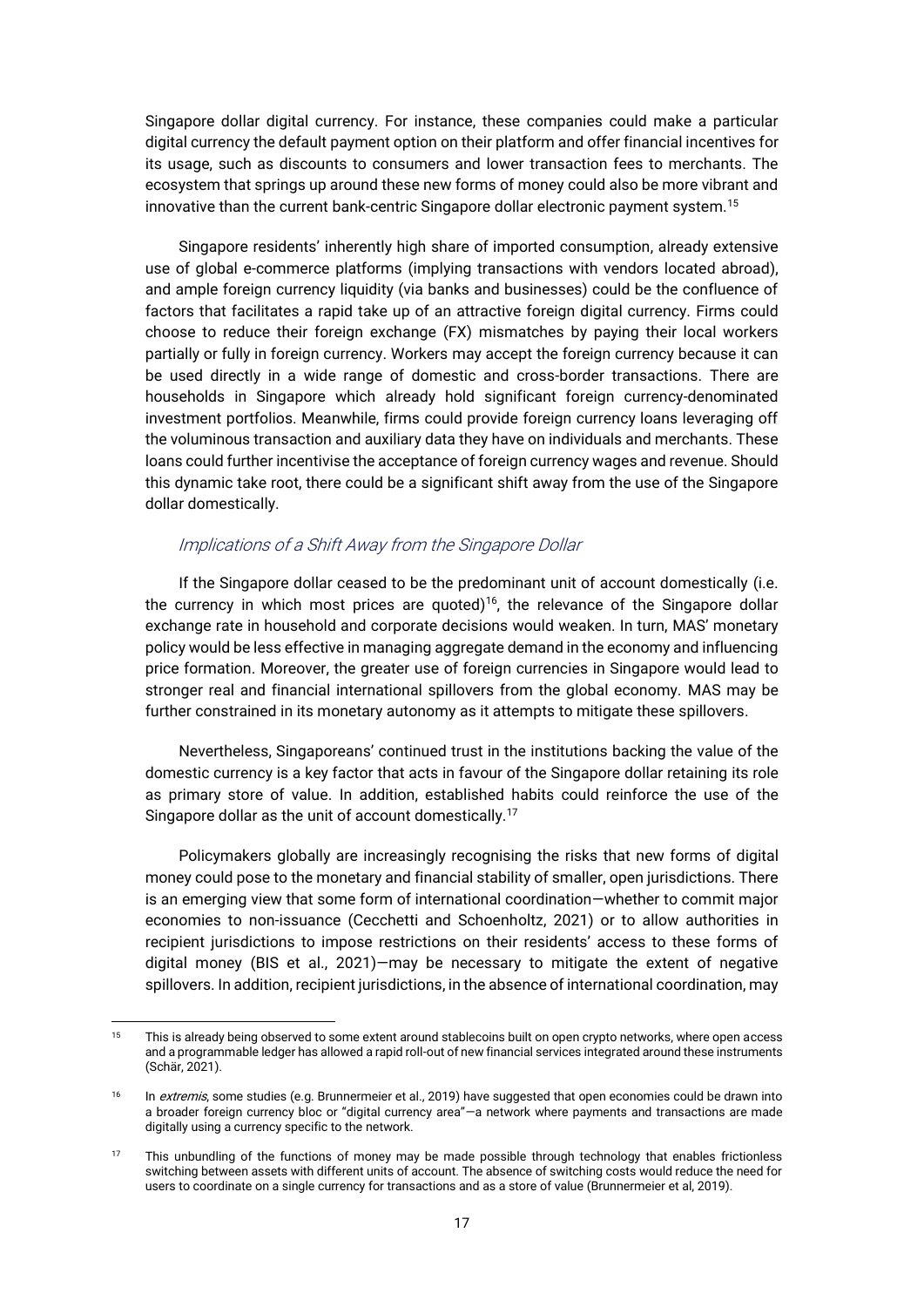Singapore dollar digital currency. For instance, these companies could make a particular digital currency the default payment option on their platform and offer financial incentives for its usage, such as discounts to consumers and lower transaction fees to merchants. The ecosystem that springs up around these new forms of money could also be more vibrant and innovative than the current bank-centric Singapore dollar electronic payment system.[15]

Singapore residents' inherently high share of imported consumption, already extensive use of global e-commerce platforms (implying transactions with vendors located abroad), and ample foreign currency liquidity (via banks and businesses) could be the confluence of factors that facilitates a rapid take up of an attractive foreign digital currency. Firms could choose to reduce their foreign exchange (FX) mismatches by paying their local workers partially or fully in foreign currency. Workers may accept the foreign currency because it can be used directly in a wide range of domestic and cross-border transactions. There are households in Singapore which already hold significant foreign currency-denominated investment portfolios. Meanwhile, firms could provide foreign currency loans leveraging off the voluminous transaction and auxiliary data they have on individuals and merchants. These loans could further incentivise the acceptance of foreign currency wages and revenue. Should this dynamic take root, there could be a significant shift away from the use of the Singapore dollar domestically.

### *Implications of a Shift Away from the Singapore Dollar*

If the Singapore dollar ceased to be the predominant unit of account domestically (i.e. the currency in which most prices are quoted)[16], the relevance of the Singapore dollar exchange rate in household and corporate decisions would weaken. In turn, MAS' monetary policy would be less effective in managing aggregate demand in the economy and influencing price formation. Moreover, the greater use of foreign currencies in Singapore would lead to stronger real and financial international spillovers from the global economy. MAS may be further constrained in its monetary autonomy as it attempts to mitigate these spillovers.

Nevertheless, Singaporeans' continued trust in the institutions backing the value of the domestic currency is a key factor that acts in favour of the Singapore dollar retaining its role as primary store of value. In addition, established habits could reinforce the use of the Singapore dollar as the unit of account domestically.[17]

Policymakers globally are increasingly recognising the risks that new forms of digital money could pose to the monetary and financial stability of smaller, open jurisdictions. There is an emerging view that some form of international coordination—whether to commit major economies to non-issuance (Cecchetti and Schoenholtz, 2021) or to allow authorities in recipient jurisdictions to impose restrictions on their residents' access to these forms of digital money (BIS et al., 2021)—may be necessary to mitigate the extent of negative spillovers. In addition, recipient jurisdictions, in the absence of international coordination, may

---

[15] This is already being observed to some extent around stablecoins built on open crypto networks, where open access and a programmable ledger has allowed a rapid roll-out of new financial services integrated around these instruments (Schär, 2021).

[16] In *extremis*, some studies (e.g. Brunnermeier et al., 2019) have suggested that open economies could be drawn into a broader foreign currency bloc or "digital currency area"—a network where payments and transactions are made digitally using a currency specific to the network.

[17] This unbundling of the functions of money may be made possible through technology that enables frictionless switching between assets with different units of account. The absence of switching costs would reduce the need for users to coordinate on a single currency for transactions and as a store of value (Brunnermeier et al, 2019).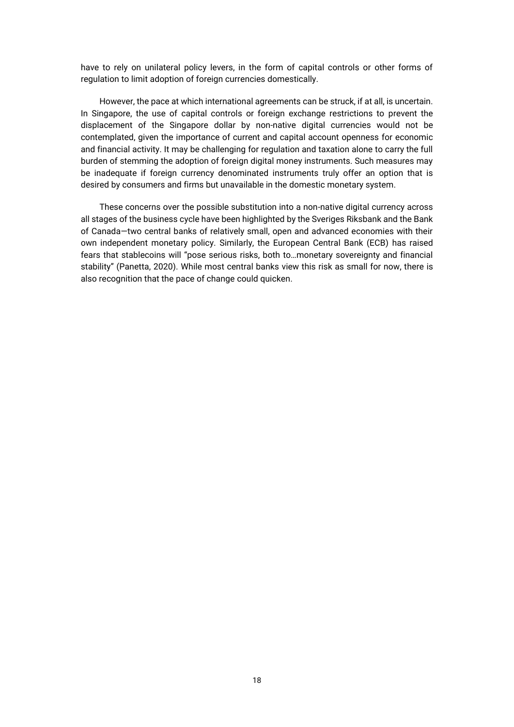have to rely on unilateral policy levers, in the form of capital controls or other forms of regulation to limit adoption of foreign currencies domestically.

However, the pace at which international agreements can be struck, if at all, is uncertain. In Singapore, the use of capital controls or foreign exchange restrictions to prevent the displacement of the Singapore dollar by non-native digital currencies would not be contemplated, given the importance of current and capital account openness for economic and financial activity. It may be challenging for regulation and taxation alone to carry the full burden of stemming the adoption of foreign digital money instruments. Such measures may be inadequate if foreign currency denominated instruments truly offer an option that is desired by consumers and firms but unavailable in the domestic monetary system.

These concerns over the possible substitution into a non-native digital currency across all stages of the business cycle have been highlighted by the Sveriges Riksbank and the Bank of Canada—two central banks of relatively small, open and advanced economies with their own independent monetary policy. Similarly, the European Central Bank (ECB) has raised fears that stablecoins will "pose serious risks, both to…monetary sovereignty and financial stability" (Panetta, 2020). While most central banks view this risk as small for now, there is also recognition that the pace of change could quicken.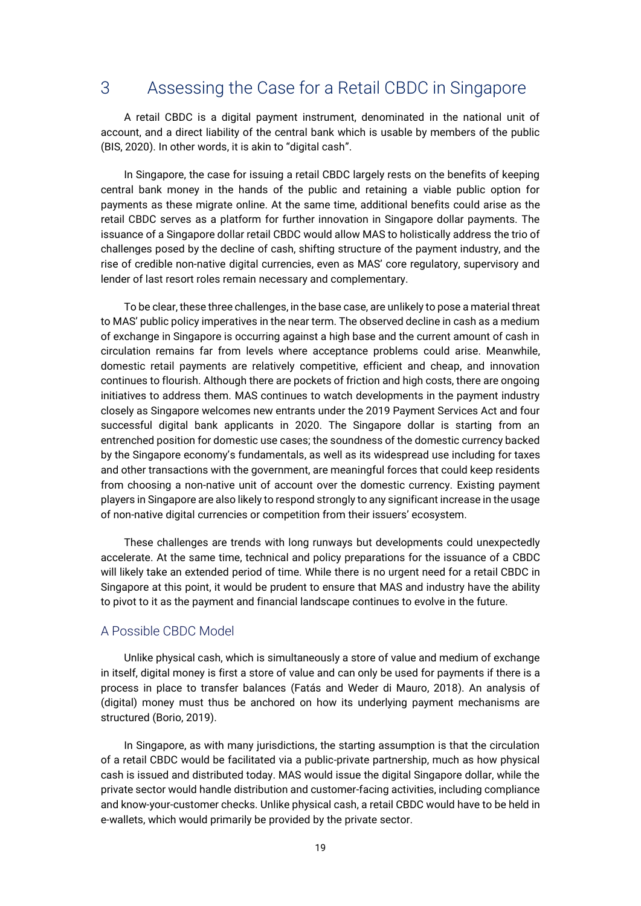## 3 Assessing the Case for a Retail CBDC in Singapore

A retail CBDC is a digital payment instrument, denominated in the national unit of account, and a direct liability of the central bank which is usable by members of the public (BIS, 2020). In other words, it is akin to "digital cash".

In Singapore, the case for issuing a retail CBDC largely rests on the benefits of keeping central bank money in the hands of the public and retaining a viable public option for payments as these migrate online. At the same time, additional benefits could arise as the retail CBDC serves as a platform for further innovation in Singapore dollar payments. The issuance of a Singapore dollar retail CBDC would allow MAS to holistically address the trio of challenges posed by the decline of cash, shifting structure of the payment industry, and the rise of credible non-native digital currencies, even as MAS' core regulatory, supervisory and lender of last resort roles remain necessary and complementary.

To be clear, these three challenges, in the base case, are unlikely to pose a material threat to MAS' public policy imperatives in the near term. The observed decline in cash as a medium of exchange in Singapore is occurring against a high base and the current amount of cash in circulation remains far from levels where acceptance problems could arise. Meanwhile, domestic retail payments are relatively competitive, efficient and cheap, and innovation continues to flourish. Although there are pockets of friction and high costs, there are ongoing initiatives to address them. MAS continues to watch developments in the payment industry closely as Singapore welcomes new entrants under the 2019 Payment Services Act and four successful digital bank applicants in 2020. The Singapore dollar is starting from an entrenched position for domestic use cases; the soundness of the domestic currency backed by the Singapore economy's fundamentals, as well as its widespread use including for taxes and other transactions with the government, are meaningful forces that could keep residents from choosing a non-native unit of account over the domestic currency. Existing payment players in Singapore are also likely to respond strongly to any significant increase in the usage of non-native digital currencies or competition from their issuers' ecosystem.

These challenges are trends with long runways but developments could unexpectedly accelerate. At the same time, technical and policy preparations for the issuance of a CBDC will likely take an extended period of time. While there is no urgent need for a retail CBDC in Singapore at this point, it would be prudent to ensure that MAS and industry have the ability to pivot to it as the payment and financial landscape continues to evolve in the future.

### A Possible CBDC Model

Unlike physical cash, which is simultaneously a store of value and medium of exchange in itself, digital money is first a store of value and can only be used for payments if there is a process in place to transfer balances (Fatás and Weder di Mauro, 2018). An analysis of (digital) money must thus be anchored on how its underlying payment mechanisms are structured (Borio, 2019).

In Singapore, as with many jurisdictions, the starting assumption is that the circulation of a retail CBDC would be facilitated via a public-private partnership, much as how physical cash is issued and distributed today. MAS would issue the digital Singapore dollar, while the private sector would handle distribution and customer-facing activities, including compliance and know-your-customer checks. Unlike physical cash, a retail CBDC would have to be held in e-wallets, which would primarily be provided by the private sector.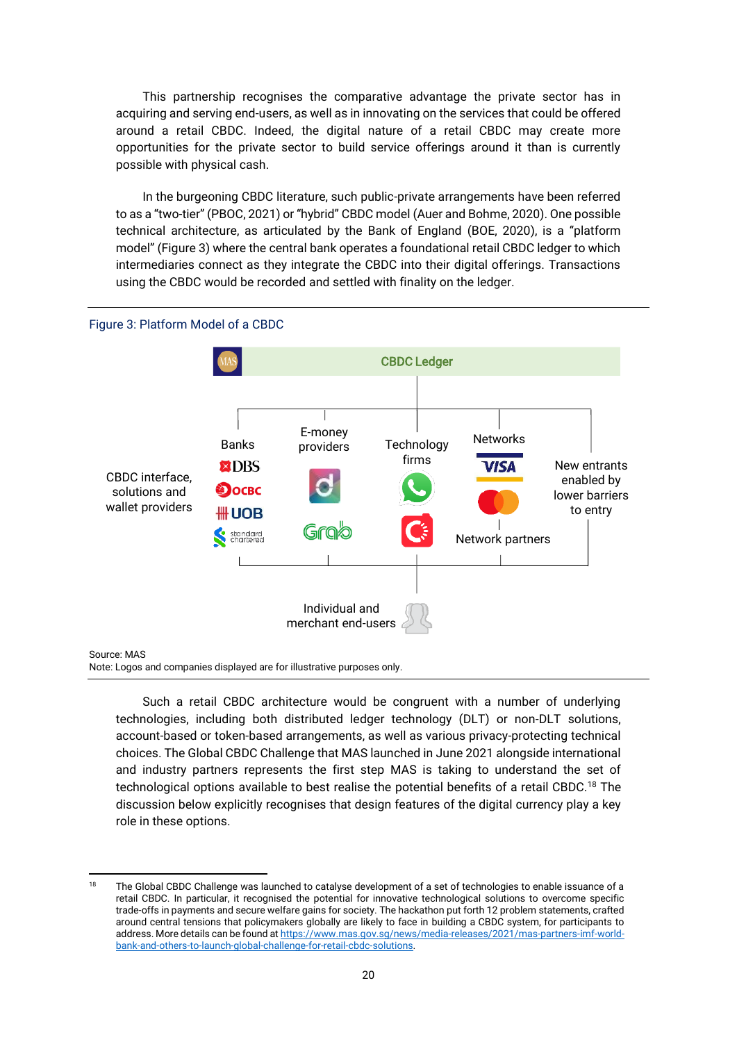This partnership recognises the comparative advantage the private sector has in acquiring and serving end-users, as well as in innovating on the services that could be offered around a retail CBDC. Indeed, the digital nature of a retail CBDC may create more opportunities for the private sector to build service offerings around it than is currently possible with physical cash.

In the burgeoning CBDC literature, such public-private arrangements have been referred to as a "two-tier" (PBOC, 2021) or "hybrid" CBDC model (Auer and Bohme, 2020). One possible technical architecture, as articulated by the Bank of England (BOE, 2020), is a "platform model" (Figure 3) where the central bank operates a foundational retail CBDC ledger to which intermediaries connect as they integrate the CBDC into their digital offerings. Transactions using the CBDC would be recorded and settled with finality on the ledger.

Figure 3: Platform Model of a CBDC

CBDC Ledger

CBDC interface, solutions and wallet providers

Banks | E-money providers | Technology firms | Networks | New entrants enabled by lower barriers to entry

Network partners

Individual and merchant end-users

Source: MAS
Note: Logos and companies displayed are for illustrative purposes only.

Such a retail CBDC architecture would be congruent with a number of underlying technologies, including both distributed ledger technology (DLT) or non-DLT solutions, account-based or token-based arrangements, as well as various privacy-protecting technical choices. The Global CBDC Challenge that MAS launched in June 2021 alongside international and industry partners represents the first step MAS is taking to understand the set of technological options available to best realise the potential benefits of a retail CBDC.[18] The discussion below explicitly recognises that design features of the digital currency play a key role in these options.

[18] The Global CBDC Challenge was launched to catalyse development of a set of technologies to enable issuance of a retail CBDC. In particular, it recognised the potential for innovative technological solutions to overcome specific trade-offs in payments and secure welfare gains for society. The hackathon put forth 12 problem statements, crafted around central tensions that policymakers globally are likely to face in building a CBDC system, for participants to address. More details can be found at https://www.mas.gov.sg/news/media-releases/2021/mas-partners-imf-world-bank-and-others-to-launch-global-challenge-for-retail-cbdc-solutions.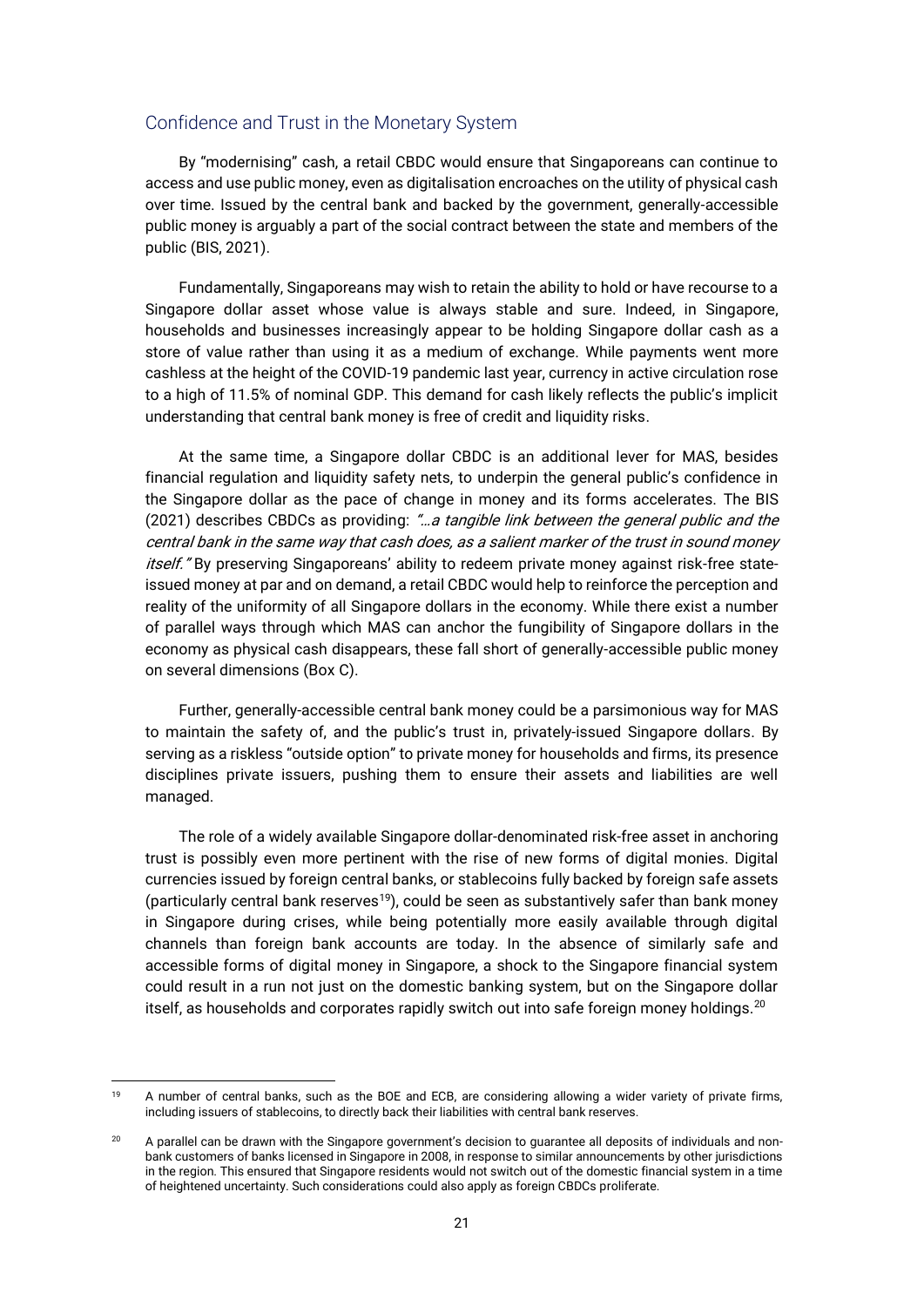## Confidence and Trust in the Monetary System

By "modernising" cash, a retail CBDC would ensure that Singaporeans can continue to access and use public money, even as digitalisation encroaches on the utility of physical cash over time. Issued by the central bank and backed by the government, generally-accessible public money is arguably a part of the social contract between the state and members of the public (BIS, 2021).

Fundamentally, Singaporeans may wish to retain the ability to hold or have recourse to a Singapore dollar asset whose value is always stable and sure. Indeed, in Singapore, households and businesses increasingly appear to be holding Singapore dollar cash as a store of value rather than using it as a medium of exchange. While payments went more cashless at the height of the COVID-19 pandemic last year, currency in active circulation rose to a high of 11.5% of nominal GDP. This demand for cash likely reflects the public's implicit understanding that central bank money is free of credit and liquidity risks.

At the same time, a Singapore dollar CBDC is an additional lever for MAS, besides financial regulation and liquidity safety nets, to underpin the general public's confidence in the Singapore dollar as the pace of change in money and its forms accelerates. The BIS (2021) describes CBDCs as providing: *"…a tangible link between the general public and the central bank in the same way that cash does, as a salient marker of the trust in sound money itself."* By preserving Singaporeans' ability to redeem private money against risk-free state-issued money at par and on demand, a retail CBDC would help to reinforce the perception and reality of the uniformity of all Singapore dollars in the economy. While there exist a number of parallel ways through which MAS can anchor the fungibility of Singapore dollars in the economy as physical cash disappears, these fall short of generally-accessible public money on several dimensions (Box C).

Further, generally-accessible central bank money could be a parsimonious way for MAS to maintain the safety of, and the public's trust in, privately-issued Singapore dollars. By serving as a riskless "outside option" to private money for households and firms, its presence disciplines private issuers, pushing them to ensure their assets and liabilities are well managed.

The role of a widely available Singapore dollar-denominated risk-free asset in anchoring trust is possibly even more pertinent with the rise of new forms of digital monies. Digital currencies issued by foreign central banks, or stablecoins fully backed by foreign safe assets (particularly central bank reserves[19]), could be seen as substantively safer than bank money in Singapore during crises, while being potentially more easily available through digital channels than foreign bank accounts are today. In the absence of similarly safe and accessible forms of digital money in Singapore, a shock to the Singapore financial system could result in a run not just on the domestic banking system, but on the Singapore dollar itself, as households and corporates rapidly switch out into safe foreign money holdings.[20]

[19] A number of central banks, such as the BOE and ECB, are considering allowing a wider variety of private firms, including issuers of stablecoins, to directly back their liabilities with central bank reserves.

[20] A parallel can be drawn with the Singapore government's decision to guarantee all deposits of individuals and non-bank customers of banks licensed in Singapore in 2008, in response to similar announcements by other jurisdictions in the region. This ensured that Singapore residents would not switch out of the domestic financial system in a time of heightened uncertainty. Such considerations could also apply as foreign CBDCs proliferate.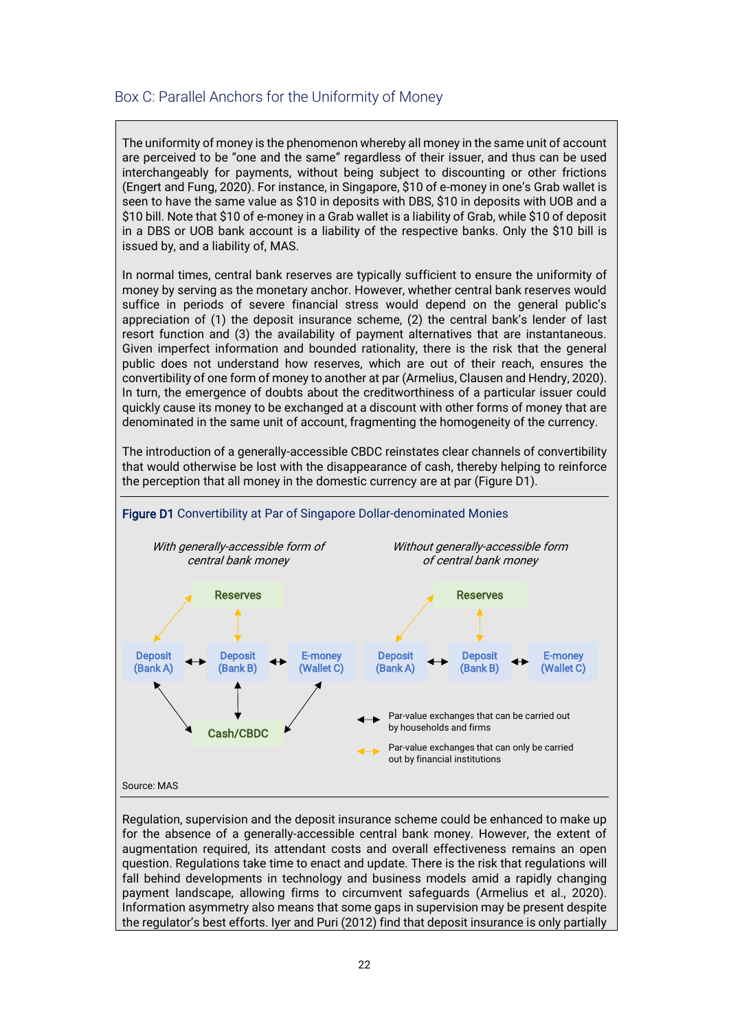## Box C: Parallel Anchors for the Uniformity of Money

The uniformity of money is the phenomenon whereby all money in the same unit of account are perceived to be "one and the same" regardless of their issuer, and thus can be used interchangeably for payments, without being subject to discounting or other frictions (Engert and Fung, 2020). For instance, in Singapore, $10 of e-money in one's Grab wallet is seen to have the same value as $10 in deposits with DBS, $10 in deposits with UOB and a $10 bill. Note that $10 of e-money in a Grab wallet is a liability of Grab, while $10 of deposit in a DBS or UOB bank account is a liability of the respective banks. Only the $10 bill is issued by, and a liability of, MAS.

In normal times, central bank reserves are typically sufficient to ensure the uniformity of money by serving as the monetary anchor. However, whether central bank reserves would suffice in periods of severe financial stress would depend on the general public's appreciation of (1) the deposit insurance scheme, (2) the central bank's lender of last resort function and (3) the availability of payment alternatives that are instantaneous. Given imperfect information and bounded rationality, there is the risk that the general public does not understand how reserves, which are out of their reach, ensures the convertibility of one form of money to another at par (Armelius, Clausen and Hendry, 2020). In turn, the emergence of doubts about the creditworthiness of a particular issuer could quickly cause its money to be exchanged at a discount with other forms of money that are denominated in the same unit of account, fragmenting the homogeneity of the currency.

The introduction of a generally-accessible CBDC reinstates clear channels of convertibility that would otherwise be lost with the disappearance of cash, thereby helping to reinforce the perception that all money in the domestic currency are at par (Figure D1).

**Figure D1** Convertibility at Par of Singapore Dollar-denominated Monies

*With generally-accessible form of central bank money*

Reserves

Deposit (Bank A) ↔ Deposit (Bank B) ↔ E-money (Wallet C)

Cash/CBDC

*Without generally-accessible form of central bank money*

Reserves

Deposit (Bank A) ↔ Deposit (Bank B) ↔ E-money (Wallet C)

↔ Par-value exchanges that can be carried out by households and firms

↔ Par-value exchanges that can only be carried out by financial institutions

Source: MAS

Regulation, supervision and the deposit insurance scheme could be enhanced to make up for the absence of a generally-accessible central bank money. However, the extent of augmentation required, its attendant costs and overall effectiveness remains an open question. Regulations take time to enact and update. There is the risk that regulations will fall behind developments in technology and business models amid a rapidly changing payment landscape, allowing firms to circumvent safeguards (Armelius et al., 2020). Information asymmetry also means that some gaps in supervision may be present despite the regulator's best efforts. Iyer and Puri (2012) find that deposit insurance is only partially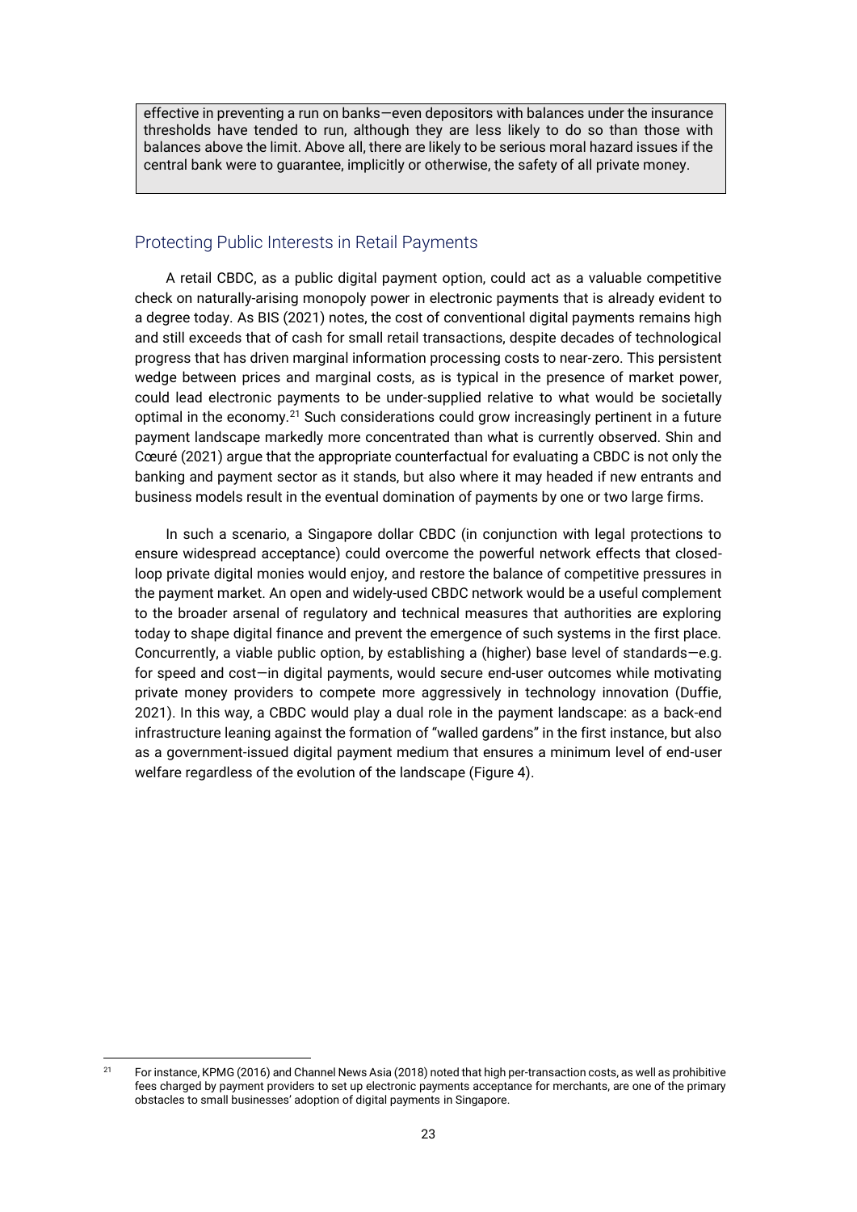effective in preventing a run on banks—even depositors with balances under the insurance thresholds have tended to run, although they are less likely to do so than those with balances above the limit. Above all, there are likely to be serious moral hazard issues if the central bank were to guarantee, implicitly or otherwise, the safety of all private money.

## Protecting Public Interests in Retail Payments

A retail CBDC, as a public digital payment option, could act as a valuable competitive check on naturally-arising monopoly power in electronic payments that is already evident to a degree today. As BIS (2021) notes, the cost of conventional digital payments remains high and still exceeds that of cash for small retail transactions, despite decades of technological progress that has driven marginal information processing costs to near-zero. This persistent wedge between prices and marginal costs, as is typical in the presence of market power, could lead electronic payments to be under-supplied relative to what would be societally optimal in the economy.[21] Such considerations could grow increasingly pertinent in a future payment landscape markedly more concentrated than what is currently observed. Shin and Cœuré (2021) argue that the appropriate counterfactual for evaluating a CBDC is not only the banking and payment sector as it stands, but also where it may headed if new entrants and business models result in the eventual domination of payments by one or two large firms.

In such a scenario, a Singapore dollar CBDC (in conjunction with legal protections to ensure widespread acceptance) could overcome the powerful network effects that closed-loop private digital monies would enjoy, and restore the balance of competitive pressures in the payment market. An open and widely-used CBDC network would be a useful complement to the broader arsenal of regulatory and technical measures that authorities are exploring today to shape digital finance and prevent the emergence of such systems in the first place. Concurrently, a viable public option, by establishing a (higher) base level of standards—e.g. for speed and cost—in digital payments, would secure end-user outcomes while motivating private money providers to compete more aggressively in technology innovation (Duffie, 2021). In this way, a CBDC would play a dual role in the payment landscape: as a back-end infrastructure leaning against the formation of "walled gardens" in the first instance, but also as a government-issued digital payment medium that ensures a minimum level of end-user welfare regardless of the evolution of the landscape (Figure 4).

[21] For instance, KPMG (2016) and Channel News Asia (2018) noted that high per-transaction costs, as well as prohibitive fees charged by payment providers to set up electronic payments acceptance for merchants, are one of the primary obstacles to small businesses' adoption of digital payments in Singapore.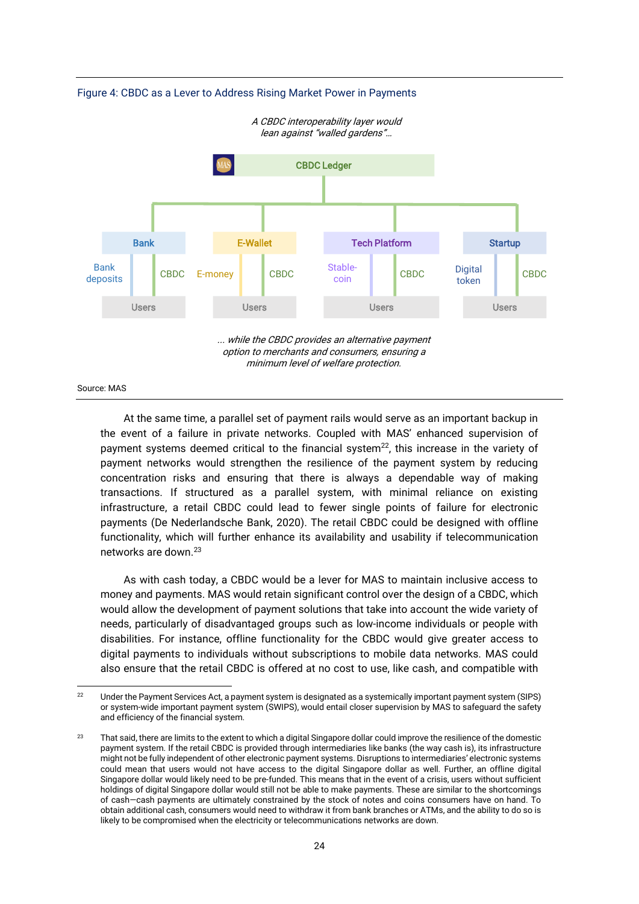Figure 4: CBDC as a Lever to Address Rising Market Power in Payments

*A CBDC interoperability layer would lean against "walled gardens"…*

MAS | CBDC Ledger

| Bank | E-Wallet | Tech Platform | Startup |
|---|---|---|---|
| Bank deposits / CBDC | E-money / CBDC | Stable-coin / CBDC | Digital token / CBDC |
| Users | Users | Users | Users |

*… while the CBDC provides an alternative payment option to merchants and consumers, ensuring a minimum level of welfare protection.*

Source: MAS

At the same time, a parallel set of payment rails would serve as an important backup in the event of a failure in private networks. Coupled with MAS' enhanced supervision of payment systems deemed critical to the financial system[22], this increase in the variety of payment networks would strengthen the resilience of the payment system by reducing concentration risks and ensuring that there is always a dependable way of making transactions. If structured as a parallel system, with minimal reliance on existing infrastructure, a retail CBDC could lead to fewer single points of failure for electronic payments (De Nederlandsche Bank, 2020). The retail CBDC could be designed with offline functionality, which will further enhance its availability and usability if telecommunication networks are down.[23]

As with cash today, a CBDC would be a lever for MAS to maintain inclusive access to money and payments. MAS would retain significant control over the design of a CBDC, which would allow the development of payment solutions that take into account the wide variety of needs, particularly of disadvantaged groups such as low-income individuals or people with disabilities. For instance, offline functionality for the CBDC would give greater access to digital payments to individuals without subscriptions to mobile data networks. MAS could also ensure that the retail CBDC is offered at no cost to use, like cash, and compatible with

---

[22] Under the Payment Services Act, a payment system is designated as a systemically important payment system (SIPS) or system-wide important payment system (SWIPS), would entail closer supervision by MAS to safeguard the safety and efficiency of the financial system.

[23] That said, there are limits to the extent to which a digital Singapore dollar could improve the resilience of the domestic payment system. If the retail CBDC is provided through intermediaries like banks (the way cash is), its infrastructure might not be fully independent of other electronic payment systems. Disruptions to intermediaries' electronic systems could mean that users would not have access to the digital Singapore dollar as well. Further, an offline digital Singapore dollar would likely need to be pre-funded. This means that in the event of a crisis, users without sufficient holdings of digital Singapore dollar would still not be able to make payments. These are similar to the shortcomings of cash—cash payments are ultimately constrained by the stock of notes and coins consumers have on hand. To obtain additional cash, consumers would need to withdraw it from bank branches or ATMs, and the ability to do so is likely to be compromised when the electricity or telecommunications networks are down.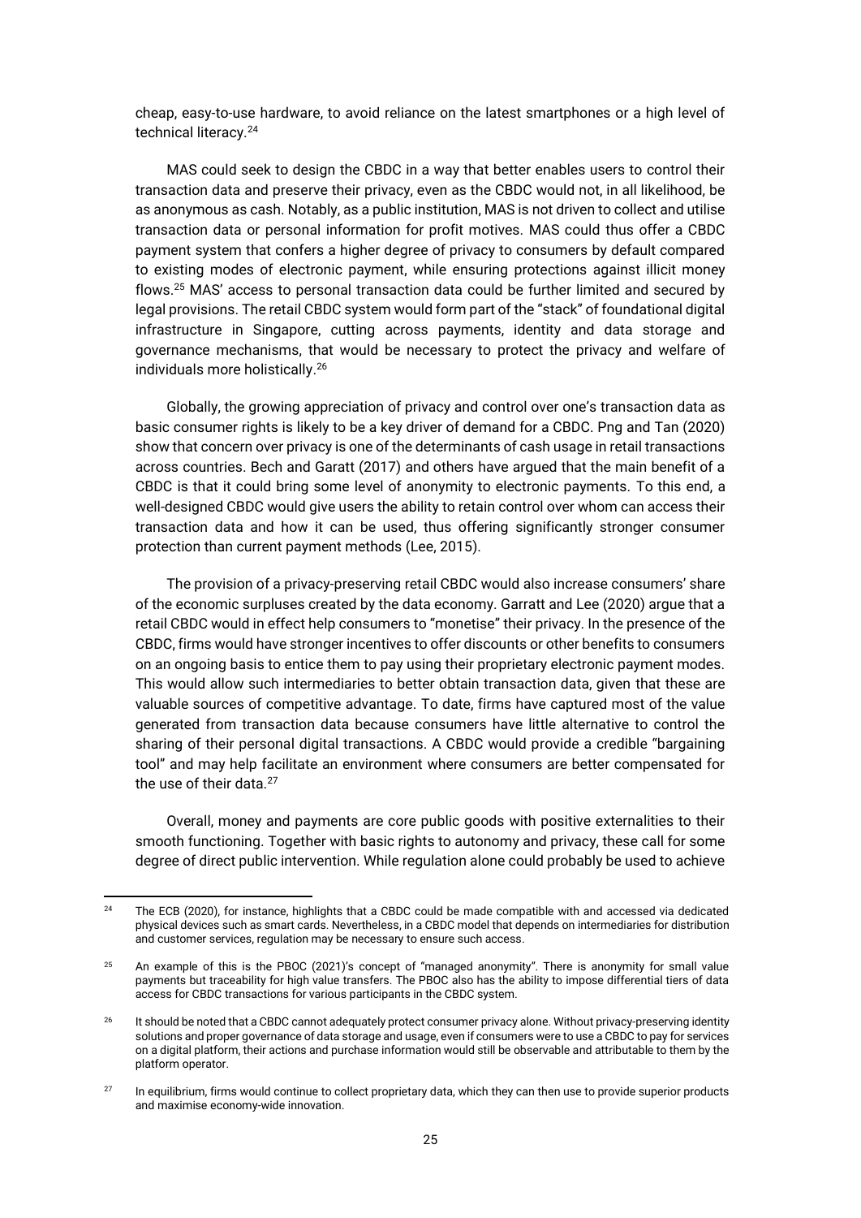cheap, easy-to-use hardware, to avoid reliance on the latest smartphones or a high level of technical literacy.[24]

MAS could seek to design the CBDC in a way that better enables users to control their transaction data and preserve their privacy, even as the CBDC would not, in all likelihood, be as anonymous as cash. Notably, as a public institution, MAS is not driven to collect and utilise transaction data or personal information for profit motives. MAS could thus offer a CBDC payment system that confers a higher degree of privacy to consumers by default compared to existing modes of electronic payment, while ensuring protections against illicit money flows.[25] MAS' access to personal transaction data could be further limited and secured by legal provisions. The retail CBDC system would form part of the "stack" of foundational digital infrastructure in Singapore, cutting across payments, identity and data storage and governance mechanisms, that would be necessary to protect the privacy and welfare of individuals more holistically.[26]

Globally, the growing appreciation of privacy and control over one's transaction data as basic consumer rights is likely to be a key driver of demand for a CBDC. Png and Tan (2020) show that concern over privacy is one of the determinants of cash usage in retail transactions across countries. Bech and Garatt (2017) and others have argued that the main benefit of a CBDC is that it could bring some level of anonymity to electronic payments. To this end, a well-designed CBDC would give users the ability to retain control over whom can access their transaction data and how it can be used, thus offering significantly stronger consumer protection than current payment methods (Lee, 2015).

The provision of a privacy-preserving retail CBDC would also increase consumers' share of the economic surpluses created by the data economy. Garratt and Lee (2020) argue that a retail CBDC would in effect help consumers to "monetise" their privacy. In the presence of the CBDC, firms would have stronger incentives to offer discounts or other benefits to consumers on an ongoing basis to entice them to pay using their proprietary electronic payment modes. This would allow such intermediaries to better obtain transaction data, given that these are valuable sources of competitive advantage. To date, firms have captured most of the value generated from transaction data because consumers have little alternative to control the sharing of their personal digital transactions. A CBDC would provide a credible "bargaining tool" and may help facilitate an environment where consumers are better compensated for the use of their data.[27]

Overall, money and payments are core public goods with positive externalities to their smooth functioning. Together with basic rights to autonomy and privacy, these call for some degree of direct public intervention. While regulation alone could probably be used to achieve

---

[24] The ECB (2020), for instance, highlights that a CBDC could be made compatible with and accessed via dedicated physical devices such as smart cards. Nevertheless, in a CBDC model that depends on intermediaries for distribution and customer services, regulation may be necessary to ensure such access.

[25] An example of this is the PBOC (2021)'s concept of "managed anonymity". There is anonymity for small value payments but traceability for high value transfers. The PBOC also has the ability to impose differential tiers of data access for CBDC transactions for various participants in the CBDC system.

[26] It should be noted that a CBDC cannot adequately protect consumer privacy alone. Without privacy-preserving identity solutions and proper governance of data storage and usage, even if consumers were to use a CBDC to pay for services on a digital platform, their actions and purchase information would still be observable and attributable to them by the platform operator.

[27] In equilibrium, firms would continue to collect proprietary data, which they can then use to provide superior products and maximise economy-wide innovation.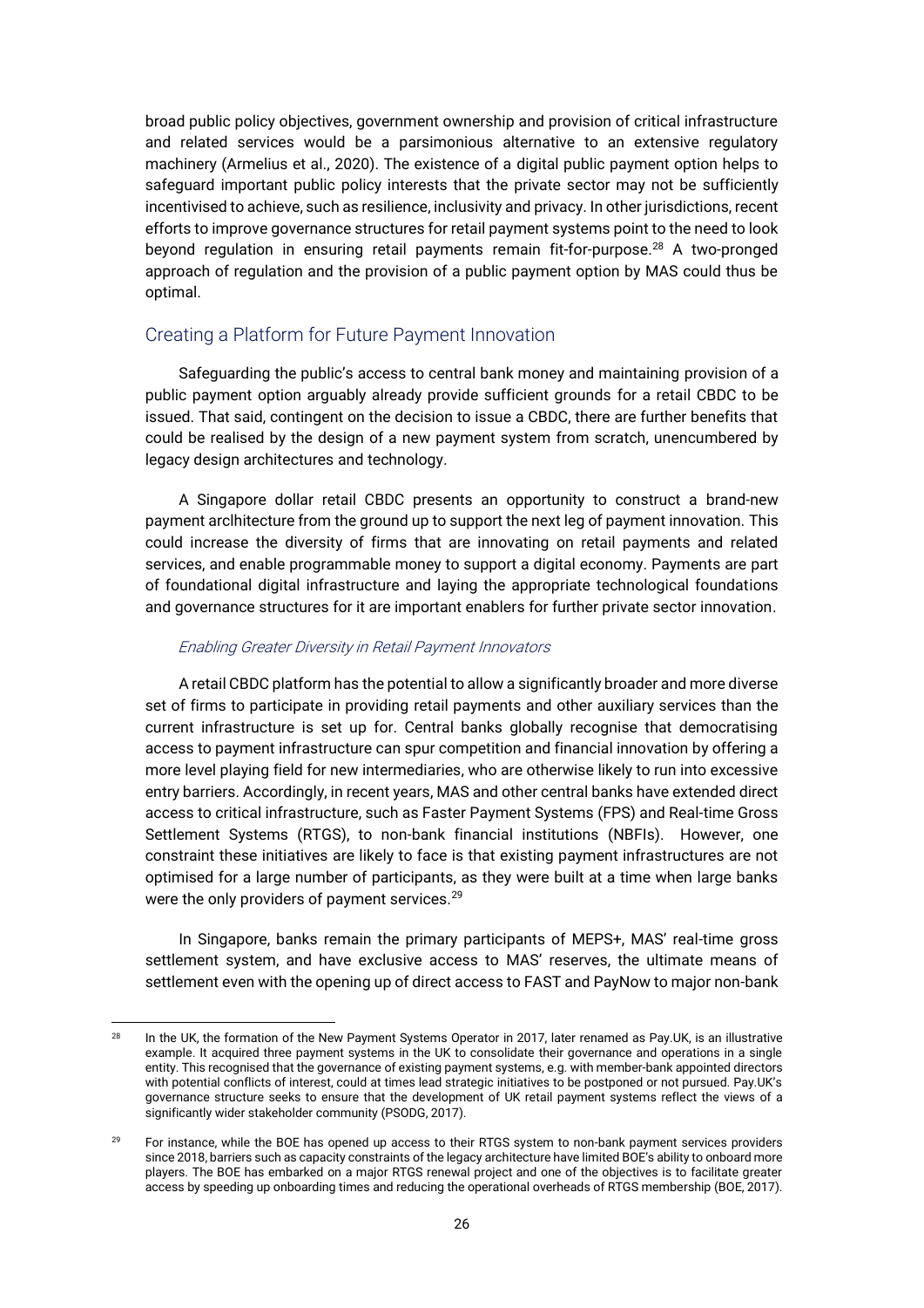broad public policy objectives, government ownership and provision of critical infrastructure and related services would be a parsimonious alternative to an extensive regulatory machinery (Armelius et al., 2020). The existence of a digital public payment option helps to safeguard important public policy interests that the private sector may not be sufficiently incentivised to achieve, such as resilience, inclusivity and privacy. In other jurisdictions, recent efforts to improve governance structures for retail payment systems point to the need to look beyond regulation in ensuring retail payments remain fit-for-purpose.[28] A two-pronged approach of regulation and the provision of a public payment option by MAS could thus be optimal.

## Creating a Platform for Future Payment Innovation

Safeguarding the public's access to central bank money and maintaining provision of a public payment option arguably already provide sufficient grounds for a retail CBDC to be issued. That said, contingent on the decision to issue a CBDC, there are further benefits that could be realised by the design of a new payment system from scratch, unencumbered by legacy design architectures and technology.

A Singapore dollar retail CBDC presents an opportunity to construct a brand-new payment arclhitecture from the ground up to support the next leg of payment innovation. This could increase the diversity of firms that are innovating on retail payments and related services, and enable programmable money to support a digital economy. Payments are part of foundational digital infrastructure and laying the appropriate technological foundations and governance structures for it are important enablers for further private sector innovation.

### *Enabling Greater Diversity in Retail Payment Innovators*

A retail CBDC platform has the potential to allow a significantly broader and more diverse set of firms to participate in providing retail payments and other auxiliary services than the current infrastructure is set up for. Central banks globally recognise that democratising access to payment infrastructure can spur competition and financial innovation by offering a more level playing field for new intermediaries, who are otherwise likely to run into excessive entry barriers. Accordingly, in recent years, MAS and other central banks have extended direct access to critical infrastructure, such as Faster Payment Systems (FPS) and Real-time Gross Settlement Systems (RTGS), to non-bank financial institutions (NBFIs). However, one constraint these initiatives are likely to face is that existing payment infrastructures are not optimised for a large number of participants, as they were built at a time when large banks were the only providers of payment services.[29]

In Singapore, banks remain the primary participants of MEPS+, MAS' real-time gross settlement system, and have exclusive access to MAS' reserves, the ultimate means of settlement even with the opening up of direct access to FAST and PayNow to major non-bank

---

[28] In the UK, the formation of the New Payment Systems Operator in 2017, later renamed as Pay.UK, is an illustrative example. It acquired three payment systems in the UK to consolidate their governance and operations in a single entity. This recognised that the governance of existing payment systems, e.g. with member-bank appointed directors with potential conflicts of interest, could at times lead strategic initiatives to be postponed or not pursued. Pay.UK's governance structure seeks to ensure that the development of UK retail payment systems reflect the views of a significantly wider stakeholder community (PSODG, 2017).

[29] For instance, while the BOE has opened up access to their RTGS system to non-bank payment services providers since 2018, barriers such as capacity constraints of the legacy architecture have limited BOE's ability to onboard more players. The BOE has embarked on a major RTGS renewal project and one of the objectives is to facilitate greater access by speeding up onboarding times and reducing the operational overheads of RTGS membership (BOE, 2017).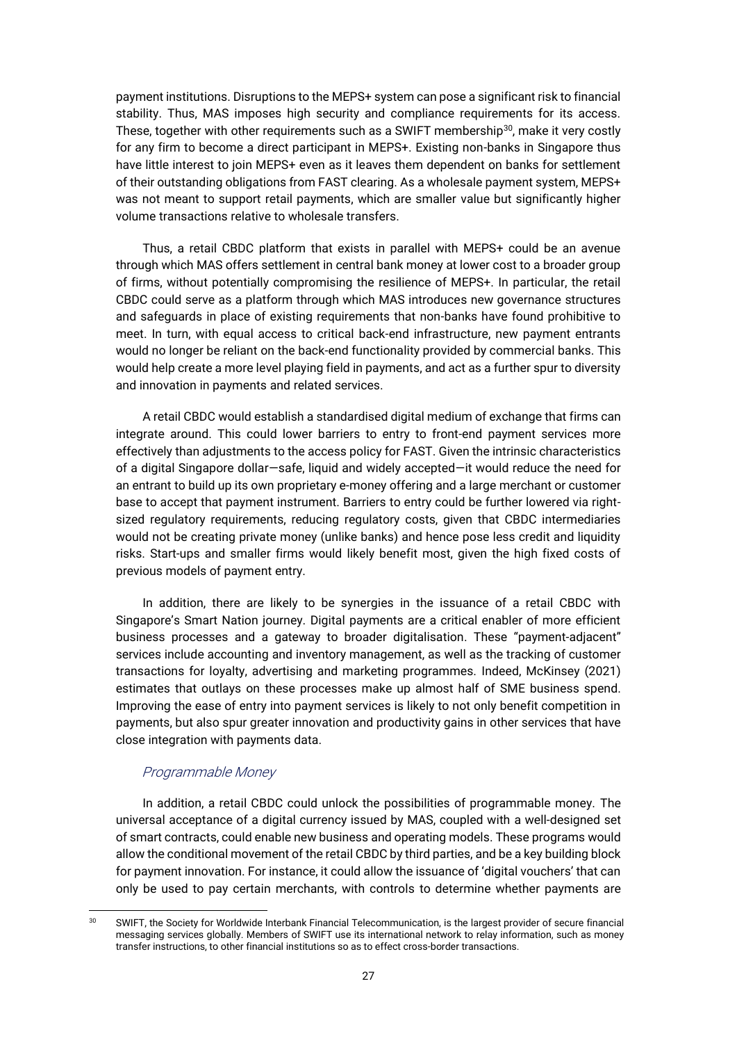payment institutions. Disruptions to the MEPS+ system can pose a significant risk to financial stability. Thus, MAS imposes high security and compliance requirements for its access. These, together with other requirements such as a SWIFT membership[30], make it very costly for any firm to become a direct participant in MEPS+. Existing non-banks in Singapore thus have little interest to join MEPS+ even as it leaves them dependent on banks for settlement of their outstanding obligations from FAST clearing. As a wholesale payment system, MEPS+ was not meant to support retail payments, which are smaller value but significantly higher volume transactions relative to wholesale transfers.

Thus, a retail CBDC platform that exists in parallel with MEPS+ could be an avenue through which MAS offers settlement in central bank money at lower cost to a broader group of firms, without potentially compromising the resilience of MEPS+. In particular, the retail CBDC could serve as a platform through which MAS introduces new governance structures and safeguards in place of existing requirements that non-banks have found prohibitive to meet. In turn, with equal access to critical back-end infrastructure, new payment entrants would no longer be reliant on the back-end functionality provided by commercial banks. This would help create a more level playing field in payments, and act as a further spur to diversity and innovation in payments and related services.

A retail CBDC would establish a standardised digital medium of exchange that firms can integrate around. This could lower barriers to entry to front-end payment services more effectively than adjustments to the access policy for FAST. Given the intrinsic characteristics of a digital Singapore dollar—safe, liquid and widely accepted—it would reduce the need for an entrant to build up its own proprietary e-money offering and a large merchant or customer base to accept that payment instrument. Barriers to entry could be further lowered via right-sized regulatory requirements, reducing regulatory costs, given that CBDC intermediaries would not be creating private money (unlike banks) and hence pose less credit and liquidity risks. Start-ups and smaller firms would likely benefit most, given the high fixed costs of previous models of payment entry.

In addition, there are likely to be synergies in the issuance of a retail CBDC with Singapore's Smart Nation journey. Digital payments are a critical enabler of more efficient business processes and a gateway to broader digitalisation. These "payment-adjacent" services include accounting and inventory management, as well as the tracking of customer transactions for loyalty, advertising and marketing programmes. Indeed, McKinsey (2021) estimates that outlays on these processes make up almost half of SME business spend. Improving the ease of entry into payment services is likely to not only benefit competition in payments, but also spur greater innovation and productivity gains in other services that have close integration with payments data.

### *Programmable Money*

In addition, a retail CBDC could unlock the possibilities of programmable money. The universal acceptance of a digital currency issued by MAS, coupled with a well-designed set of smart contracts, could enable new business and operating models. These programs would allow the conditional movement of the retail CBDC by third parties, and be a key building block for payment innovation. For instance, it could allow the issuance of 'digital vouchers' that can only be used to pay certain merchants, with controls to determine whether payments are

[30] SWIFT, the Society for Worldwide Interbank Financial Telecommunication, is the largest provider of secure financial messaging services globally. Members of SWIFT use its international network to relay information, such as money transfer instructions, to other financial institutions so as to effect cross-border transactions.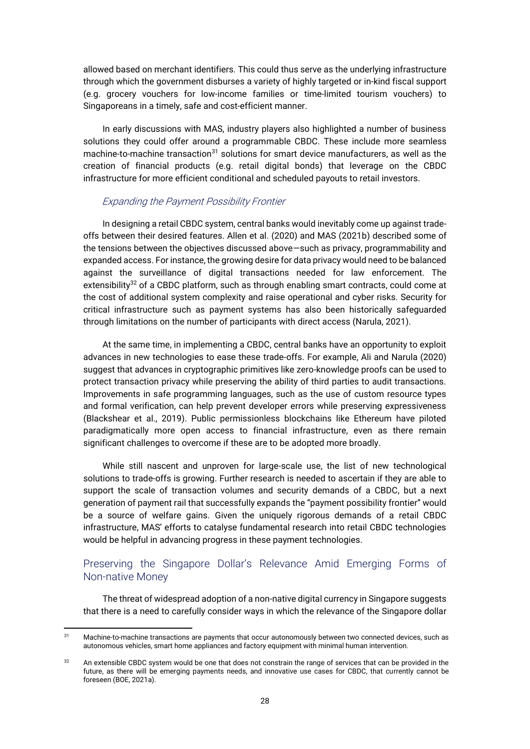allowed based on merchant identifiers. This could thus serve as the underlying infrastructure through which the government disburses a variety of highly targeted or in-kind fiscal support (e.g. grocery vouchers for low-income families or time-limited tourism vouchers) to Singaporeans in a timely, safe and cost-efficient manner.

In early discussions with MAS, industry players also highlighted a number of business solutions they could offer around a programmable CBDC. These include more seamless machine-to-machine transaction[31] solutions for smart device manufacturers, as well as the creation of financial products (e.g. retail digital bonds) that leverage on the CBDC infrastructure for more efficient conditional and scheduled payouts to retail investors.

### *Expanding the Payment Possibility Frontier*

In designing a retail CBDC system, central banks would inevitably come up against trade-offs between their desired features. Allen et al. (2020) and MAS (2021b) described some of the tensions between the objectives discussed above—such as privacy, programmability and expanded access. For instance, the growing desire for data privacy would need to be balanced against the surveillance of digital transactions needed for law enforcement. The extensibility[32] of a CBDC platform, such as through enabling smart contracts, could come at the cost of additional system complexity and raise operational and cyber risks. Security for critical infrastructure such as payment systems has also been historically safeguarded through limitations on the number of participants with direct access (Narula, 2021).

At the same time, in implementing a CBDC, central banks have an opportunity to exploit advances in new technologies to ease these trade-offs. For example, Ali and Narula (2020) suggest that advances in cryptographic primitives like zero-knowledge proofs can be used to protect transaction privacy while preserving the ability of third parties to audit transactions. Improvements in safe programming languages, such as the use of custom resource types and formal verification, can help prevent developer errors while preserving expressiveness (Blackshear et al., 2019). Public permissionless blockchains like Ethereum have piloted paradigmatically more open access to financial infrastructure, even as there remain significant challenges to overcome if these are to be adopted more broadly.

While still nascent and unproven for large-scale use, the list of new technological solutions to trade-offs is growing. Further research is needed to ascertain if they are able to support the scale of transaction volumes and security demands of a CBDC, but a next generation of payment rail that successfully expands the "payment possibility frontier" would be a source of welfare gains. Given the uniquely rigorous demands of a retail CBDC infrastructure, MAS' efforts to catalyse fundamental research into retail CBDC technologies would be helpful in advancing progress in these payment technologies.

## Preserving the Singapore Dollar's Relevance Amid Emerging Forms of Non-native Money

The threat of widespread adoption of a non-native digital currency in Singapore suggests that there is a need to carefully consider ways in which the relevance of the Singapore dollar

---

[31] Machine-to-machine transactions are payments that occur autonomously between two connected devices, such as autonomous vehicles, smart home appliances and factory equipment with minimal human intervention.

[32] An extensible CBDC system would be one that does not constrain the range of services that can be provided in the future, as there will be emerging payments needs, and innovative use cases for CBDC, that currently cannot be foreseen (BOE, 2021a).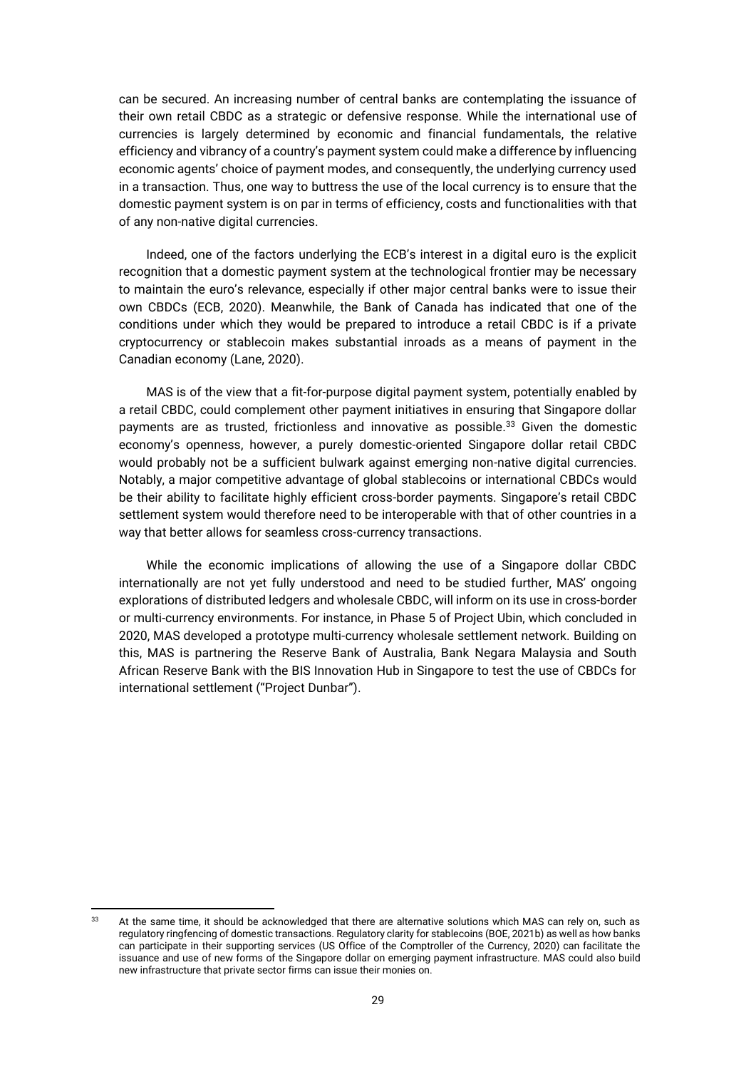can be secured. An increasing number of central banks are contemplating the issuance of their own retail CBDC as a strategic or defensive response. While the international use of currencies is largely determined by economic and financial fundamentals, the relative efficiency and vibrancy of a country's payment system could make a difference by influencing economic agents' choice of payment modes, and consequently, the underlying currency used in a transaction. Thus, one way to buttress the use of the local currency is to ensure that the domestic payment system is on par in terms of efficiency, costs and functionalities with that of any non-native digital currencies.

Indeed, one of the factors underlying the ECB's interest in a digital euro is the explicit recognition that a domestic payment system at the technological frontier may be necessary to maintain the euro's relevance, especially if other major central banks were to issue their own CBDCs (ECB, 2020). Meanwhile, the Bank of Canada has indicated that one of the conditions under which they would be prepared to introduce a retail CBDC is if a private cryptocurrency or stablecoin makes substantial inroads as a means of payment in the Canadian economy (Lane, 2020).

MAS is of the view that a fit-for-purpose digital payment system, potentially enabled by a retail CBDC, could complement other payment initiatives in ensuring that Singapore dollar payments are as trusted, frictionless and innovative as possible.[33] Given the domestic economy's openness, however, a purely domestic-oriented Singapore dollar retail CBDC would probably not be a sufficient bulwark against emerging non-native digital currencies. Notably, a major competitive advantage of global stablecoins or international CBDCs would be their ability to facilitate highly efficient cross-border payments. Singapore's retail CBDC settlement system would therefore need to be interoperable with that of other countries in a way that better allows for seamless cross-currency transactions.

While the economic implications of allowing the use of a Singapore dollar CBDC internationally are not yet fully understood and need to be studied further, MAS' ongoing explorations of distributed ledgers and wholesale CBDC, will inform on its use in cross-border or multi-currency environments. For instance, in Phase 5 of Project Ubin, which concluded in 2020, MAS developed a prototype multi-currency wholesale settlement network. Building on this, MAS is partnering the Reserve Bank of Australia, Bank Negara Malaysia and South African Reserve Bank with the BIS Innovation Hub in Singapore to test the use of CBDCs for international settlement ("Project Dunbar").

---

[33] At the same time, it should be acknowledged that there are alternative solutions which MAS can rely on, such as regulatory ringfencing of domestic transactions. Regulatory clarity for stablecoins (BOE, 2021b) as well as how banks can participate in their supporting services (US Office of the Comptroller of the Currency, 2020) can facilitate the issuance and use of new forms of the Singapore dollar on emerging payment infrastructure. MAS could also build new infrastructure that private sector firms can issue their monies on.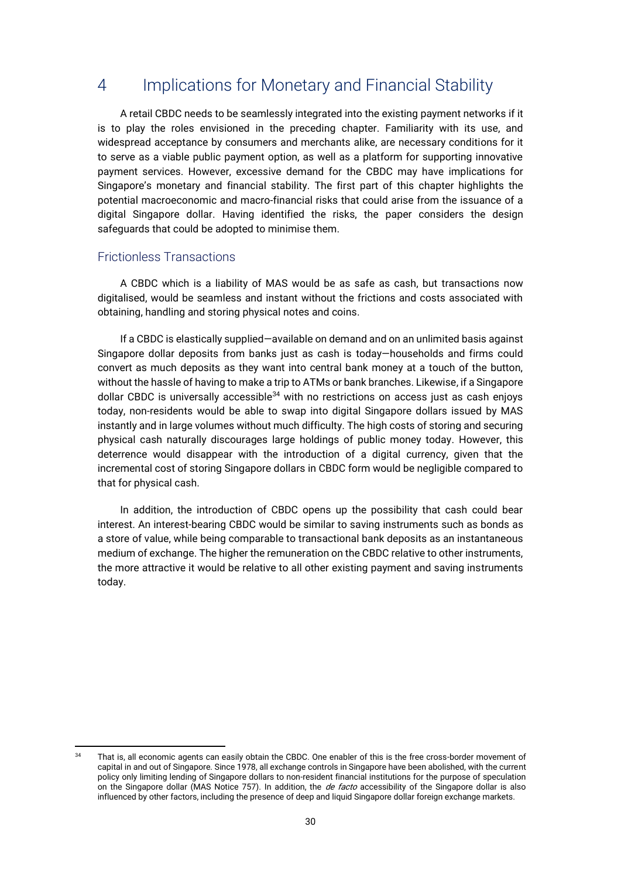# 4 Implications for Monetary and Financial Stability

A retail CBDC needs to be seamlessly integrated into the existing payment networks if it is to play the roles envisioned in the preceding chapter. Familiarity with its use, and widespread acceptance by consumers and merchants alike, are necessary conditions for it to serve as a viable public payment option, as well as a platform for supporting innovative payment services. However, excessive demand for the CBDC may have implications for Singapore's monetary and financial stability. The first part of this chapter highlights the potential macroeconomic and macro-financial risks that could arise from the issuance of a digital Singapore dollar. Having identified the risks, the paper considers the design safeguards that could be adopted to minimise them.

## Frictionless Transactions

A CBDC which is a liability of MAS would be as safe as cash, but transactions now digitalised, would be seamless and instant without the frictions and costs associated with obtaining, handling and storing physical notes and coins.

If a CBDC is elastically supplied—available on demand and on an unlimited basis against Singapore dollar deposits from banks just as cash is today—households and firms could convert as much deposits as they want into central bank money at a touch of the button, without the hassle of having to make a trip to ATMs or bank branches. Likewise, if a Singapore dollar CBDC is universally accessible[34] with no restrictions on access just as cash enjoys today, non-residents would be able to swap into digital Singapore dollars issued by MAS instantly and in large volumes without much difficulty. The high costs of storing and securing physical cash naturally discourages large holdings of public money today. However, this deterrence would disappear with the introduction of a digital currency, given that the incremental cost of storing Singapore dollars in CBDC form would be negligible compared to that for physical cash.

In addition, the introduction of CBDC opens up the possibility that cash could bear interest. An interest-bearing CBDC would be similar to saving instruments such as bonds as a store of value, while being comparable to transactional bank deposits as an instantaneous medium of exchange. The higher the remuneration on the CBDC relative to other instruments, the more attractive it would be relative to all other existing payment and saving instruments today.

[34] That is, all economic agents can easily obtain the CBDC. One enabler of this is the free cross-border movement of capital in and out of Singapore. Since 1978, all exchange controls in Singapore have been abolished, with the current policy only limiting lending of Singapore dollars to non-resident financial institutions for the purpose of speculation on the Singapore dollar (MAS Notice 757). In addition, the *de facto* accessibility of the Singapore dollar is also influenced by other factors, including the presence of deep and liquid Singapore dollar foreign exchange markets.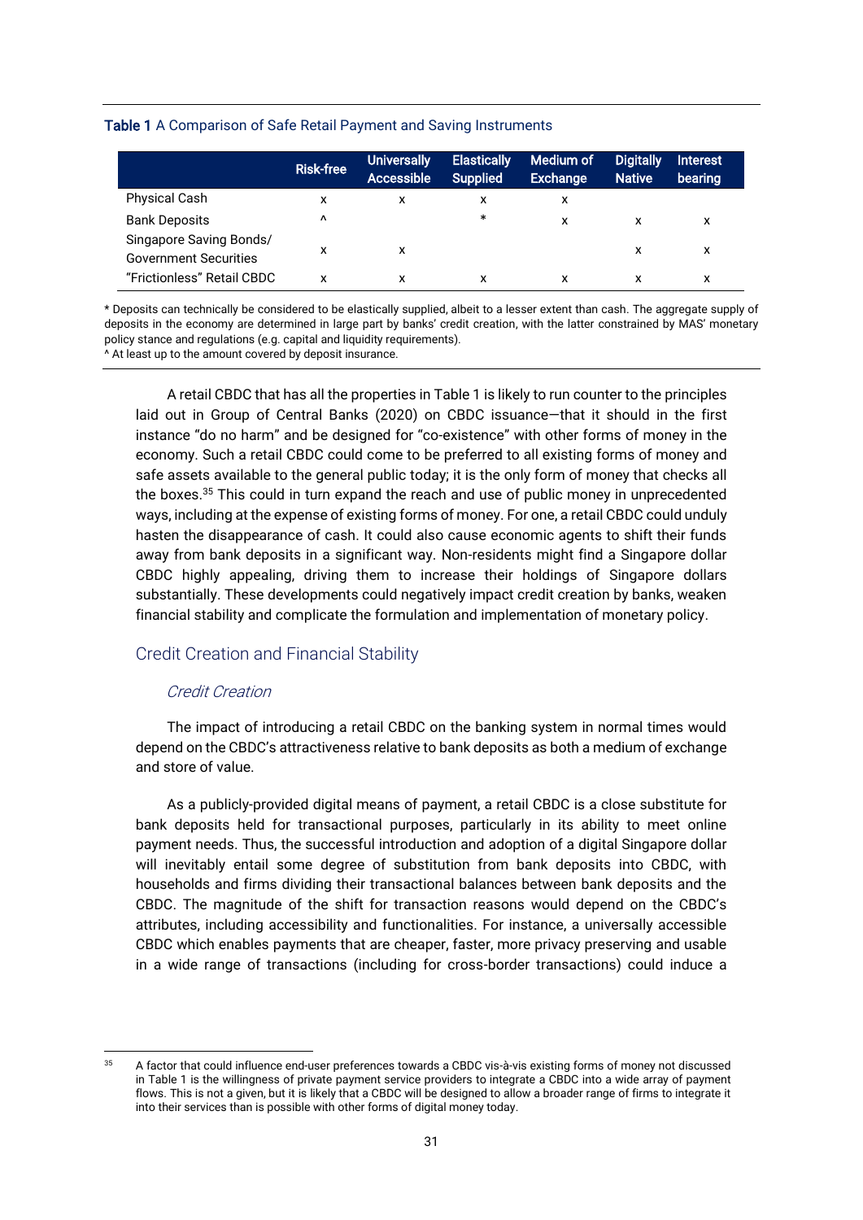**Table 1** A Comparison of Safe Retail Payment and Saving Instruments

| | Risk-free | Universally Accessible | Elastically Supplied | Medium of Exchange | Digitally Native | Interest bearing |
|---|---|---|---|---|---|---|
| Physical Cash | x | x | x | x | | |
| Bank Deposits | ^ | | * | x | x | x |
| Singapore Saving Bonds/ Government Securities | x | x | | | x | x |
| "Frictionless" Retail CBDC | x | x | x | x | x | x |

\* Deposits can technically be considered to be elastically supplied, albeit to a lesser extent than cash. The aggregate supply of deposits in the economy are determined in large part by banks' credit creation, with the latter constrained by MAS' monetary policy stance and regulations (e.g. capital and liquidity requirements).
^ At least up to the amount covered by deposit insurance.

A retail CBDC that has all the properties in Table 1 is likely to run counter to the principles laid out in Group of Central Banks (2020) on CBDC issuance—that it should in the first instance "do no harm" and be designed for "co-existence" with other forms of money in the economy. Such a retail CBDC could come to be preferred to all existing forms of money and safe assets available to the general public today; it is the only form of money that checks all the boxes.[35] This could in turn expand the reach and use of public money in unprecedented ways, including at the expense of existing forms of money. For one, a retail CBDC could unduly hasten the disappearance of cash. It could also cause economic agents to shift their funds away from bank deposits in a significant way. Non-residents might find a Singapore dollar CBDC highly appealing, driving them to increase their holdings of Singapore dollars substantially. These developments could negatively impact credit creation by banks, weaken financial stability and complicate the formulation and implementation of monetary policy.

## Credit Creation and Financial Stability

### *Credit Creation*

The impact of introducing a retail CBDC on the banking system in normal times would depend on the CBDC's attractiveness relative to bank deposits as both a medium of exchange and store of value.

As a publicly-provided digital means of payment, a retail CBDC is a close substitute for bank deposits held for transactional purposes, particularly in its ability to meet online payment needs. Thus, the successful introduction and adoption of a digital Singapore dollar will inevitably entail some degree of substitution from bank deposits into CBDC, with households and firms dividing their transactional balances between bank deposits and the CBDC. The magnitude of the shift for transaction reasons would depend on the CBDC's attributes, including accessibility and functionalities. For instance, a universally accessible CBDC which enables payments that are cheaper, faster, more privacy preserving and usable in a wide range of transactions (including for cross-border transactions) could induce a

[35] A factor that could influence end-user preferences towards a CBDC vis-à-vis existing forms of money not discussed in Table 1 is the willingness of private payment service providers to integrate a CBDC into a wide array of payment flows. This is not a given, but it is likely that a CBDC will be designed to allow a broader range of firms to integrate it into their services than is possible with other forms of digital money today.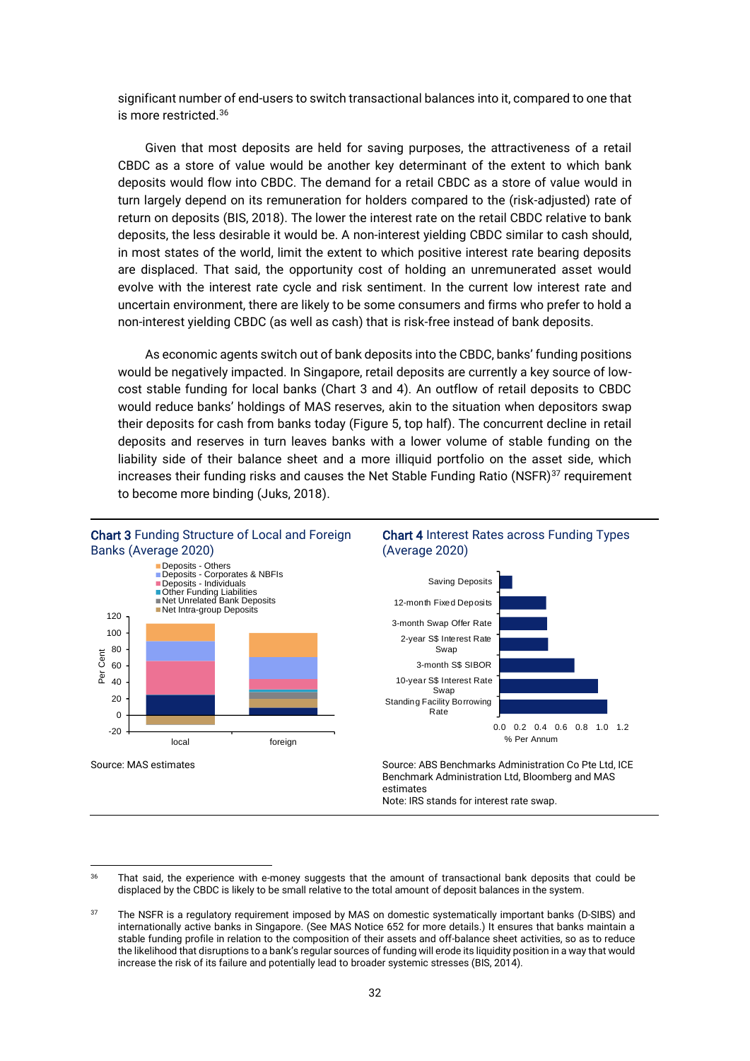significant number of end-users to switch transactional balances into it, compared to one that is more restricted.[36]

Given that most deposits are held for saving purposes, the attractiveness of a retail CBDC as a store of value would be another key determinant of the extent to which bank deposits would flow into CBDC. The demand for a retail CBDC as a store of value would in turn largely depend on its remuneration for holders compared to the (risk-adjusted) rate of return on deposits (BIS, 2018). The lower the interest rate on the retail CBDC relative to bank deposits, the less desirable it would be. A non-interest yielding CBDC similar to cash should, in most states of the world, limit the extent to which positive interest rate bearing deposits are displaced. That said, the opportunity cost of holding an unremunerated asset would evolve with the interest rate cycle and risk sentiment. In the current low interest rate and uncertain environment, there are likely to be some consumers and firms who prefer to hold a non-interest yielding CBDC (as well as cash) that is risk-free instead of bank deposits.

As economic agents switch out of bank deposits into the CBDC, banks' funding positions would be negatively impacted. In Singapore, retail deposits are currently a key source of low-cost stable funding for local banks (Chart 3 and 4). An outflow of retail deposits to CBDC would reduce banks' holdings of MAS reserves, akin to the situation when depositors swap their deposits for cash from banks today (Figure 5, top half). The concurrent decline in retail deposits and reserves in turn leaves banks with a lower volume of stable funding on the liability side of their balance sheet and a more illiquid portfolio on the asset side, which increases their funding risks and causes the Net Stable Funding Ratio (NSFR)[37] requirement to become more binding (Juks, 2018).

**Chart 3** Funding Structure of Local and Foreign Banks (Average 2020)

Source: MAS estimates

**Chart 4** Interest Rates across Funding Types (Average 2020)

Source: ABS Benchmarks Administration Co Pte Ltd, ICE Benchmark Administration Ltd, Bloomberg and MAS estimates
Note: IRS stands for interest rate swap.

---

[36] That said, the experience with e-money suggests that the amount of transactional bank deposits that could be displaced by the CBDC is likely to be small relative to the total amount of deposit balances in the system.

[37] The NSFR is a regulatory requirement imposed by MAS on domestic systematically important banks (D-SIBS) and internationally active banks in Singapore. (See MAS Notice 652 for more details.) It ensures that banks maintain a stable funding profile in relation to the composition of their assets and off-balance sheet activities, so as to reduce the likelihood that disruptions to a bank's regular sources of funding will erode its liquidity position in a way that would increase the risk of its failure and potentially lead to broader systemic stresses (BIS, 2014).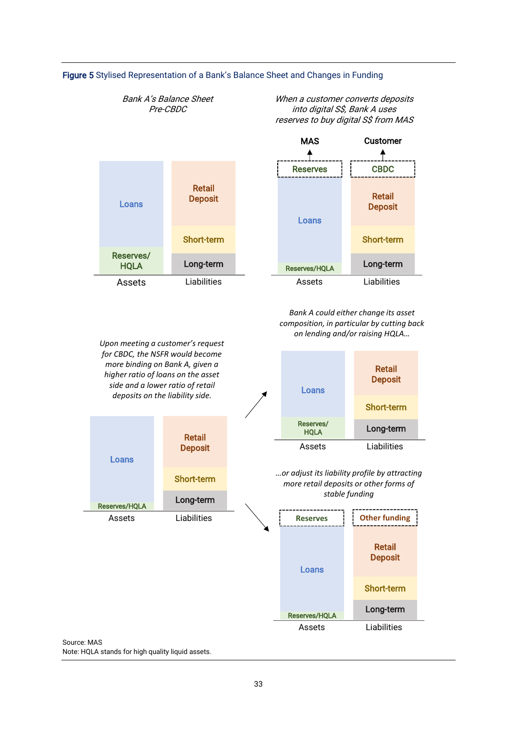**Figure 5** Stylised Representation of a Bank's Balance Sheet and Changes in Funding

*Bank A's Balance Sheet Pre-CBDC*

| Assets | Liabilities |
|---|---|
| Loans | Retail Deposit |
| Reserves/ HQLA | Short-term |
| | Long-term |

*When a customer converts deposits into digital S$, Bank A uses reserves to buy digital S$ from MAS*

| Assets | Liabilities |
|---|---|
| Reserves → MAS | CBDC → Customer |
| Loans | Retail Deposit |
| Reserves/HQLA | Short-term |
| | Long-term |

*Upon meeting a customer's request for CBDC, the NSFR would become more binding on Bank A, given a higher ratio of loans on the asset side and a lower ratio of retail deposits on the liability side.*

| Assets | Liabilities |
|---|---|
| Loans | Retail Deposit |
| Reserves/HQLA | Short-term |
| | Long-term |

*Bank A could either change its asset composition, in particular by cutting back on lending and/or raising HQLA…*

| Assets | Liabilities |
|---|---|
| Loans | Retail Deposit |
| Reserves/ HQLA | Short-term |
| | Long-term |

*…or adjust its liability profile by attracting more retail deposits or other forms of stable funding*

| Assets | Liabilities |
|---|---|
| Reserves | Other funding |
| Loans | Retail Deposit |
| Reserves/HQLA | Short-term |
| | Long-term |

Source: MAS
Note: HQLA stands for high quality liquid assets.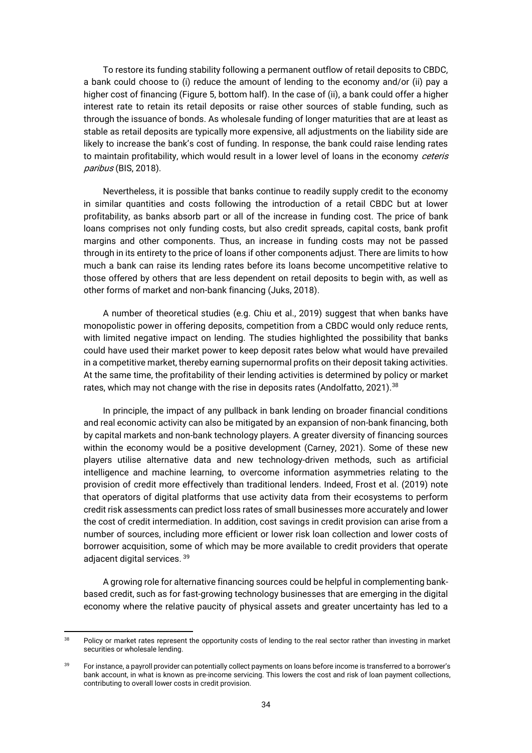To restore its funding stability following a permanent outflow of retail deposits to CBDC, a bank could choose to (i) reduce the amount of lending to the economy and/or (ii) pay a higher cost of financing (Figure 5, bottom half). In the case of (ii), a bank could offer a higher interest rate to retain its retail deposits or raise other sources of stable funding, such as through the issuance of bonds. As wholesale funding of longer maturities that are at least as stable as retail deposits are typically more expensive, all adjustments on the liability side are likely to increase the bank's cost of funding. In response, the bank could raise lending rates to maintain profitability, which would result in a lower level of loans in the economy *ceteris paribus* (BIS, 2018).

Nevertheless, it is possible that banks continue to readily supply credit to the economy in similar quantities and costs following the introduction of a retail CBDC but at lower profitability, as banks absorb part or all of the increase in funding cost. The price of bank loans comprises not only funding costs, but also credit spreads, capital costs, bank profit margins and other components. Thus, an increase in funding costs may not be passed through in its entirety to the price of loans if other components adjust. There are limits to how much a bank can raise its lending rates before its loans become uncompetitive relative to those offered by others that are less dependent on retail deposits to begin with, as well as other forms of market and non-bank financing (Juks, 2018).

A number of theoretical studies (e.g. Chiu et al., 2019) suggest that when banks have monopolistic power in offering deposits, competition from a CBDC would only reduce rents, with limited negative impact on lending. The studies highlighted the possibility that banks could have used their market power to keep deposit rates below what would have prevailed in a competitive market, thereby earning supernormal profits on their deposit taking activities. At the same time, the profitability of their lending activities is determined by policy or market rates, which may not change with the rise in deposits rates (Andolfatto, 2021).[38]

In principle, the impact of any pullback in bank lending on broader financial conditions and real economic activity can also be mitigated by an expansion of non-bank financing, both by capital markets and non-bank technology players. A greater diversity of financing sources within the economy would be a positive development (Carney, 2021). Some of these new players utilise alternative data and new technology-driven methods, such as artificial intelligence and machine learning, to overcome information asymmetries relating to the provision of credit more effectively than traditional lenders. Indeed, Frost et al. (2019) note that operators of digital platforms that use activity data from their ecosystems to perform credit risk assessments can predict loss rates of small businesses more accurately and lower the cost of credit intermediation. In addition, cost savings in credit provision can arise from a number of sources, including more efficient or lower risk loan collection and lower costs of borrower acquisition, some of which may be more available to credit providers that operate adjacent digital services. [39]

A growing role for alternative financing sources could be helpful in complementing bank-based credit, such as for fast-growing technology businesses that are emerging in the digital economy where the relative paucity of physical assets and greater uncertainty has led to a

[38] Policy or market rates represent the opportunity costs of lending to the real sector rather than investing in market securities or wholesale lending.

[39] For instance, a payroll provider can potentially collect payments on loans before income is transferred to a borrower's bank account, in what is known as pre-income servicing. This lowers the cost and risk of loan payment collections, contributing to overall lower costs in credit provision.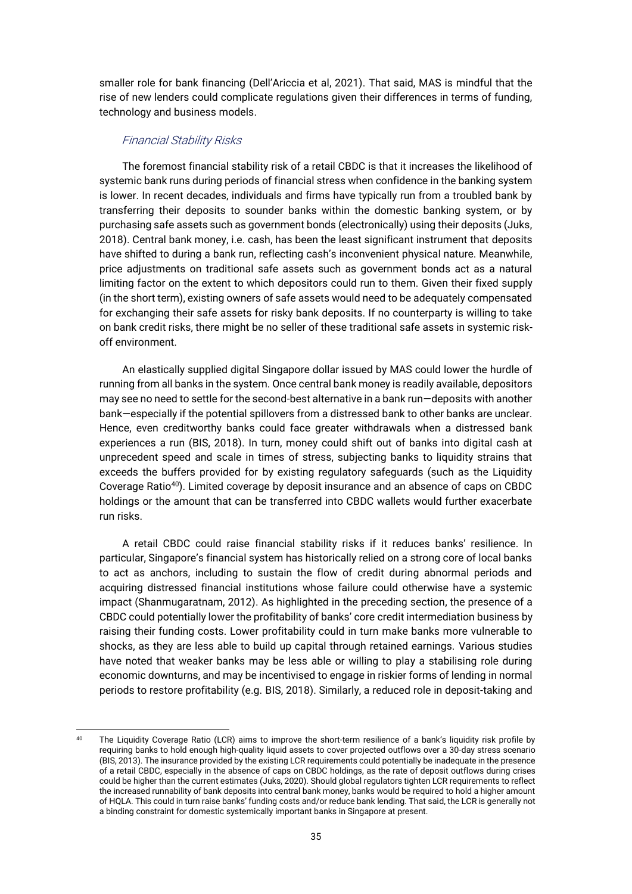smaller role for bank financing (Dell'Ariccia et al, 2021). That said, MAS is mindful that the rise of new lenders could complicate regulations given their differences in terms of funding, technology and business models.

### *Financial Stability Risks*

The foremost financial stability risk of a retail CBDC is that it increases the likelihood of systemic bank runs during periods of financial stress when confidence in the banking system is lower. In recent decades, individuals and firms have typically run from a troubled bank by transferring their deposits to sounder banks within the domestic banking system, or by purchasing safe assets such as government bonds (electronically) using their deposits (Juks, 2018). Central bank money, i.e. cash, has been the least significant instrument that deposits have shifted to during a bank run, reflecting cash's inconvenient physical nature. Meanwhile, price adjustments on traditional safe assets such as government bonds act as a natural limiting factor on the extent to which depositors could run to them. Given their fixed supply (in the short term), existing owners of safe assets would need to be adequately compensated for exchanging their safe assets for risky bank deposits. If no counterparty is willing to take on bank credit risks, there might be no seller of these traditional safe assets in systemic risk-off environment.

An elastically supplied digital Singapore dollar issued by MAS could lower the hurdle of running from all banks in the system. Once central bank money is readily available, depositors may see no need to settle for the second-best alternative in a bank run—deposits with another bank—especially if the potential spillovers from a distressed bank to other banks are unclear. Hence, even creditworthy banks could face greater withdrawals when a distressed bank experiences a run (BIS, 2018). In turn, money could shift out of banks into digital cash at unprecedent speed and scale in times of stress, subjecting banks to liquidity strains that exceeds the buffers provided for by existing regulatory safeguards (such as the Liquidity Coverage Ratio[40]). Limited coverage by deposit insurance and an absence of caps on CBDC holdings or the amount that can be transferred into CBDC wallets would further exacerbate run risks.

A retail CBDC could raise financial stability risks if it reduces banks' resilience. In particular, Singapore's financial system has historically relied on a strong core of local banks to act as anchors, including to sustain the flow of credit during abnormal periods and acquiring distressed financial institutions whose failure could otherwise have a systemic impact (Shanmugaratnam, 2012). As highlighted in the preceding section, the presence of a CBDC could potentially lower the profitability of banks' core credit intermediation business by raising their funding costs. Lower profitability could in turn make banks more vulnerable to shocks, as they are less able to build up capital through retained earnings. Various studies have noted that weaker banks may be less able or willing to play a stabilising role during economic downturns, and may be incentivised to engage in riskier forms of lending in normal periods to restore profitability (e.g. BIS, 2018). Similarly, a reduced role in deposit-taking and

---

[40] The Liquidity Coverage Ratio (LCR) aims to improve the short-term resilience of a bank's liquidity risk profile by requiring banks to hold enough high-quality liquid assets to cover projected outflows over a 30-day stress scenario (BIS, 2013). The insurance provided by the existing LCR requirements could potentially be inadequate in the presence of a retail CBDC, especially in the absence of caps on CBDC holdings, as the rate of deposit outflows during crises could be higher than the current estimates (Juks, 2020). Should global regulators tighten LCR requirements to reflect the increased runnability of bank deposits into central bank money, banks would be required to hold a higher amount of HQLA. This could in turn raise banks' funding costs and/or reduce bank lending. That said, the LCR is generally not a binding constraint for domestic systemically important banks in Singapore at present.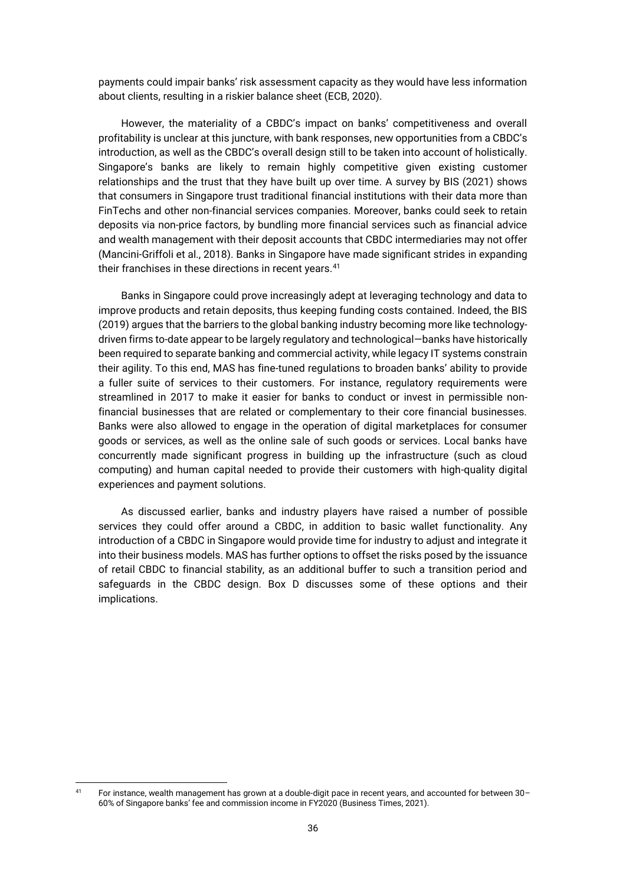payments could impair banks' risk assessment capacity as they would have less information about clients, resulting in a riskier balance sheet (ECB, 2020).

However, the materiality of a CBDC's impact on banks' competitiveness and overall profitability is unclear at this juncture, with bank responses, new opportunities from a CBDC's introduction, as well as the CBDC's overall design still to be taken into account of holistically. Singapore's banks are likely to remain highly competitive given existing customer relationships and the trust that they have built up over time. A survey by BIS (2021) shows that consumers in Singapore trust traditional financial institutions with their data more than FinTechs and other non-financial services companies. Moreover, banks could seek to retain deposits via non-price factors, by bundling more financial services such as financial advice and wealth management with their deposit accounts that CBDC intermediaries may not offer (Mancini-Griffoli et al., 2018). Banks in Singapore have made significant strides in expanding their franchises in these directions in recent years.[41]

Banks in Singapore could prove increasingly adept at leveraging technology and data to improve products and retain deposits, thus keeping funding costs contained. Indeed, the BIS (2019) argues that the barriers to the global banking industry becoming more like technology-driven firms to-date appear to be largely regulatory and technological—banks have historically been required to separate banking and commercial activity, while legacy IT systems constrain their agility. To this end, MAS has fine-tuned regulations to broaden banks' ability to provide a fuller suite of services to their customers. For instance, regulatory requirements were streamlined in 2017 to make it easier for banks to conduct or invest in permissible non-financial businesses that are related or complementary to their core financial businesses. Banks were also allowed to engage in the operation of digital marketplaces for consumer goods or services, as well as the online sale of such goods or services. Local banks have concurrently made significant progress in building up the infrastructure (such as cloud computing) and human capital needed to provide their customers with high-quality digital experiences and payment solutions.

As discussed earlier, banks and industry players have raised a number of possible services they could offer around a CBDC, in addition to basic wallet functionality. Any introduction of a CBDC in Singapore would provide time for industry to adjust and integrate it into their business models. MAS has further options to offset the risks posed by the issuance of retail CBDC to financial stability, as an additional buffer to such a transition period and safeguards in the CBDC design. Box D discusses some of these options and their implications.

[41] For instance, wealth management has grown at a double-digit pace in recent years, and accounted for between 30–60% of Singapore banks' fee and commission income in FY2020 (Business Times, 2021).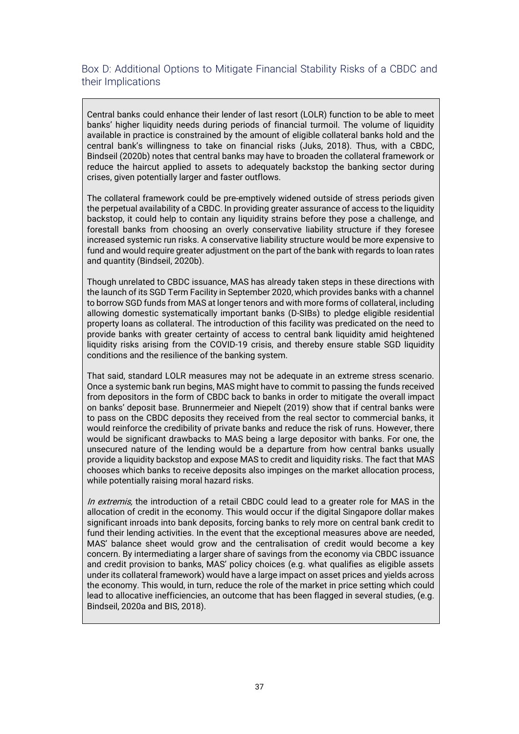## Box D: Additional Options to Mitigate Financial Stability Risks of a CBDC and their Implications

Central banks could enhance their lender of last resort (LOLR) function to be able to meet banks' higher liquidity needs during periods of financial turmoil. The volume of liquidity available in practice is constrained by the amount of eligible collateral banks hold and the central bank's willingness to take on financial risks (Juks, 2018). Thus, with a CBDC, Bindseil (2020b) notes that central banks may have to broaden the collateral framework or reduce the haircut applied to assets to adequately backstop the banking sector during crises, given potentially larger and faster outflows.

The collateral framework could be pre-emptively widened outside of stress periods given the perpetual availability of a CBDC. In providing greater assurance of access to the liquidity backstop, it could help to contain any liquidity strains before they pose a challenge, and forestall banks from choosing an overly conservative liability structure if they foresee increased systemic run risks. A conservative liability structure would be more expensive to fund and would require greater adjustment on the part of the bank with regards to loan rates and quantity (Bindseil, 2020b).

Though unrelated to CBDC issuance, MAS has already taken steps in these directions with the launch of its SGD Term Facility in September 2020, which provides banks with a channel to borrow SGD funds from MAS at longer tenors and with more forms of collateral, including allowing domestic systematically important banks (D-SIBs) to pledge eligible residential property loans as collateral. The introduction of this facility was predicated on the need to provide banks with greater certainty of access to central bank liquidity amid heightened liquidity risks arising from the COVID-19 crisis, and thereby ensure stable SGD liquidity conditions and the resilience of the banking system.

That said, standard LOLR measures may not be adequate in an extreme stress scenario. Once a systemic bank run begins, MAS might have to commit to passing the funds received from depositors in the form of CBDC back to banks in order to mitigate the overall impact on banks' deposit base. Brunnermeier and Niepelt (2019) show that if central banks were to pass on the CBDC deposits they received from the real sector to commercial banks, it would reinforce the credibility of private banks and reduce the risk of runs. However, there would be significant drawbacks to MAS being a large depositor with banks. For one, the unsecured nature of the lending would be a departure from how central banks usually provide a liquidity backstop and expose MAS to credit and liquidity risks. The fact that MAS chooses which banks to receive deposits also impinges on the market allocation process, while potentially raising moral hazard risks.

*In extremis,* the introduction of a retail CBDC could lead to a greater role for MAS in the allocation of credit in the economy. This would occur if the digital Singapore dollar makes significant inroads into bank deposits, forcing banks to rely more on central bank credit to fund their lending activities. In the event that the exceptional measures above are needed, MAS' balance sheet would grow and the centralisation of credit would become a key concern. By intermediating a larger share of savings from the economy via CBDC issuance and credit provision to banks, MAS' policy choices (e.g. what qualifies as eligible assets under its collateral framework) would have a large impact on asset prices and yields across the economy. This would, in turn, reduce the role of the market in price setting which could lead to allocative inefficiencies, an outcome that has been flagged in several studies, (e.g. Bindseil, 2020a and BIS, 2018).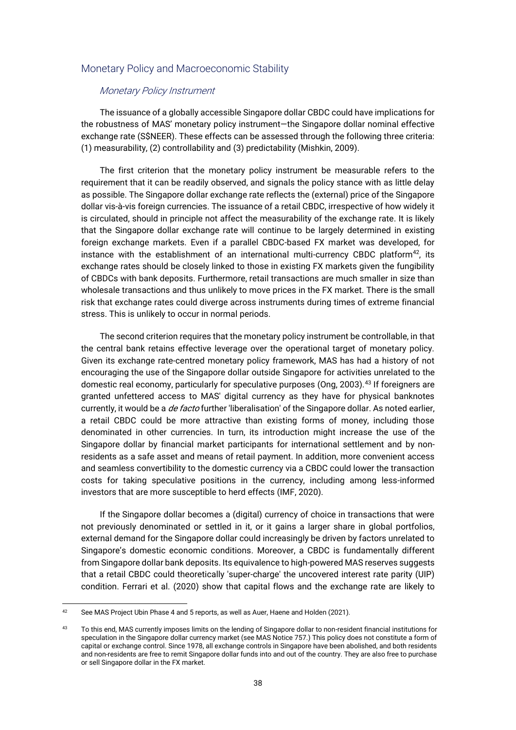## Monetary Policy and Macroeconomic Stability

### *Monetary Policy Instrument*

The issuance of a globally accessible Singapore dollar CBDC could have implications for the robustness of MAS' monetary policy instrument—the Singapore dollar nominal effective exchange rate (S$NEER). These effects can be assessed through the following three criteria: (1) measurability, (2) controllability and (3) predictability (Mishkin, 2009).

The first criterion that the monetary policy instrument be measurable refers to the requirement that it can be readily observed, and signals the policy stance with as little delay as possible. The Singapore dollar exchange rate reflects the (external) price of the Singapore dollar vis-à-vis foreign currencies. The issuance of a retail CBDC, irrespective of how widely it is circulated, should in principle not affect the measurability of the exchange rate. It is likely that the Singapore dollar exchange rate will continue to be largely determined in existing foreign exchange markets. Even if a parallel CBDC-based FX market was developed, for instance with the establishment of an international multi-currency CBDC platform[42], its exchange rates should be closely linked to those in existing FX markets given the fungibility of CBDCs with bank deposits. Furthermore, retail transactions are much smaller in size than wholesale transactions and thus unlikely to move prices in the FX market. There is the small risk that exchange rates could diverge across instruments during times of extreme financial stress. This is unlikely to occur in normal periods.

The second criterion requires that the monetary policy instrument be controllable, in that the central bank retains effective leverage over the operational target of monetary policy. Given its exchange rate-centred monetary policy framework, MAS has had a history of not encouraging the use of the Singapore dollar outside Singapore for activities unrelated to the domestic real economy, particularly for speculative purposes (Ong, 2003).[43] If foreigners are granted unfettered access to MAS' digital currency as they have for physical banknotes currently, it would be a *de facto* further 'liberalisation' of the Singapore dollar. As noted earlier, a retail CBDC could be more attractive than existing forms of money, including those denominated in other currencies. In turn, its introduction might increase the use of the Singapore dollar by financial market participants for international settlement and by non-residents as a safe asset and means of retail payment. In addition, more convenient access and seamless convertibility to the domestic currency via a CBDC could lower the transaction costs for taking speculative positions in the currency, including among less-informed investors that are more susceptible to herd effects (IMF, 2020).

If the Singapore dollar becomes a (digital) currency of choice in transactions that were not previously denominated or settled in it, or it gains a larger share in global portfolios, external demand for the Singapore dollar could increasingly be driven by factors unrelated to Singapore's domestic economic conditions. Moreover, a CBDC is fundamentally different from Singapore dollar bank deposits. Its equivalence to high-powered MAS reserves suggests that a retail CBDC could theoretically 'super-charge' the uncovered interest rate parity (UIP) condition. Ferrari et al. (2020) show that capital flows and the exchange rate are likely to

---

[42] See MAS Project Ubin Phase 4 and 5 reports, as well as Auer, Haene and Holden (2021).

[43] To this end, MAS currently imposes limits on the lending of Singapore dollar to non-resident financial institutions for speculation in the Singapore dollar currency market (see MAS Notice 757.) This policy does not constitute a form of capital or exchange control. Since 1978, all exchange controls in Singapore have been abolished, and both residents and non-residents are free to remit Singapore dollar funds into and out of the country. They are also free to purchase or sell Singapore dollar in the FX market.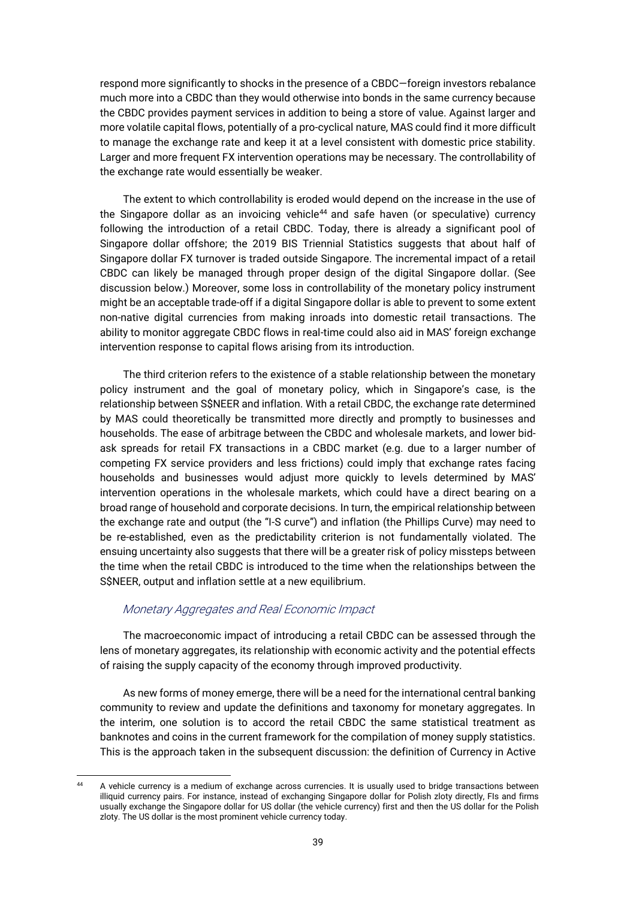respond more significantly to shocks in the presence of a CBDC—foreign investors rebalance much more into a CBDC than they would otherwise into bonds in the same currency because the CBDC provides payment services in addition to being a store of value. Against larger and more volatile capital flows, potentially of a pro-cyclical nature, MAS could find it more difficult to manage the exchange rate and keep it at a level consistent with domestic price stability. Larger and more frequent FX intervention operations may be necessary. The controllability of the exchange rate would essentially be weaker.

The extent to which controllability is eroded would depend on the increase in the use of the Singapore dollar as an invoicing vehicle[44] and safe haven (or speculative) currency following the introduction of a retail CBDC. Today, there is already a significant pool of Singapore dollar offshore; the 2019 BIS Triennial Statistics suggests that about half of Singapore dollar FX turnover is traded outside Singapore. The incremental impact of a retail CBDC can likely be managed through proper design of the digital Singapore dollar. (See discussion below.) Moreover, some loss in controllability of the monetary policy instrument might be an acceptable trade-off if a digital Singapore dollar is able to prevent to some extent non-native digital currencies from making inroads into domestic retail transactions. The ability to monitor aggregate CBDC flows in real-time could also aid in MAS' foreign exchange intervention response to capital flows arising from its introduction.

The third criterion refers to the existence of a stable relationship between the monetary policy instrument and the goal of monetary policy, which in Singapore's case, is the relationship between S$NEER and inflation. With a retail CBDC, the exchange rate determined by MAS could theoretically be transmitted more directly and promptly to businesses and households. The ease of arbitrage between the CBDC and wholesale markets, and lower bid-ask spreads for retail FX transactions in a CBDC market (e.g. due to a larger number of competing FX service providers and less frictions) could imply that exchange rates facing households and businesses would adjust more quickly to levels determined by MAS' intervention operations in the wholesale markets, which could have a direct bearing on a broad range of household and corporate decisions. In turn, the empirical relationship between the exchange rate and output (the "I-S curve") and inflation (the Phillips Curve) may need to be re-established, even as the predictability criterion is not fundamentally violated. The ensuing uncertainty also suggests that there will be a greater risk of policy missteps between the time when the retail CBDC is introduced to the time when the relationships between the S$NEER, output and inflation settle at a new equilibrium.

### *Monetary Aggregates and Real Economic Impact*

The macroeconomic impact of introducing a retail CBDC can be assessed through the lens of monetary aggregates, its relationship with economic activity and the potential effects of raising the supply capacity of the economy through improved productivity.

As new forms of money emerge, there will be a need for the international central banking community to review and update the definitions and taxonomy for monetary aggregates. In the interim, one solution is to accord the retail CBDC the same statistical treatment as banknotes and coins in the current framework for the compilation of money supply statistics. This is the approach taken in the subsequent discussion: the definition of Currency in Active

---

[44] A vehicle currency is a medium of exchange across currencies. It is usually used to bridge transactions between illiquid currency pairs. For instance, instead of exchanging Singapore dollar for Polish zloty directly, FIs and firms usually exchange the Singapore dollar for US dollar (the vehicle currency) first and then the US dollar for the Polish zloty. The US dollar is the most prominent vehicle currency today.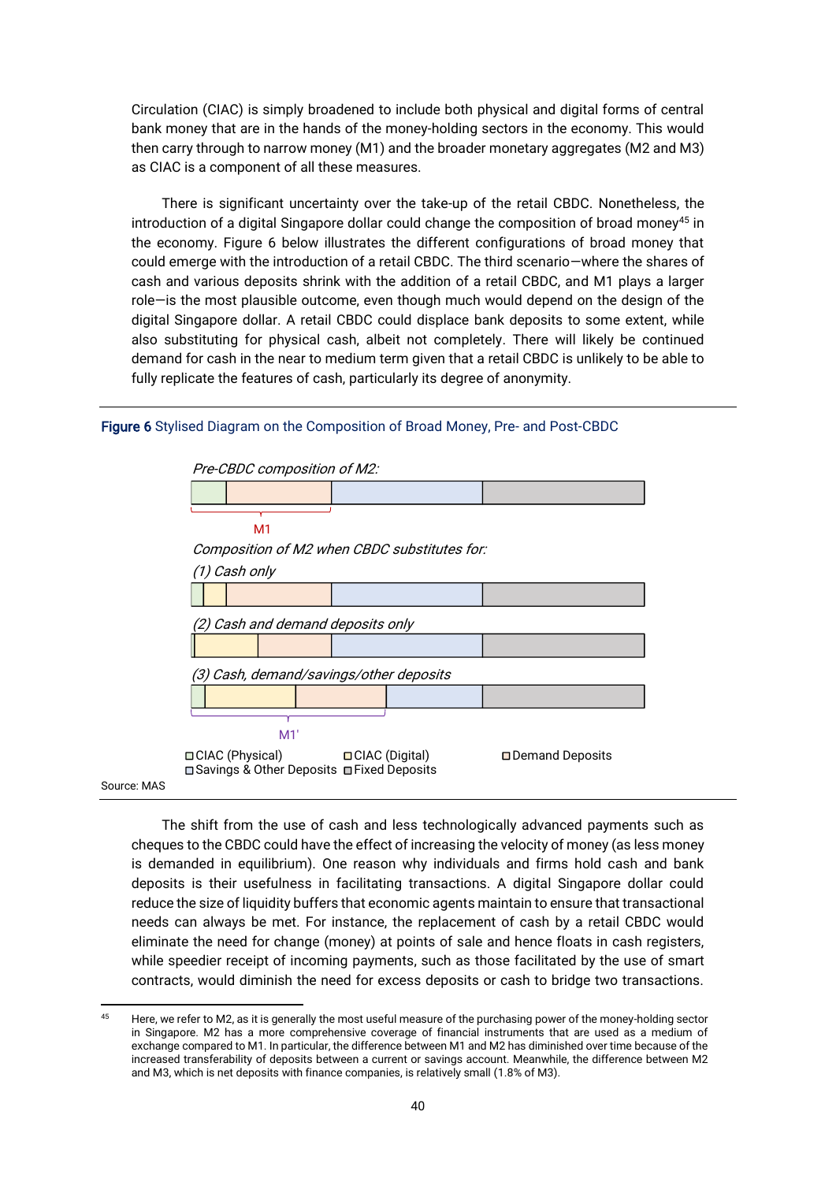Circulation (CIAC) is simply broadened to include both physical and digital forms of central bank money that are in the hands of the money-holding sectors in the economy. This would then carry through to narrow money (M1) and the broader monetary aggregates (M2 and M3) as CIAC is a component of all these measures.

There is significant uncertainty over the take-up of the retail CBDC. Nonetheless, the introduction of a digital Singapore dollar could change the composition of broad money[45] in the economy. Figure 6 below illustrates the different configurations of broad money that could emerge with the introduction of a retail CBDC. The third scenario—where the shares of cash and various deposits shrink with the addition of a retail CBDC, and M1 plays a larger role—is the most plausible outcome, even though much would depend on the design of the digital Singapore dollar. A retail CBDC could displace bank deposits to some extent, while also substituting for physical cash, albeit not completely. There will likely be continued demand for cash in the near to medium term given that a retail CBDC is unlikely to be able to fully replicate the features of cash, particularly its degree of anonymity.

**Figure 6** Stylised Diagram on the Composition of Broad Money, Pre- and Post-CBDC

*Pre-CBDC composition of M2:*

M1

*Composition of M2 when CBDC substitutes for:*

*(1) Cash only*

*(2) Cash and demand deposits only*

*(3) Cash, demand/savings/other deposits*

M1'

□ CIAC (Physical) □ CIAC (Digital) □ Demand Deposits □ Savings & Other Deposits □ Fixed Deposits

Source: MAS

The shift from the use of cash and less technologically advanced payments such as cheques to the CBDC could have the effect of increasing the velocity of money (as less money is demanded in equilibrium). One reason why individuals and firms hold cash and bank deposits is their usefulness in facilitating transactions. A digital Singapore dollar could reduce the size of liquidity buffers that economic agents maintain to ensure that transactional needs can always be met. For instance, the replacement of cash by a retail CBDC would eliminate the need for change (money) at points of sale and hence floats in cash registers, while speedier receipt of incoming payments, such as those facilitated by the use of smart contracts, would diminish the need for excess deposits or cash to bridge two transactions.

---

[45] Here, we refer to M2, as it is generally the most useful measure of the purchasing power of the money-holding sector in Singapore. M2 has a more comprehensive coverage of financial instruments that are used as a medium of exchange compared to M1. In particular, the difference between M1 and M2 has diminished over time because of the increased transferability of deposits between a current or savings account. Meanwhile, the difference between M2 and M3, which is net deposits with finance companies, is relatively small (1.8% of M3).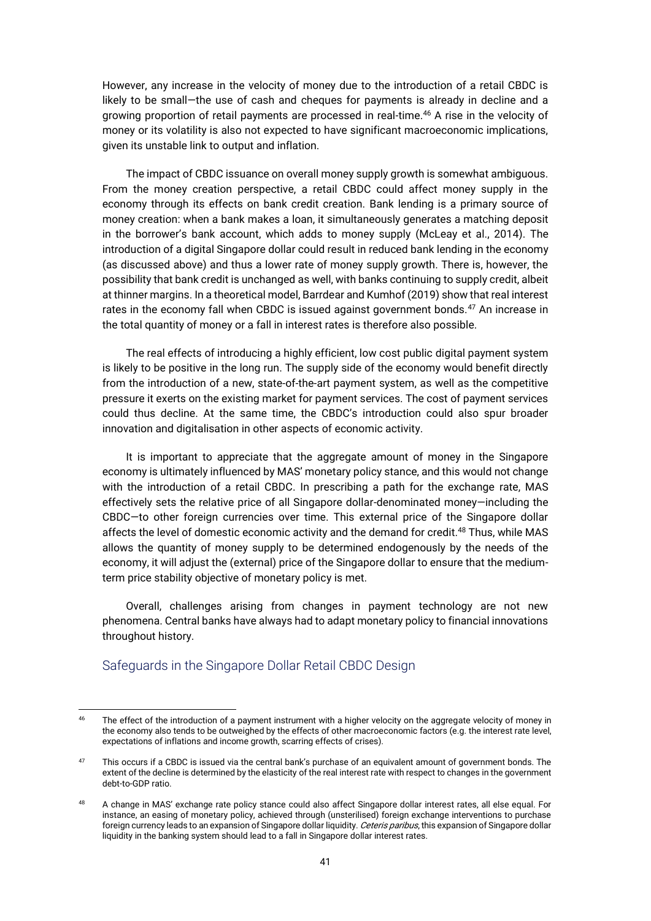However, any increase in the velocity of money due to the introduction of a retail CBDC is likely to be small—the use of cash and cheques for payments is already in decline and a growing proportion of retail payments are processed in real-time.[46] A rise in the velocity of money or its volatility is also not expected to have significant macroeconomic implications, given its unstable link to output and inflation.

The impact of CBDC issuance on overall money supply growth is somewhat ambiguous. From the money creation perspective, a retail CBDC could affect money supply in the economy through its effects on bank credit creation. Bank lending is a primary source of money creation: when a bank makes a loan, it simultaneously generates a matching deposit in the borrower's bank account, which adds to money supply (McLeay et al., 2014). The introduction of a digital Singapore dollar could result in reduced bank lending in the economy (as discussed above) and thus a lower rate of money supply growth. There is, however, the possibility that bank credit is unchanged as well, with banks continuing to supply credit, albeit at thinner margins. In a theoretical model, Barrdear and Kumhof (2019) show that real interest rates in the economy fall when CBDC is issued against government bonds.[47] An increase in the total quantity of money or a fall in interest rates is therefore also possible.

The real effects of introducing a highly efficient, low cost public digital payment system is likely to be positive in the long run. The supply side of the economy would benefit directly from the introduction of a new, state-of-the-art payment system, as well as the competitive pressure it exerts on the existing market for payment services. The cost of payment services could thus decline. At the same time, the CBDC's introduction could also spur broader innovation and digitalisation in other aspects of economic activity.

It is important to appreciate that the aggregate amount of money in the Singapore economy is ultimately influenced by MAS' monetary policy stance, and this would not change with the introduction of a retail CBDC. In prescribing a path for the exchange rate, MAS effectively sets the relative price of all Singapore dollar-denominated money—including the CBDC—to other foreign currencies over time. This external price of the Singapore dollar affects the level of domestic economic activity and the demand for credit.[48] Thus, while MAS allows the quantity of money supply to be determined endogenously by the needs of the economy, it will adjust the (external) price of the Singapore dollar to ensure that the medium-term price stability objective of monetary policy is met.

Overall, challenges arising from changes in payment technology are not new phenomena. Central banks have always had to adapt monetary policy to financial innovations throughout history.

## Safeguards in the Singapore Dollar Retail CBDC Design

---

[46] The effect of the introduction of a payment instrument with a higher velocity on the aggregate velocity of money in the economy also tends to be outweighed by the effects of other macroeconomic factors (e.g. the interest rate level, expectations of inflations and income growth, scarring effects of crises).

[47] This occurs if a CBDC is issued via the central bank's purchase of an equivalent amount of government bonds. The extent of the decline is determined by the elasticity of the real interest rate with respect to changes in the government debt-to-GDP ratio.

[48] A change in MAS' exchange rate policy stance could also affect Singapore dollar interest rates, all else equal. For instance, an easing of monetary policy, achieved through (unsterilised) foreign exchange interventions to purchase foreign currency leads to an expansion of Singapore dollar liquidity. *Ceteris paribus*, this expansion of Singapore dollar liquidity in the banking system should lead to a fall in Singapore dollar interest rates.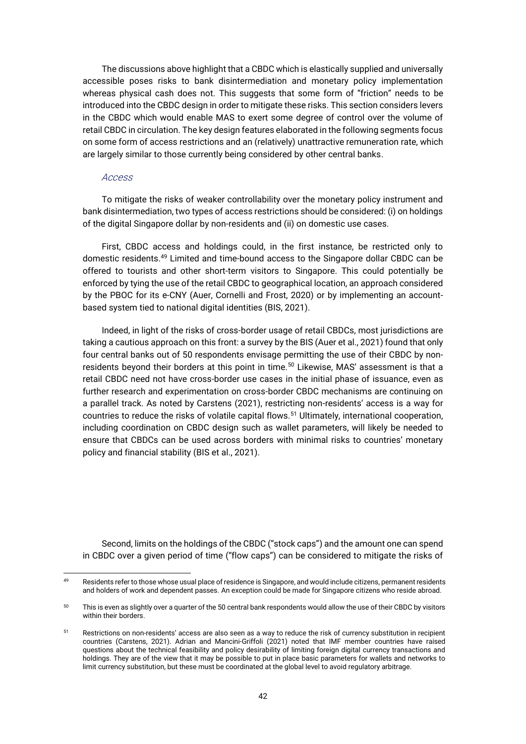The discussions above highlight that a CBDC which is elastically supplied and universally accessible poses risks to bank disintermediation and monetary policy implementation whereas physical cash does not. This suggests that some form of "friction" needs to be introduced into the CBDC design in order to mitigate these risks. This section considers levers in the CBDC which would enable MAS to exert some degree of control over the volume of retail CBDC in circulation. The key design features elaborated in the following segments focus on some form of access restrictions and an (relatively) unattractive remuneration rate, which are largely similar to those currently being considered by other central banks.

*Access*

To mitigate the risks of weaker controllability over the monetary policy instrument and bank disintermediation, two types of access restrictions should be considered: (i) on holdings of the digital Singapore dollar by non-residents and (ii) on domestic use cases.

First, CBDC access and holdings could, in the first instance, be restricted only to domestic residents.[49] Limited and time-bound access to the Singapore dollar CBDC can be offered to tourists and other short-term visitors to Singapore. This could potentially be enforced by tying the use of the retail CBDC to geographical location, an approach considered by the PBOC for its e-CNY (Auer, Cornelli and Frost, 2020) or by implementing an account-based system tied to national digital identities (BIS, 2021).

Indeed, in light of the risks of cross-border usage of retail CBDCs, most jurisdictions are taking a cautious approach on this front: a survey by the BIS (Auer et al., 2021) found that only four central banks out of 50 respondents envisage permitting the use of their CBDC by non-residents beyond their borders at this point in time.[50] Likewise, MAS' assessment is that a retail CBDC need not have cross-border use cases in the initial phase of issuance, even as further research and experimentation on cross-border CBDC mechanisms are continuing on a parallel track. As noted by Carstens (2021), restricting non-residents' access is a way for countries to reduce the risks of volatile capital flows.[51] Ultimately, international cooperation, including coordination on CBDC design such as wallet parameters, will likely be needed to ensure that CBDCs can be used across borders with minimal risks to countries' monetary policy and financial stability (BIS et al., 2021).

Second, limits on the holdings of the CBDC ("stock caps") and the amount one can spend in CBDC over a given period of time ("flow caps") can be considered to mitigate the risks of

---

[49] Residents refer to those whose usual place of residence is Singapore, and would include citizens, permanent residents and holders of work and dependent passes. An exception could be made for Singapore citizens who reside abroad.

[50] This is even as slightly over a quarter of the 50 central bank respondents would allow the use of their CBDC by visitors within their borders.

[51] Restrictions on non-residents' access are also seen as a way to reduce the risk of currency substitution in recipient countries (Carstens, 2021). Adrian and Mancini-Griffoli (2021) noted that IMF member countries have raised questions about the technical feasibility and policy desirability of limiting foreign digital currency transactions and holdings. They are of the view that it may be possible to put in place basic parameters for wallets and networks to limit currency substitution, but these must be coordinated at the global level to avoid regulatory arbitrage.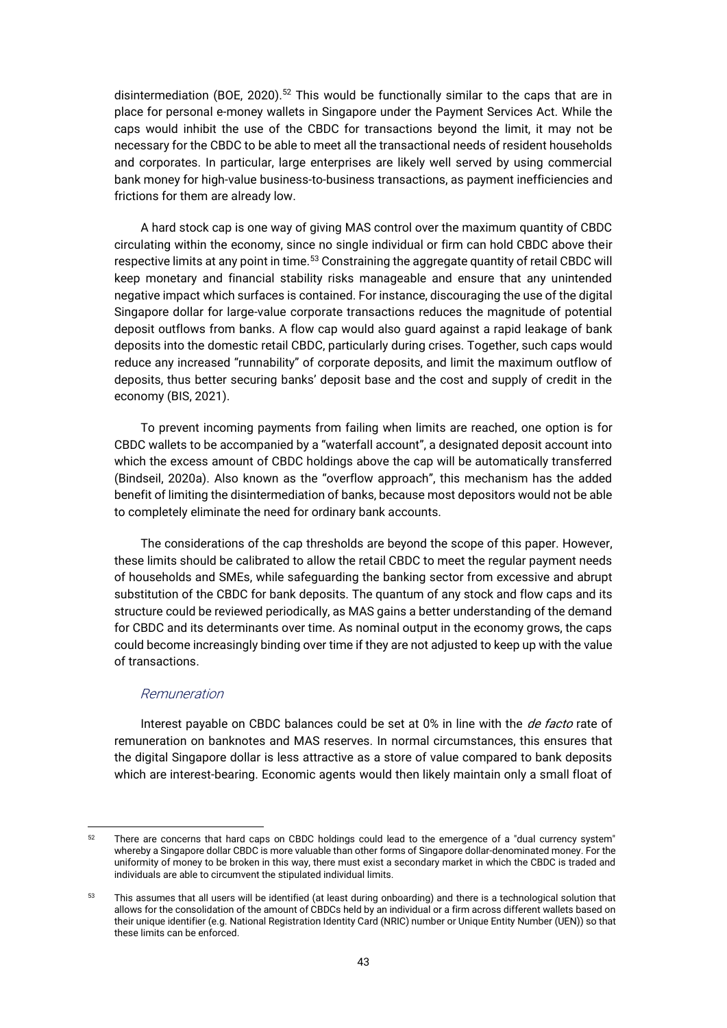disintermediation (BOE, 2020).[52] This would be functionally similar to the caps that are in place for personal e-money wallets in Singapore under the Payment Services Act. While the caps would inhibit the use of the CBDC for transactions beyond the limit, it may not be necessary for the CBDC to be able to meet all the transactional needs of resident households and corporates. In particular, large enterprises are likely well served by using commercial bank money for high-value business-to-business transactions, as payment inefficiencies and frictions for them are already low.

A hard stock cap is one way of giving MAS control over the maximum quantity of CBDC circulating within the economy, since no single individual or firm can hold CBDC above their respective limits at any point in time.[53] Constraining the aggregate quantity of retail CBDC will keep monetary and financial stability risks manageable and ensure that any unintended negative impact which surfaces is contained. For instance, discouraging the use of the digital Singapore dollar for large-value corporate transactions reduces the magnitude of potential deposit outflows from banks. A flow cap would also guard against a rapid leakage of bank deposits into the domestic retail CBDC, particularly during crises. Together, such caps would reduce any increased "runnability" of corporate deposits, and limit the maximum outflow of deposits, thus better securing banks' deposit base and the cost and supply of credit in the economy (BIS, 2021).

To prevent incoming payments from failing when limits are reached, one option is for CBDC wallets to be accompanied by a "waterfall account", a designated deposit account into which the excess amount of CBDC holdings above the cap will be automatically transferred (Bindseil, 2020a). Also known as the "overflow approach", this mechanism has the added benefit of limiting the disintermediation of banks, because most depositors would not be able to completely eliminate the need for ordinary bank accounts.

The considerations of the cap thresholds are beyond the scope of this paper. However, these limits should be calibrated to allow the retail CBDC to meet the regular payment needs of households and SMEs, while safeguarding the banking sector from excessive and abrupt substitution of the CBDC for bank deposits. The quantum of any stock and flow caps and its structure could be reviewed periodically, as MAS gains a better understanding of the demand for CBDC and its determinants over time. As nominal output in the economy grows, the caps could become increasingly binding over time if they are not adjusted to keep up with the value of transactions.

#### *Remuneration*

Interest payable on CBDC balances could be set at 0% in line with the *de facto* rate of remuneration on banknotes and MAS reserves. In normal circumstances, this ensures that the digital Singapore dollar is less attractive as a store of value compared to bank deposits which are interest-bearing. Economic agents would then likely maintain only a small float of

---

[52] There are concerns that hard caps on CBDC holdings could lead to the emergence of a "dual currency system" whereby a Singapore dollar CBDC is more valuable than other forms of Singapore dollar-denominated money. For the uniformity of money to be broken in this way, there must exist a secondary market in which the CBDC is traded and individuals are able to circumvent the stipulated individual limits.

[53] This assumes that all users will be identified (at least during onboarding) and there is a technological solution that allows for the consolidation of the amount of CBDCs held by an individual or a firm across different wallets based on their unique identifier (e.g. National Registration Identity Card (NRIC) number or Unique Entity Number (UEN)) so that these limits can be enforced.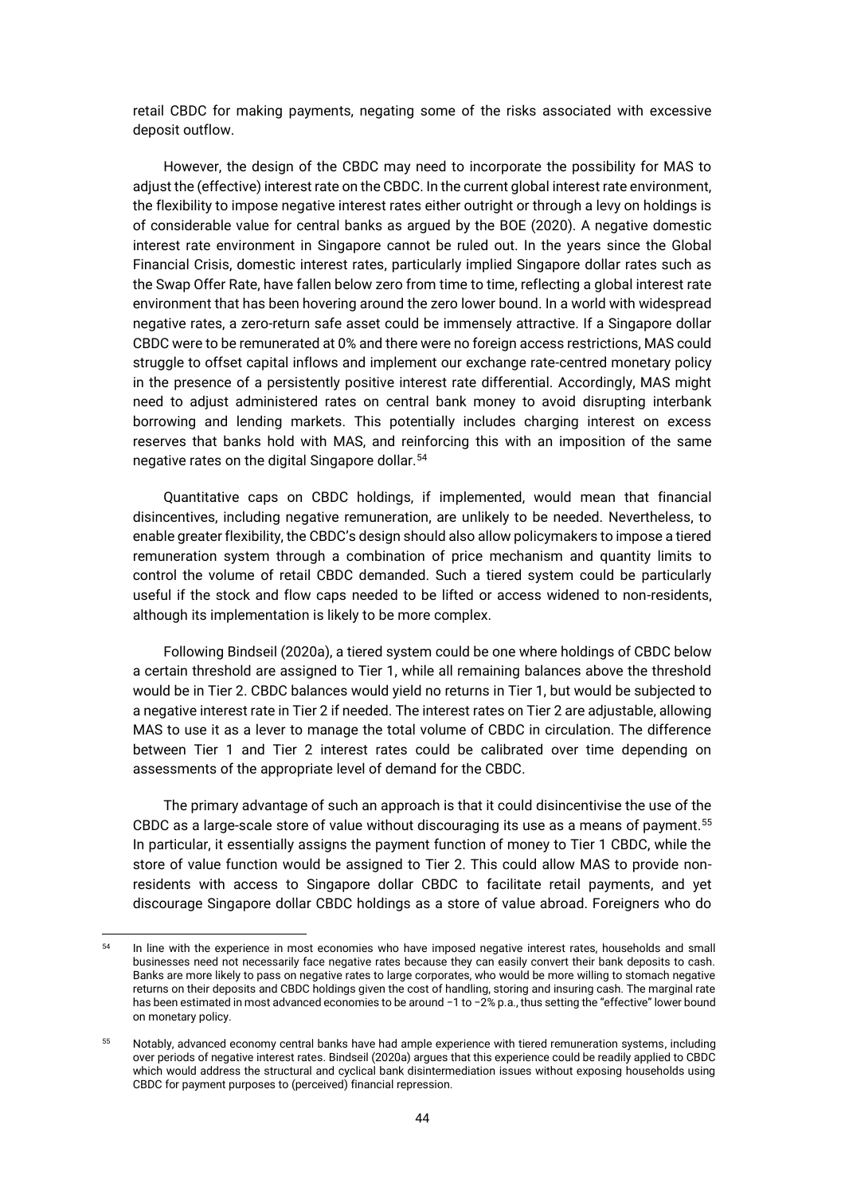retail CBDC for making payments, negating some of the risks associated with excessive deposit outflow.

However, the design of the CBDC may need to incorporate the possibility for MAS to adjust the (effective) interest rate on the CBDC. In the current global interest rate environment, the flexibility to impose negative interest rates either outright or through a levy on holdings is of considerable value for central banks as argued by the BOE (2020). A negative domestic interest rate environment in Singapore cannot be ruled out. In the years since the Global Financial Crisis, domestic interest rates, particularly implied Singapore dollar rates such as the Swap Offer Rate, have fallen below zero from time to time, reflecting a global interest rate environment that has been hovering around the zero lower bound. In a world with widespread negative rates, a zero-return safe asset could be immensely attractive. If a Singapore dollar CBDC were to be remunerated at 0% and there were no foreign access restrictions, MAS could struggle to offset capital inflows and implement our exchange rate-centred monetary policy in the presence of a persistently positive interest rate differential. Accordingly, MAS might need to adjust administered rates on central bank money to avoid disrupting interbank borrowing and lending markets. This potentially includes charging interest on excess reserves that banks hold with MAS, and reinforcing this with an imposition of the same negative rates on the digital Singapore dollar.[54]

Quantitative caps on CBDC holdings, if implemented, would mean that financial disincentives, including negative remuneration, are unlikely to be needed. Nevertheless, to enable greater flexibility, the CBDC's design should also allow policymakers to impose a tiered remuneration system through a combination of price mechanism and quantity limits to control the volume of retail CBDC demanded. Such a tiered system could be particularly useful if the stock and flow caps needed to be lifted or access widened to non-residents, although its implementation is likely to be more complex.

Following Bindseil (2020a), a tiered system could be one where holdings of CBDC below a certain threshold are assigned to Tier 1, while all remaining balances above the threshold would be in Tier 2. CBDC balances would yield no returns in Tier 1, but would be subjected to a negative interest rate in Tier 2 if needed. The interest rates on Tier 2 are adjustable, allowing MAS to use it as a lever to manage the total volume of CBDC in circulation. The difference between Tier 1 and Tier 2 interest rates could be calibrated over time depending on assessments of the appropriate level of demand for the CBDC.

The primary advantage of such an approach is that it could disincentivise the use of the CBDC as a large-scale store of value without discouraging its use as a means of payment.[55] In particular, it essentially assigns the payment function of money to Tier 1 CBDC, while the store of value function would be assigned to Tier 2. This could allow MAS to provide non-residents with access to Singapore dollar CBDC to facilitate retail payments, and yet discourage Singapore dollar CBDC holdings as a store of value abroad. Foreigners who do

---

[54] In line with the experience in most economies who have imposed negative interest rates, households and small businesses need not necessarily face negative rates because they can easily convert their bank deposits to cash. Banks are more likely to pass on negative rates to large corporates, who would be more willing to stomach negative returns on their deposits and CBDC holdings given the cost of handling, storing and insuring cash. The marginal rate has been estimated in most advanced economies to be around −1 to −2% p.a., thus setting the "effective" lower bound on monetary policy.

[55] Notably, advanced economy central banks have had ample experience with tiered remuneration systems, including over periods of negative interest rates. Bindseil (2020a) argues that this experience could be readily applied to CBDC which would address the structural and cyclical bank disintermediation issues without exposing households using CBDC for payment purposes to (perceived) financial repression.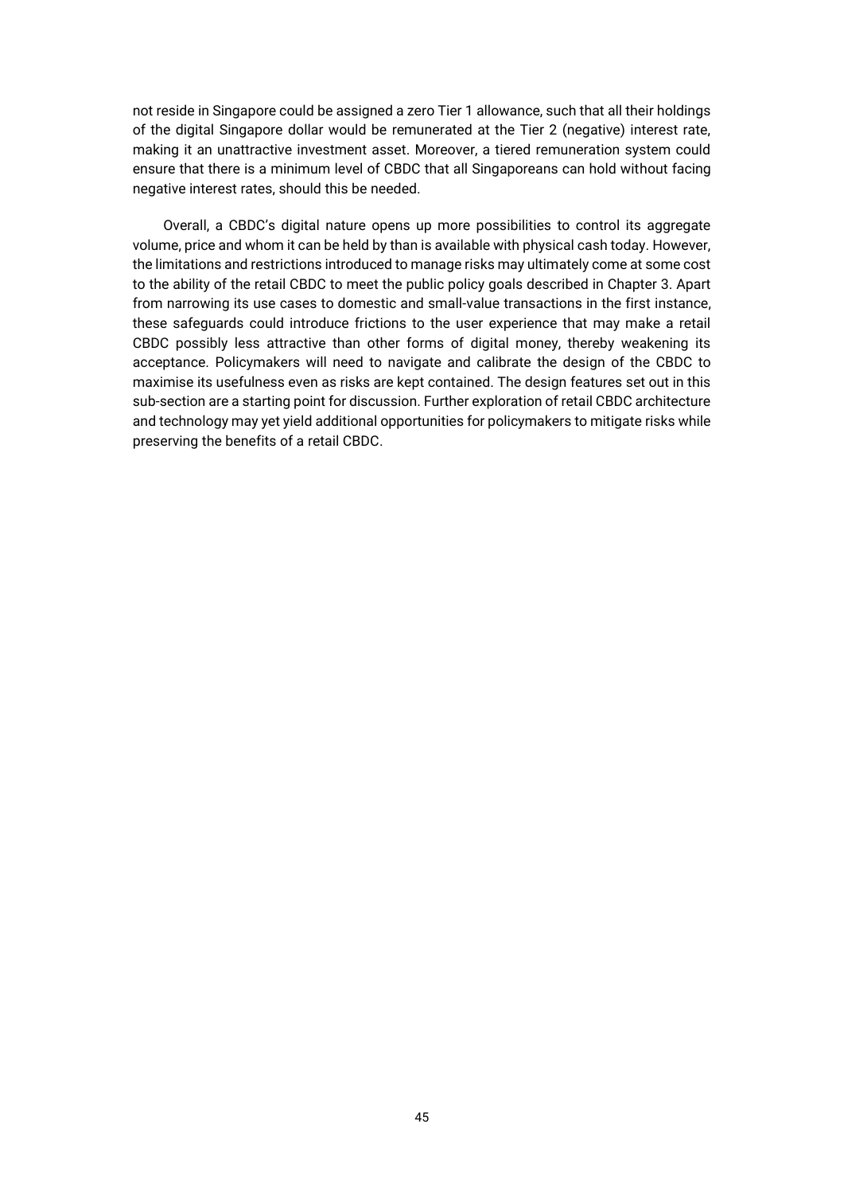not reside in Singapore could be assigned a zero Tier 1 allowance, such that all their holdings of the digital Singapore dollar would be remunerated at the Tier 2 (negative) interest rate, making it an unattractive investment asset. Moreover, a tiered remuneration system could ensure that there is a minimum level of CBDC that all Singaporeans can hold without facing negative interest rates, should this be needed.

Overall, a CBDC's digital nature opens up more possibilities to control its aggregate volume, price and whom it can be held by than is available with physical cash today. However, the limitations and restrictions introduced to manage risks may ultimately come at some cost to the ability of the retail CBDC to meet the public policy goals described in Chapter 3. Apart from narrowing its use cases to domestic and small-value transactions in the first instance, these safeguards could introduce frictions to the user experience that may make a retail CBDC possibly less attractive than other forms of digital money, thereby weakening its acceptance. Policymakers will need to navigate and calibrate the design of the CBDC to maximise its usefulness even as risks are kept contained. The design features set out in this sub-section are a starting point for discussion. Further exploration of retail CBDC architecture and technology may yet yield additional opportunities for policymakers to mitigate risks while preserving the benefits of a retail CBDC.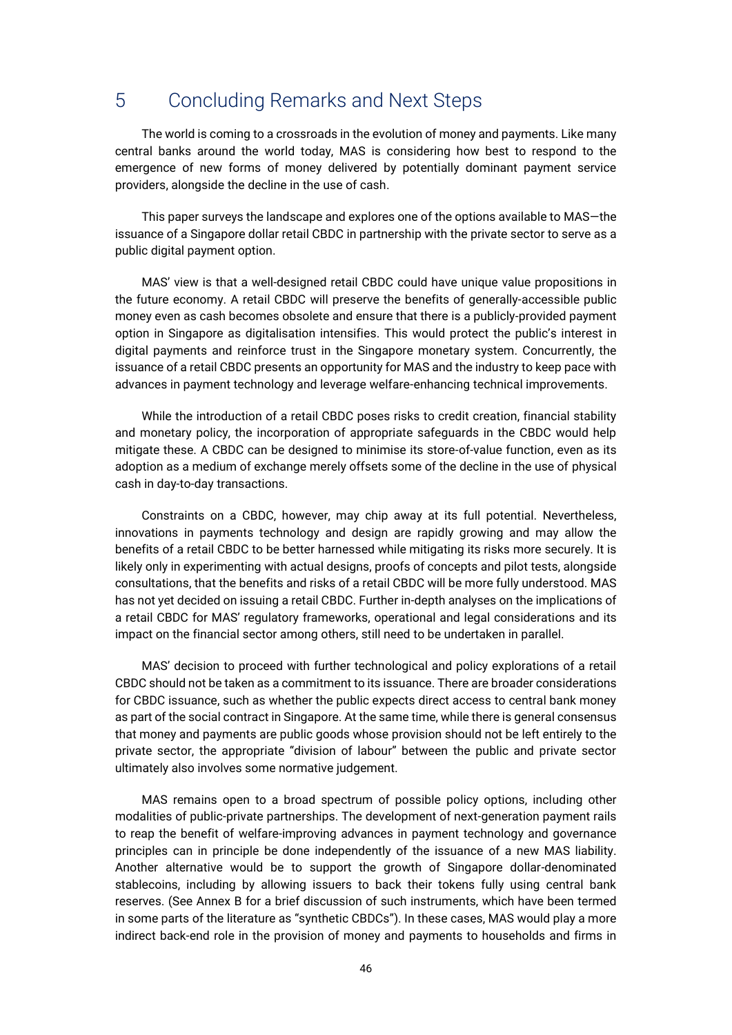# 5 Concluding Remarks and Next Steps

The world is coming to a crossroads in the evolution of money and payments. Like many central banks around the world today, MAS is considering how best to respond to the emergence of new forms of money delivered by potentially dominant payment service providers, alongside the decline in the use of cash.

This paper surveys the landscape and explores one of the options available to MAS—the issuance of a Singapore dollar retail CBDC in partnership with the private sector to serve as a public digital payment option.

MAS' view is that a well-designed retail CBDC could have unique value propositions in the future economy. A retail CBDC will preserve the benefits of generally-accessible public money even as cash becomes obsolete and ensure that there is a publicly-provided payment option in Singapore as digitalisation intensifies. This would protect the public's interest in digital payments and reinforce trust in the Singapore monetary system. Concurrently, the issuance of a retail CBDC presents an opportunity for MAS and the industry to keep pace with advances in payment technology and leverage welfare-enhancing technical improvements.

While the introduction of a retail CBDC poses risks to credit creation, financial stability and monetary policy, the incorporation of appropriate safeguards in the CBDC would help mitigate these. A CBDC can be designed to minimise its store-of-value function, even as its adoption as a medium of exchange merely offsets some of the decline in the use of physical cash in day-to-day transactions.

Constraints on a CBDC, however, may chip away at its full potential. Nevertheless, innovations in payments technology and design are rapidly growing and may allow the benefits of a retail CBDC to be better harnessed while mitigating its risks more securely. It is likely only in experimenting with actual designs, proofs of concepts and pilot tests, alongside consultations, that the benefits and risks of a retail CBDC will be more fully understood. MAS has not yet decided on issuing a retail CBDC. Further in-depth analyses on the implications of a retail CBDC for MAS' regulatory frameworks, operational and legal considerations and its impact on the financial sector among others, still need to be undertaken in parallel.

MAS' decision to proceed with further technological and policy explorations of a retail CBDC should not be taken as a commitment to its issuance. There are broader considerations for CBDC issuance, such as whether the public expects direct access to central bank money as part of the social contract in Singapore. At the same time, while there is general consensus that money and payments are public goods whose provision should not be left entirely to the private sector, the appropriate "division of labour" between the public and private sector ultimately also involves some normative judgement.

MAS remains open to a broad spectrum of possible policy options, including other modalities of public-private partnerships. The development of next-generation payment rails to reap the benefit of welfare-improving advances in payment technology and governance principles can in principle be done independently of the issuance of a new MAS liability. Another alternative would be to support the growth of Singapore dollar-denominated stablecoins, including by allowing issuers to back their tokens fully using central bank reserves. (See Annex B for a brief discussion of such instruments, which have been termed in some parts of the literature as "synthetic CBDCs"). In these cases, MAS would play a more indirect back-end role in the provision of money and payments to households and firms in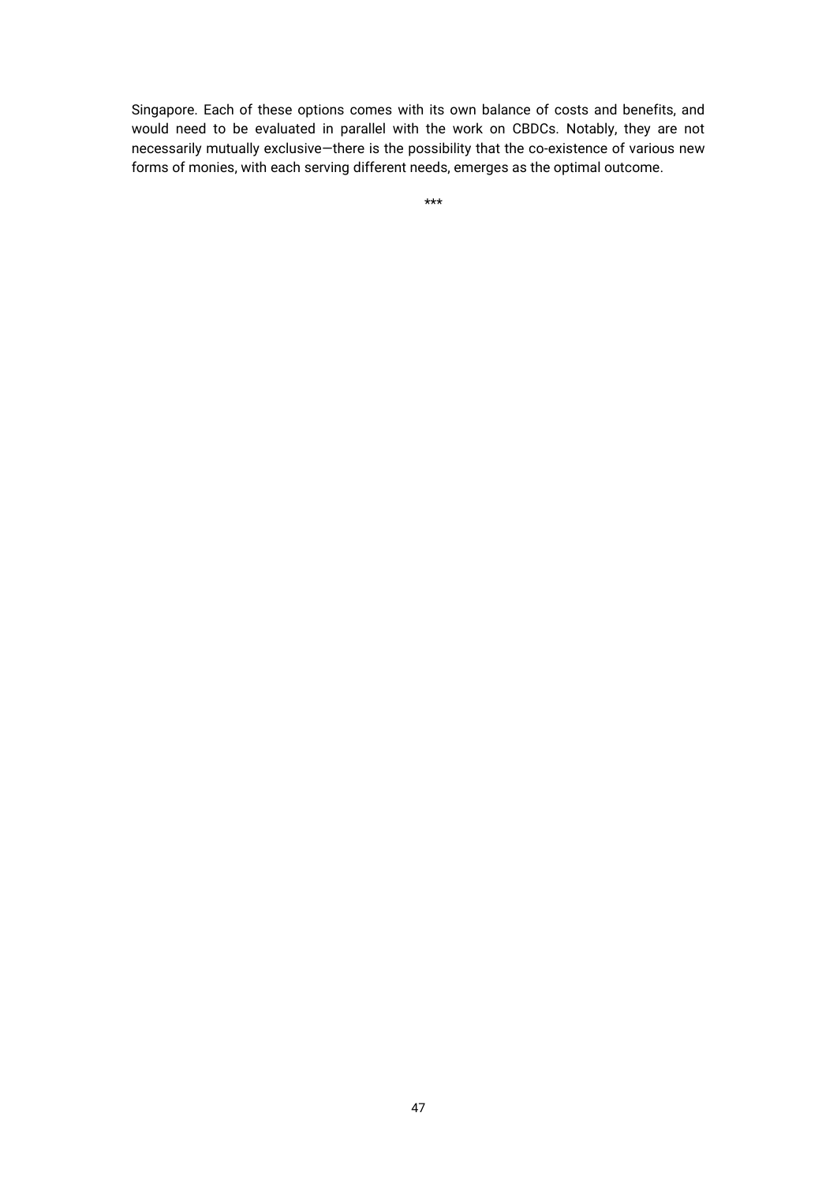Singapore. Each of these options comes with its own balance of costs and benefits, and would need to be evaluated in parallel with the work on CBDCs. Notably, they are not necessarily mutually exclusive—there is the possibility that the co-existence of various new forms of monies, with each serving different needs, emerges as the optimal outcome.

***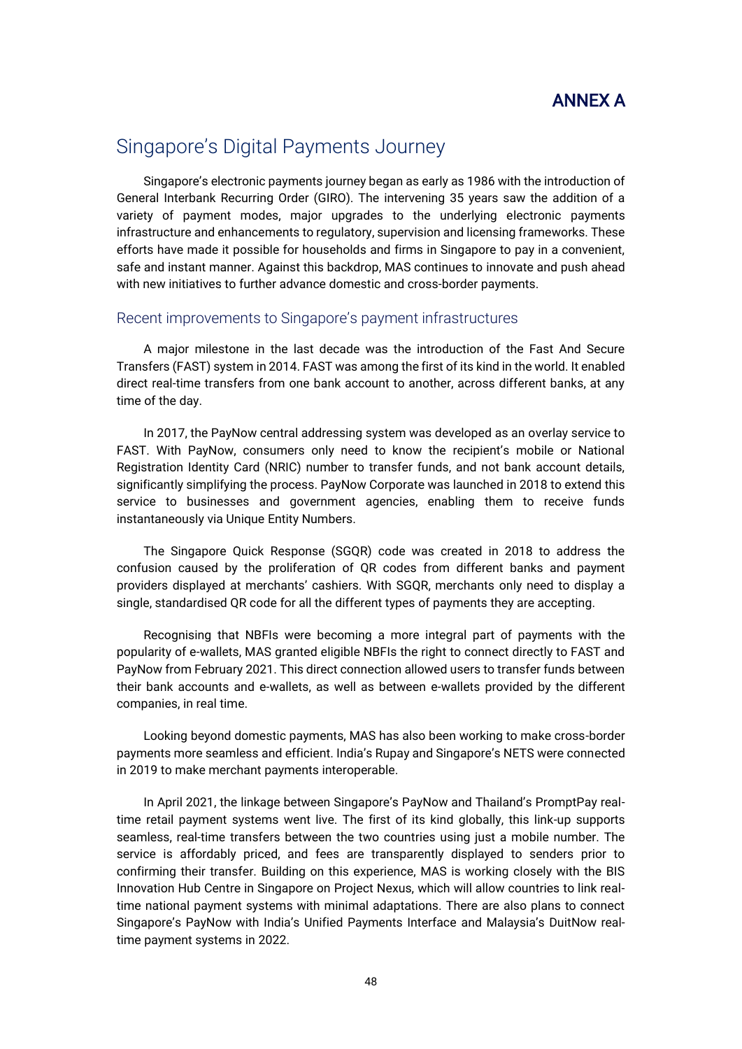# ANNEX A

## Singapore's Digital Payments Journey

Singapore's electronic payments journey began as early as 1986 with the introduction of General Interbank Recurring Order (GIRO). The intervening 35 years saw the addition of a variety of payment modes, major upgrades to the underlying electronic payments infrastructure and enhancements to regulatory, supervision and licensing frameworks. These efforts have made it possible for households and firms in Singapore to pay in a convenient, safe and instant manner. Against this backdrop, MAS continues to innovate and push ahead with new initiatives to further advance domestic and cross-border payments.

### Recent improvements to Singapore's payment infrastructures

A major milestone in the last decade was the introduction of the Fast And Secure Transfers (FAST) system in 2014. FAST was among the first of its kind in the world. It enabled direct real-time transfers from one bank account to another, across different banks, at any time of the day.

In 2017, the PayNow central addressing system was developed as an overlay service to FAST. With PayNow, consumers only need to know the recipient's mobile or National Registration Identity Card (NRIC) number to transfer funds, and not bank account details, significantly simplifying the process. PayNow Corporate was launched in 2018 to extend this service to businesses and government agencies, enabling them to receive funds instantaneously via Unique Entity Numbers.

The Singapore Quick Response (SGQR) code was created in 2018 to address the confusion caused by the proliferation of QR codes from different banks and payment providers displayed at merchants' cashiers. With SGQR, merchants only need to display a single, standardised QR code for all the different types of payments they are accepting.

Recognising that NBFIs were becoming a more integral part of payments with the popularity of e-wallets, MAS granted eligible NBFIs the right to connect directly to FAST and PayNow from February 2021. This direct connection allowed users to transfer funds between their bank accounts and e-wallets, as well as between e-wallets provided by the different companies, in real time.

Looking beyond domestic payments, MAS has also been working to make cross-border payments more seamless and efficient. India's Rupay and Singapore's NETS were connected in 2019 to make merchant payments interoperable.

In April 2021, the linkage between Singapore's PayNow and Thailand's PromptPay real-time retail payment systems went live. The first of its kind globally, this link-up supports seamless, real-time transfers between the two countries using just a mobile number. The service is affordably priced, and fees are transparently displayed to senders prior to confirming their transfer. Building on this experience, MAS is working closely with the BIS Innovation Hub Centre in Singapore on Project Nexus, which will allow countries to link real-time national payment systems with minimal adaptations. There are also plans to connect Singapore's PayNow with India's Unified Payments Interface and Malaysia's DuitNow real-time payment systems in 2022.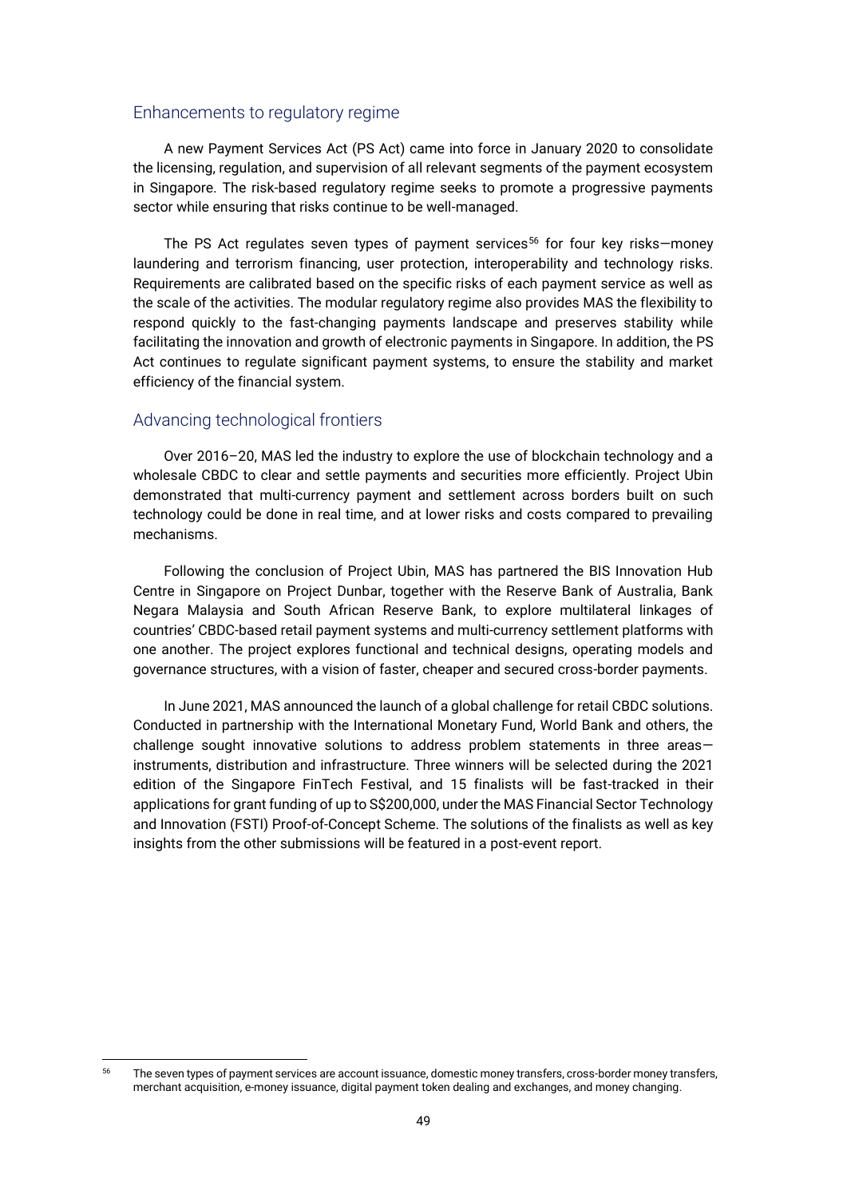## Enhancements to regulatory regime

A new Payment Services Act (PS Act) came into force in January 2020 to consolidate the licensing, regulation, and supervision of all relevant segments of the payment ecosystem in Singapore. The risk-based regulatory regime seeks to promote a progressive payments sector while ensuring that risks continue to be well-managed.

The PS Act regulates seven types of payment services[56] for four key risks—money laundering and terrorism financing, user protection, interoperability and technology risks. Requirements are calibrated based on the specific risks of each payment service as well as the scale of the activities. The modular regulatory regime also provides MAS the flexibility to respond quickly to the fast-changing payments landscape and preserves stability while facilitating the innovation and growth of electronic payments in Singapore. In addition, the PS Act continues to regulate significant payment systems, to ensure the stability and market efficiency of the financial system.

## Advancing technological frontiers

Over 2016–20, MAS led the industry to explore the use of blockchain technology and a wholesale CBDC to clear and settle payments and securities more efficiently. Project Ubin demonstrated that multi-currency payment and settlement across borders built on such technology could be done in real time, and at lower risks and costs compared to prevailing mechanisms.

Following the conclusion of Project Ubin, MAS has partnered the BIS Innovation Hub Centre in Singapore on Project Dunbar, together with the Reserve Bank of Australia, Bank Negara Malaysia and South African Reserve Bank, to explore multilateral linkages of countries' CBDC-based retail payment systems and multi-currency settlement platforms with one another. The project explores functional and technical designs, operating models and governance structures, with a vision of faster, cheaper and secured cross-border payments.

In June 2021, MAS announced the launch of a global challenge for retail CBDC solutions. Conducted in partnership with the International Monetary Fund, World Bank and others, the challenge sought innovative solutions to address problem statements in three areas—instruments, distribution and infrastructure. Three winners will be selected during the 2021 edition of the Singapore FinTech Festival, and 15 finalists will be fast-tracked in their applications for grant funding of up to S$200,000, under the MAS Financial Sector Technology and Innovation (FSTI) Proof-of-Concept Scheme. The solutions of the finalists as well as key insights from the other submissions will be featured in a post-event report.

---

[56] The seven types of payment services are account issuance, domestic money transfers, cross-border money transfers, merchant acquisition, e-money issuance, digital payment token dealing and exchanges, and money changing.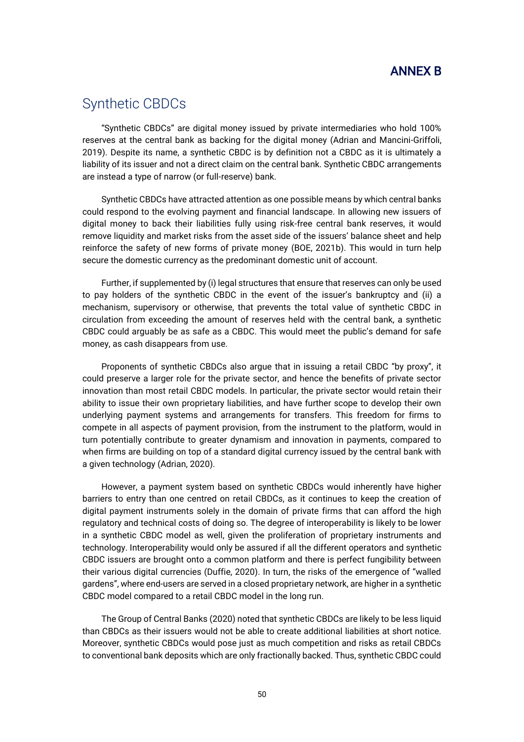# ANNEX B

## Synthetic CBDCs

"Synthetic CBDCs" are digital money issued by private intermediaries who hold 100% reserves at the central bank as backing for the digital money (Adrian and Mancini-Griffoli, 2019). Despite its name, a synthetic CBDC is by definition not a CBDC as it is ultimately a liability of its issuer and not a direct claim on the central bank. Synthetic CBDC arrangements are instead a type of narrow (or full-reserve) bank.

Synthetic CBDCs have attracted attention as one possible means by which central banks could respond to the evolving payment and financial landscape. In allowing new issuers of digital money to back their liabilities fully using risk-free central bank reserves, it would remove liquidity and market risks from the asset side of the issuers' balance sheet and help reinforce the safety of new forms of private money (BOE, 2021b). This would in turn help secure the domestic currency as the predominant domestic unit of account.

Further, if supplemented by (i) legal structures that ensure that reserves can only be used to pay holders of the synthetic CBDC in the event of the issuer's bankruptcy and (ii) a mechanism, supervisory or otherwise, that prevents the total value of synthetic CBDC in circulation from exceeding the amount of reserves held with the central bank, a synthetic CBDC could arguably be as safe as a CBDC. This would meet the public's demand for safe money, as cash disappears from use.

Proponents of synthetic CBDCs also argue that in issuing a retail CBDC "by proxy", it could preserve a larger role for the private sector, and hence the benefits of private sector innovation than most retail CBDC models. In particular, the private sector would retain their ability to issue their own proprietary liabilities, and have further scope to develop their own underlying payment systems and arrangements for transfers. This freedom for firms to compete in all aspects of payment provision, from the instrument to the platform, would in turn potentially contribute to greater dynamism and innovation in payments, compared to when firms are building on top of a standard digital currency issued by the central bank with a given technology (Adrian, 2020).

However, a payment system based on synthetic CBDCs would inherently have higher barriers to entry than one centred on retail CBDCs, as it continues to keep the creation of digital payment instruments solely in the domain of private firms that can afford the high regulatory and technical costs of doing so. The degree of interoperability is likely to be lower in a synthetic CBDC model as well, given the proliferation of proprietary instruments and technology. Interoperability would only be assured if all the different operators and synthetic CBDC issuers are brought onto a common platform and there is perfect fungibility between their various digital currencies (Duffie, 2020). In turn, the risks of the emergence of "walled gardens", where end-users are served in a closed proprietary network, are higher in a synthetic CBDC model compared to a retail CBDC model in the long run.

The Group of Central Banks (2020) noted that synthetic CBDCs are likely to be less liquid than CBDCs as their issuers would not be able to create additional liabilities at short notice. Moreover, synthetic CBDCs would pose just as much competition and risks as retail CBDCs to conventional bank deposits which are only fractionally backed. Thus, synthetic CBDC could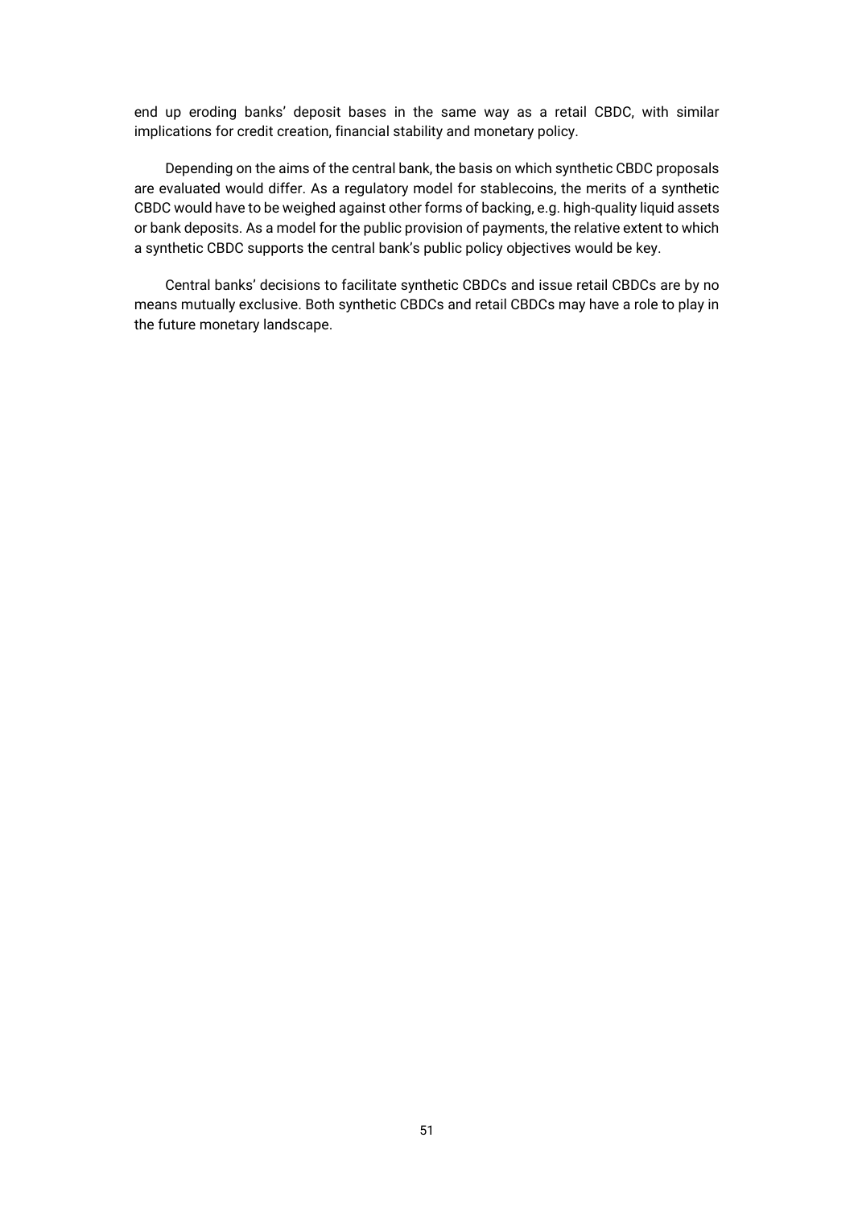end up eroding banks' deposit bases in the same way as a retail CBDC, with similar implications for credit creation, financial stability and monetary policy.

Depending on the aims of the central bank, the basis on which synthetic CBDC proposals are evaluated would differ. As a regulatory model for stablecoins, the merits of a synthetic CBDC would have to be weighed against other forms of backing, e.g. high-quality liquid assets or bank deposits. As a model for the public provision of payments, the relative extent to which a synthetic CBDC supports the central bank's public policy objectives would be key.

Central banks' decisions to facilitate synthetic CBDCs and issue retail CBDCs are by no means mutually exclusive. Both synthetic CBDCs and retail CBDCs may have a role to play in the future monetary landscape.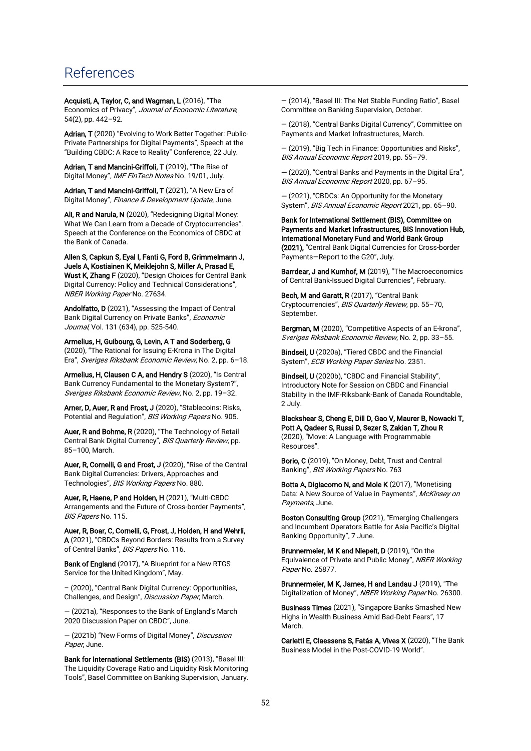# References

**Acquisti, A, Taylor, C, and Wagman, L** (2016), "The Economics of Privacy", *Journal of Economic Literature*, 54(2), pp. 442–92.

**Adrian, T** (2020) "Evolving to Work Better Together: Public-Private Partnerships for Digital Payments", Speech at the "Building CBDC: A Race to Reality" Conference, 22 July.

**Adrian, T and Mancini-Griffoli, T** (2019), "The Rise of Digital Money", *IMF FinTech Notes* No. 19/01, July.

**Adrian, T and Mancini-Griffoli, T** (2021), "A New Era of Digital Money", *Finance & Development Update*, June.

**Ali, R and Narula, N** (2020), "Redesigning Digital Money: What We Can Learn from a Decade of Cryptocurrencies". Speech at the Conference on the Economics of CBDC at the Bank of Canada.

**Allen S, Capkun S, Eyal I, Fanti G, Ford B, Grimmelmann J, Juels A, Kostiainen K, Meiklejohn S, Miller A, Prasad E, Wust K, Zhang F** (2020), "Design Choices for Central Bank Digital Currency: Policy and Technical Considerations", *NBER Working Paper* No. 27634.

**Andolfatto, D** (2021), "Assessing the Impact of Central Bank Digital Currency on Private Banks", *Economic Journal*, Vol. 131 (634), pp. 525-540.

**Armelius, H, Guibourg, G, Levin, A T and Soderberg, G** (2020), "The Rational for Issuing E-Krona in The Digital Era", *Sveriges Riksbank Economic Review*, No. 2, pp. 6–18.

**Armelius, H, Clausen C A, and Hendry S** (2020), "Is Central Bank Currency Fundamental to the Monetary System?", *Sveriges Riksbank Economic Review*, No. 2, pp. 19–32.

**Arner, D, Auer, R and Frost, J** (2020), "Stablecoins: Risks, Potential and Regulation", *BIS Working Papers* No. 905.

**Auer, R and Bohme, R** (2020), "The Technology of Retail Central Bank Digital Currency", *BIS Quarterly Review*, pp. 85–100, March.

**Auer, R, Cornelli, G and Frost, J** (2020), "Rise of the Central Bank Digital Currencies: Drivers, Approaches and Technologies", *BIS Working Papers* No. 880.

**Auer, R, Haene, P and Holden, H** (2021), "Multi-CBDC Arrangements and the Future of Cross-border Payments", *BIS Papers* No. 115.

**Auer, R, Boar, C, Cornelli, G, Frost, J, Holden, H and Wehrli, A** (2021), "CBDCs Beyond Borders: Results from a Survey of Central Banks", *BIS Papers* No. 116.

**Bank of England** (2017), "A Blueprint for a New RTGS Service for the United Kingdom", May.

– (2020), "Central Bank Digital Currency: Opportunities, Challenges, and Design", *Discussion Paper*, March.

— (2021a), "Responses to the Bank of England's March 2020 Discussion Paper on CBDC", June.

— (2021b) "New Forms of Digital Money", *Discussion Paper*, June.

**Bank for International Settlements (BIS)** (2013), "Basel III: The Liquidity Coverage Ratio and Liquidity Risk Monitoring Tools", Basel Committee on Banking Supervision, January.

— (2014), "Basel III: The Net Stable Funding Ratio", Basel Committee on Banking Supervision, October.

— (2018), "Central Banks Digital Currency", Committee on Payments and Market Infrastructures, March.

— (2019), "Big Tech in Finance: Opportunities and Risks", *BIS Annual Economic Report* 2019, pp. 55–79.

— (2020), "Central Banks and Payments in the Digital Era", *BIS Annual Economic Report* 2020, pp. 67–95.

— (2021), "CBDCs: An Opportunity for the Monetary System", *BIS Annual Economic Report* 2021, pp. 65–90.

**Bank for International Settlement (BIS), Committee on Payments and Market Infrastructures, BIS Innovation Hub, International Monetary Fund and World Bank Group (2021),** "Central Bank Digital Currencies for Cross-border Payments—Report to the G20", July.

**Barrdear, J and Kumhof, M** (2019), "The Macroeconomics of Central Bank-Issued Digital Currencies", February.

**Bech, M and Garatt, R** (2017), "Central Bank Cryptocurrencies", *BIS Quarterly Review*, pp. 55–70, September.

**Bergman, M** (2020), "Competitive Aspects of an E-krona", *Sveriges Riksbank Economic Review*, No. 2, pp. 33–55.

**Bindseil, U** (2020a), "Tiered CBDC and the Financial System", *ECB Working Paper Series* No. 2351.

**Bindseil, U** (2020b), "CBDC and Financial Stability", Introductory Note for Session on CBDC and Financial Stability in the IMF-Riksbank-Bank of Canada Roundtable, 2 July.

**Blackshear S, Cheng E, Dill D, Gao V, Maurer B, Nowacki T, Pott A, Qadeer S, Russi D, Sezer S, Zakian T, Zhou R** (2020), "Move: A Language with Programmable Resources".

**Borio, C** (2019), "On Money, Debt, Trust and Central Banking", *BIS Working Papers* No. 763

**Botta A, Digiacomo N, and Mole K** (2017), "Monetising Data: A New Source of Value in Payments", *McKinsey on Payments*, June.

**Boston Consulting Group** (2021), "Emerging Challengers and Incumbent Operators Battle for Asia Pacific's Digital Banking Opportunity", 7 June.

**Brunnermeier, M K and Niepelt, D** (2019), "On the Equivalence of Private and Public Money", *NBER Working Paper* No. 25877.

**Brunnermeier, M K, James, H and Landau J** (2019), "The Digitalization of Money", *NBER Working Paper* No. 26300.

**Business Times** (2021), "Singapore Banks Smashed New Highs in Wealth Business Amid Bad-Debt Fears", 17 March.

**Carletti E, Claessens S, Fatás A, Vives X** (2020), "The Bank Business Model in the Post-COVID-19 World".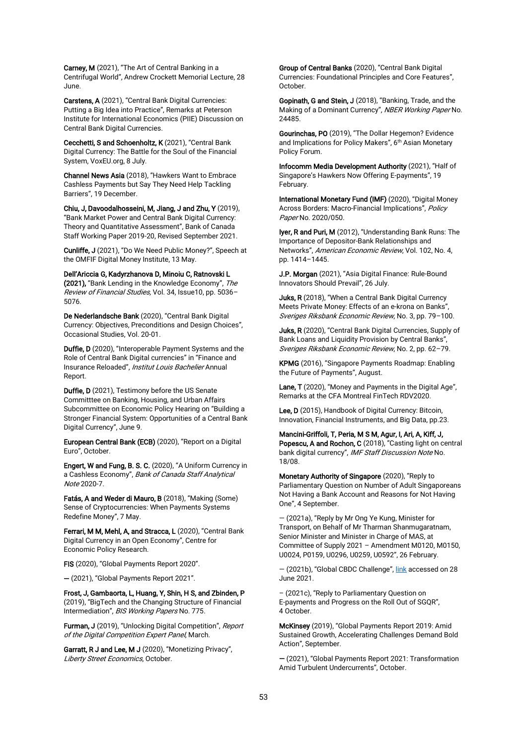**Carney, M** (2021), "The Art of Central Banking in a Centrifugal World", Andrew Crockett Memorial Lecture, 28 June.

**Carstens, A** (2021), "Central Bank Digital Currencies: Putting a Big Idea into Practice", Remarks at Peterson Institute for International Economics (PIIE) Discussion on Central Bank Digital Currencies.

**Cecchetti, S and Schoenholtz, K** (2021), "Central Bank Digital Currency: The Battle for the Soul of the Financial System, VoxEU.org, 8 July.

**Channel News Asia** (2018), "Hawkers Want to Embrace Cashless Payments but Say They Need Help Tackling Barriers", 19 December.

**Chiu, J, Davoodalhosseini, M, Jiang, J and Zhu, Y** (2019), "Bank Market Power and Central Bank Digital Currency: Theory and Quantitative Assessment", Bank of Canada Staff Working Paper 2019-20, Revised September 2021.

**Cunliffe, J** (2021), "Do We Need Public Money?", Speech at the OMFIF Digital Money Institute, 13 May.

**Dell'Ariccia G, Kadyrzhanova D, Minoiu C, Ratnovski L (2021),** "Bank Lending in the Knowledge Economy", *The Review of Financial Studies,* Vol. 34, Issue10, pp. 5036–5076.

**De Nederlandsche Bank** (2020), "Central Bank Digital Currency: Objectives, Preconditions and Design Choices", Occasional Studies, Vol. 20-01.

**Duffie, D** (2020), "Interoperable Payment Systems and the Role of Central Bank Digital currencies" in "Finance and Insurance Reloaded", *Institut Louis Bachelier* Annual Report.

**Duffie, D** (2021), Testimony before the US Senate Committtee on Banking, Housing, and Urban Affairs Subcommittee on Economic Policy Hearing on "Building a Stronger Financial System: Opportunities of a Central Bank Digital Currency", June 9.

**European Central Bank (ECB)** (2020), "Report on a Digital Euro", October.

**Engert, W and Fung, B. S. C.** (2020), "A Uniform Currency in a Cashless Economy", *Bank of Canada Staff Analytical Note* 2020-7.

**Fatás, A and Weder di Mauro, B** (2018), "Making (Some) Sense of Cryptocurrencies: When Payments Systems Redefine Money", 7 May.

**Ferrari, M M, Mehl, A, and Stracca, L** (2020), "Central Bank Digital Currency in an Open Economy", Centre for Economic Policy Research.

**FIS** (2020), "Global Payments Report 2020".

— (2021), "Global Payments Report 2021".

**Frost, J, Gambaorta, L, Huang, Y, Shin, H S, and Zbinden, P** (2019), "BigTech and the Changing Structure of Financial Intermediation", *BIS Working Papers* No. 775.

**Furman, J** (2019), "Unlocking Digital Competition", *Report of the Digital Competition Expert Panel*, March.

**Garratt, R J and Lee, M J** (2020), "Monetizing Privacy", *Liberty Street Economics*, October.

**Group of Central Banks** (2020), "Central Bank Digital Currencies: Foundational Principles and Core Features", October.

**Gopinath, G and Stein, J** (2018), "Banking, Trade, and the Making of a Dominant Currency", *NBER Working Paper* No. 24485.

**Gourinchas, PO** (2019), "The Dollar Hegemon? Evidence and Implications for Policy Makers", 6th Asian Monetary Policy Forum.

**Infocomm Media Development Authority** (2021), "Half of Singapore's Hawkers Now Offering E-payments", 19 February.

**International Monetary Fund (IMF)** (2020), "Digital Money Across Borders: Macro-Financial Implications", *Policy Paper* No. 2020/050.

**Iyer, R and Puri, M** (2012), "Understanding Bank Runs: The Importance of Depositor-Bank Relationships and Networks", *American Economic Review*, Vol. 102, No. 4, pp. 1414–1445.

**J.P. Morgan** (2021), "Asia Digital Finance: Rule-Bound Innovators Should Prevail", 26 July.

**Juks, R** (2018), "When a Central Bank Digital Currency Meets Private Money: Effects of an e-krona on Banks", *Sveriges Riksbank Economic Review*, No. 3, pp. 79–100.

**Juks, R** (2020), "Central Bank Digital Currencies, Supply of Bank Loans and Liquidity Provision by Central Banks", *Sveriges Riksbank Economic Review*, No. 2, pp. 62–79.

**KPMG** (2016), "Singapore Payments Roadmap: Enabling the Future of Payments", August.

**Lane, T** (2020), "Money and Payments in the Digital Age", Remarks at the CFA Montreal FinTech RDV2020.

**Lee, D** (2015), Handbook of Digital Currency: Bitcoin, Innovation, Financial Instruments, and Big Data, pp.23.

**Mancini-Griffoli, T, Peria, M S M, Agur, I, Ari, A, Kiff, J, Popescu, A and Rochon, C** (2018), "Casting light on central bank digital currency", *IMF Staff Discussion Note* No. 18/08.

**Monetary Authority of Singapore** (2020), "Reply to Parliamentary Question on Number of Adult Singaporeans Not Having a Bank Account and Reasons for Not Having One", 4 September.

— (2021a), "Reply by Mr Ong Ye Kung, Minister for Transport, on Behalf of Mr Tharman Shanmugaratnam, Senior Minister and Minister in Charge of MAS, at Committee of Supply 2021 – Amendment M0120, M0150, U0024, P0159, U0296, U0259, U0592", 26 February.

— (2021b), "Global CBDC Challenge", link accessed on 28 June 2021.

– (2021c), "Reply to Parliamentary Question on E-payments and Progress on the Roll Out of SGQR", 4 October.

**McKinsey** (2019), "Global Payments Report 2019: Amid Sustained Growth, Accelerating Challenges Demand Bold Action", September.

— (2021), "Global Payments Report 2021: Transformation Amid Turbulent Undercurrents", October.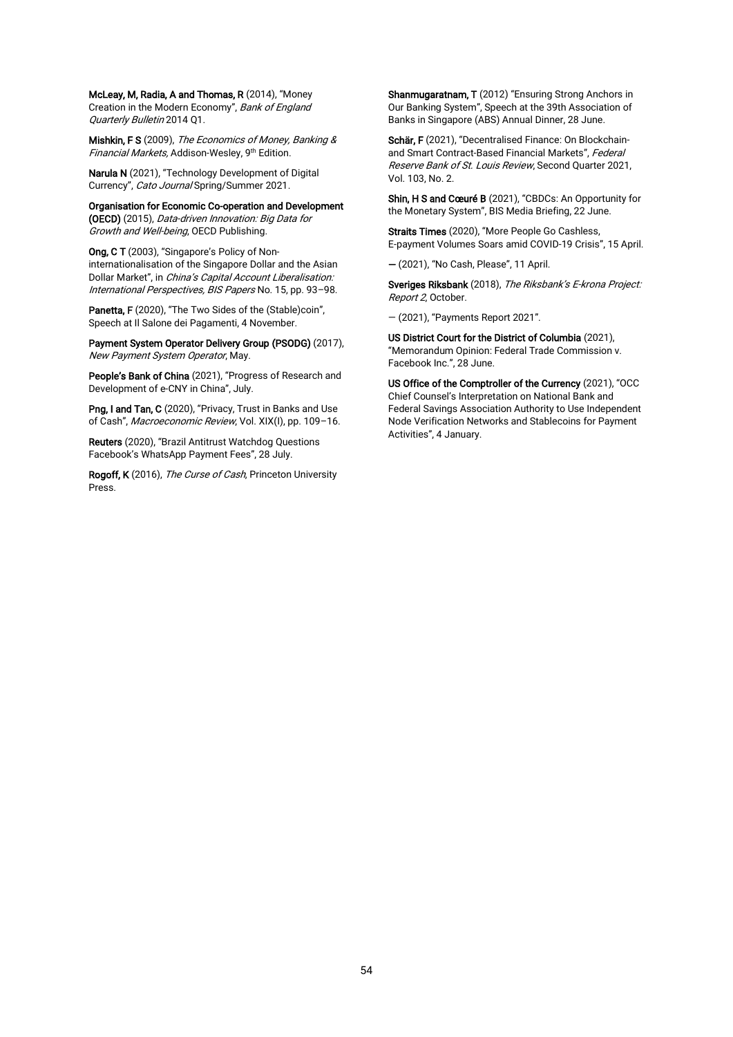**McLeay, M, Radia, A and Thomas, R** (2014), "Money Creation in the Modern Economy", *Bank of England Quarterly Bulletin* 2014 Q1.

**Mishkin, F S** (2009), *The Economics of Money, Banking & Financial Markets*, Addison-Wesley, 9th Edition.

**Narula N** (2021), "Technology Development of Digital Currency", *Cato Journal* Spring/Summer 2021.

**Organisation for Economic Co-operation and Development (OECD)** (2015), *Data-driven Innovation: Big Data for Growth and Well-being*, OECD Publishing.

**Ong, C T** (2003), "Singapore's Policy of Non-internationalisation of the Singapore Dollar and the Asian Dollar Market", in *China's Capital Account Liberalisation: International Perspectives, BIS Papers* No. 15, pp. 93–98.

**Panetta, F** (2020), "The Two Sides of the (Stable)coin", Speech at Il Salone dei Pagamenti, 4 November.

**Payment System Operator Delivery Group (PSODG)** (2017), *New Payment System Operator*, May.

**People's Bank of China** (2021), "Progress of Research and Development of e-CNY in China", July.

**Png, I and Tan, C** (2020), "Privacy, Trust in Banks and Use of Cash", *Macroeconomic Review*, Vol. XIX(I), pp. 109–16.

**Reuters** (2020), "Brazil Antitrust Watchdog Questions Facebook's WhatsApp Payment Fees", 28 July.

**Rogoff, K** (2016), *The Curse of Cash*, Princeton University Press.

**Shanmugaratnam, T** (2012) "Ensuring Strong Anchors in Our Banking System", Speech at the 39th Association of Banks in Singapore (ABS) Annual Dinner, 28 June.

**Schär, F** (2021), "Decentralised Finance: On Blockchain- and Smart Contract-Based Financial Markets", *Federal Reserve Bank of St. Louis Review*, Second Quarter 2021, Vol. 103, No. 2.

**Shin, H S and Cœuré B** (2021), "CBDCs: An Opportunity for the Monetary System", BIS Media Briefing, 22 June.

**Straits Times** (2020), "More People Go Cashless, E-payment Volumes Soars amid COVID-19 Crisis", 15 April.

— (2021), "No Cash, Please", 11 April.

**Sveriges Riksbank** (2018), *The Riksbank's E-krona Project: Report 2*, October.

— (2021), "Payments Report 2021".

**US District Court for the District of Columbia** (2021), "Memorandum Opinion: Federal Trade Commission v. Facebook Inc.", 28 June.

**US Office of the Comptroller of the Currency** (2021), "OCC Chief Counsel's Interpretation on National Bank and Federal Savings Association Authority to Use Independent Node Verification Networks and Stablecoins for Payment Activities", 4 January.